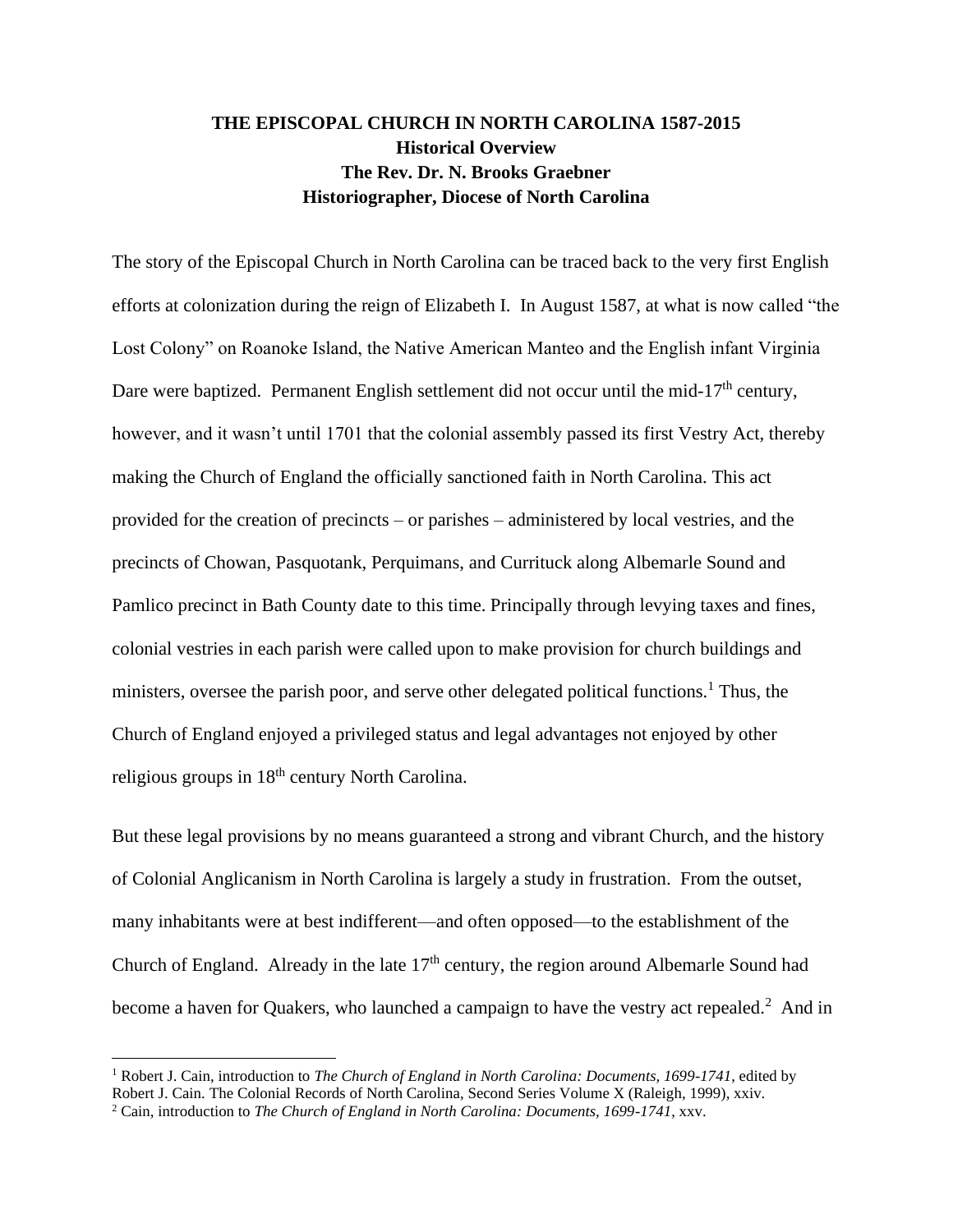# THE EPISCOPAL CHURCH IN NORTH CAROLINA 1587-2015

**Historical Overview**

**The Rev. Dr. N. Brooks Graebner**

**Historiographer, Diocese of North Carolina**

The story of the Episcopal Church in North Carolina can be traced back to the very first English efforts at colonization during the reign of Elizabeth I. In August 1587, at what is now called "the Lost Colony" on Roanoke Island, the Native American Manteo and the English infant Virginia Dare were baptized. Permanent English settlement did not occur until the mid-17th century, however, and it wasn't until 1701 that the colonial assembly passed its first Vestry Act, thereby making the Church of England the officially sanctioned faith in North Carolina. This act provided for the creation of precincts – or parishes – administered by local vestries, and the precincts of Chowan, Pasquotank, Perquimans, and Currituck along Albemarle Sound and Pamlico precinct in Bath County date to this time. Principally through levying taxes and fines, colonial vestries in each parish were called upon to make provision for church buildings and ministers, oversee the parish poor, and serve other delegated political functions.[1] Thus, the Church of England enjoyed a privileged status and legal advantages not enjoyed by other religious groups in 18th century North Carolina.

But these legal provisions by no means guaranteed a strong and vibrant Church, and the history of Colonial Anglicanism in North Carolina is largely a study in frustration. From the outset, many inhabitants were at best indifferent—and often opposed—to the establishment of the Church of England. Already in the late 17th century, the region around Albemarle Sound had become a haven for Quakers, who launched a campaign to have the vestry act repealed.[2] And in

---

[1] Robert J. Cain, introduction to *The Church of England in North Carolina: Documents, 1699-1741*, edited by Robert J. Cain. The Colonial Records of North Carolina, Second Series Volume X (Raleigh, 1999), xxiv.

[2] Cain, introduction to *The Church of England in North Carolina: Documents, 1699-1741*, xxv.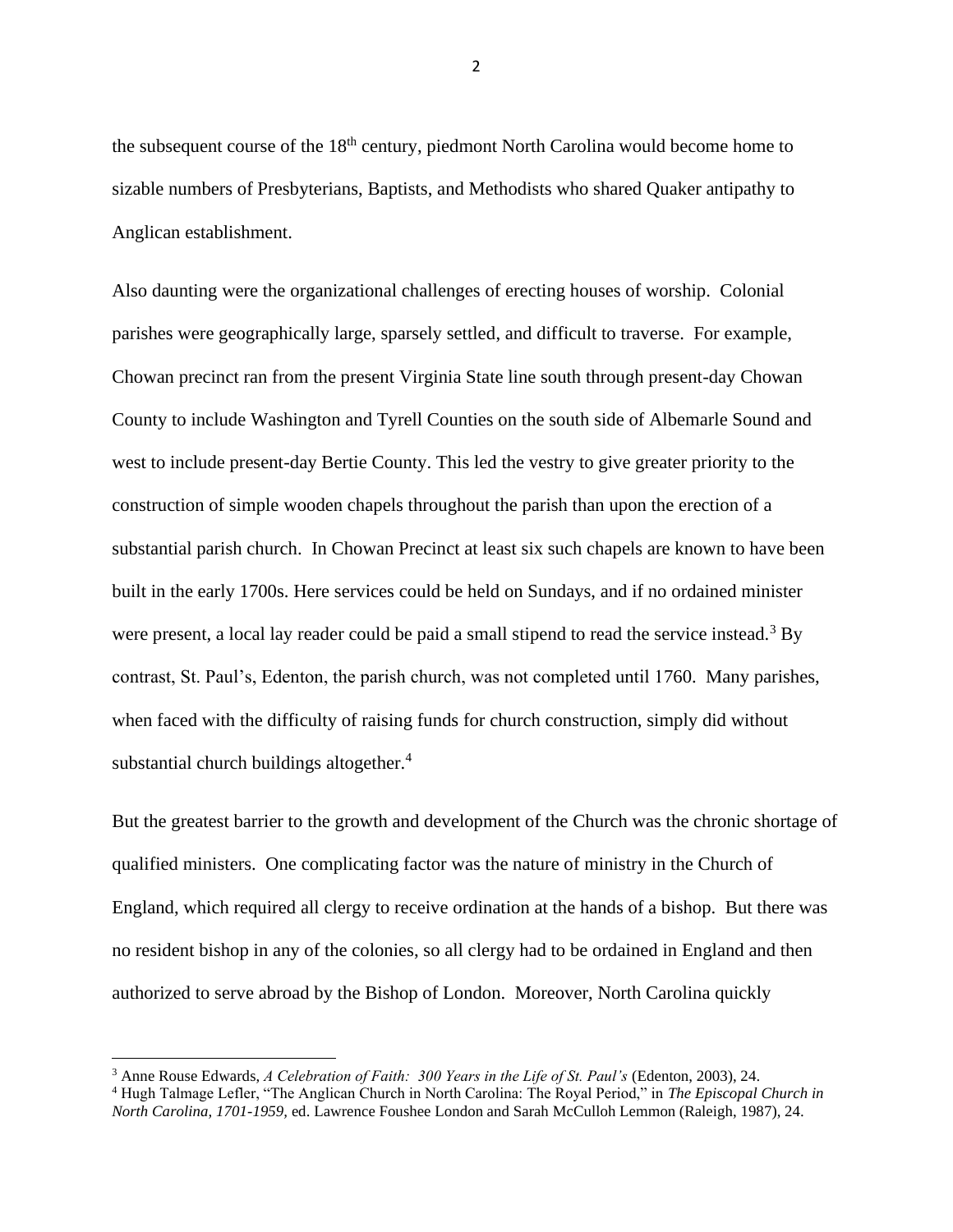the subsequent course of the 18th century, piedmont North Carolina would become home to sizable numbers of Presbyterians, Baptists, and Methodists who shared Quaker antipathy to Anglican establishment.

Also daunting were the organizational challenges of erecting houses of worship. Colonial parishes were geographically large, sparsely settled, and difficult to traverse. For example, Chowan precinct ran from the present Virginia State line south through present-day Chowan County to include Washington and Tyrell Counties on the south side of Albemarle Sound and west to include present-day Bertie County. This led the vestry to give greater priority to the construction of simple wooden chapels throughout the parish than upon the erection of a substantial parish church. In Chowan Precinct at least six such chapels are known to have been built in the early 1700s. Here services could be held on Sundays, and if no ordained minister were present, a local lay reader could be paid a small stipend to read the service instead.[3] By contrast, St. Paul's, Edenton, the parish church, was not completed until 1760. Many parishes, when faced with the difficulty of raising funds for church construction, simply did without substantial church buildings altogether.[4]

But the greatest barrier to the growth and development of the Church was the chronic shortage of qualified ministers. One complicating factor was the nature of ministry in the Church of England, which required all clergy to receive ordination at the hands of a bishop. But there was no resident bishop in any of the colonies, so all clergy had to be ordained in England and then authorized to serve abroad by the Bishop of London. Moreover, North Carolina quickly

---

[3] Anne Rouse Edwards, *A Celebration of Faith: 300 Years in the Life of St. Paul's* (Edenton, 2003), 24.

[4] Hugh Talmage Lefler, "The Anglican Church in North Carolina: The Royal Period," in *The Episcopal Church in North Carolina, 1701-1959*, ed. Lawrence Foushee London and Sarah McCulloh Lemmon (Raleigh, 1987), 24.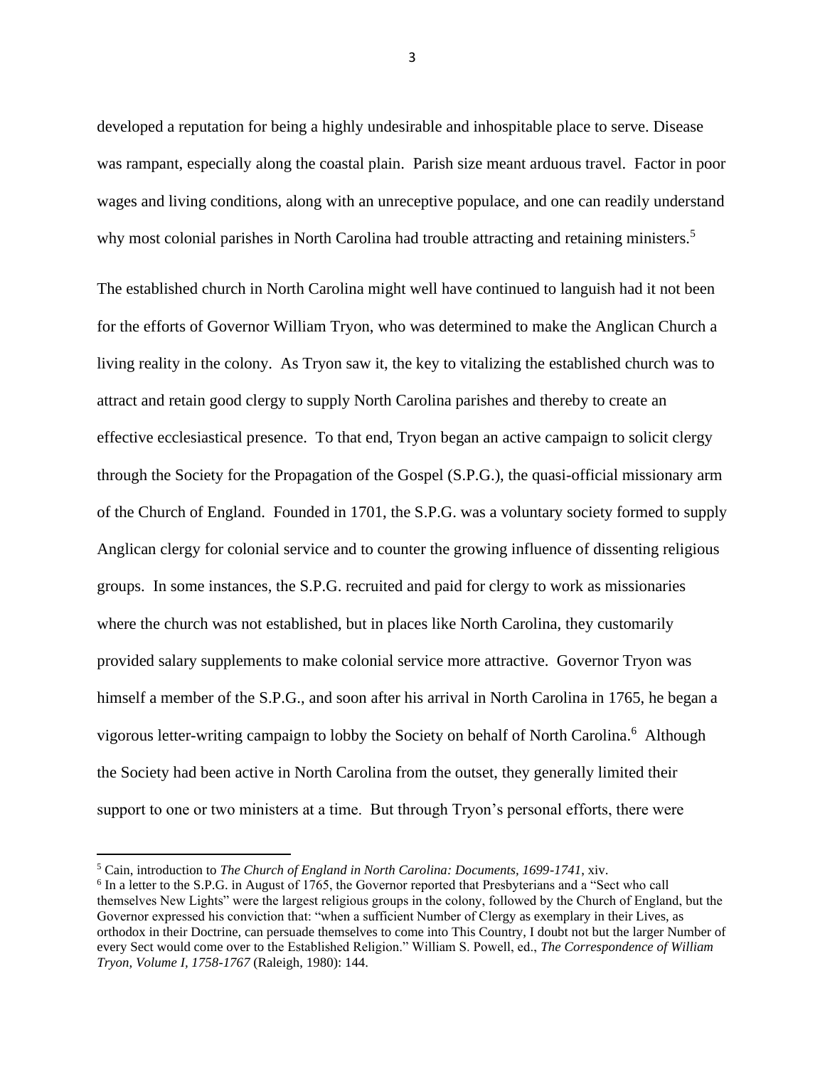developed a reputation for being a highly undesirable and inhospitable place to serve. Disease was rampant, especially along the coastal plain. Parish size meant arduous travel. Factor in poor wages and living conditions, along with an unreceptive populace, and one can readily understand why most colonial parishes in North Carolina had trouble attracting and retaining ministers.[5]

The established church in North Carolina might well have continued to languish had it not been for the efforts of Governor William Tryon, who was determined to make the Anglican Church a living reality in the colony. As Tryon saw it, the key to vitalizing the established church was to attract and retain good clergy to supply North Carolina parishes and thereby to create an effective ecclesiastical presence. To that end, Tryon began an active campaign to solicit clergy through the Society for the Propagation of the Gospel (S.P.G.), the quasi-official missionary arm of the Church of England. Founded in 1701, the S.P.G. was a voluntary society formed to supply Anglican clergy for colonial service and to counter the growing influence of dissenting religious groups. In some instances, the S.P.G. recruited and paid for clergy to work as missionaries where the church was not established, but in places like North Carolina, they customarily provided salary supplements to make colonial service more attractive. Governor Tryon was himself a member of the S.P.G., and soon after his arrival in North Carolina in 1765, he began a vigorous letter-writing campaign to lobby the Society on behalf of North Carolina.[6] Although the Society had been active in North Carolina from the outset, they generally limited their support to one or two ministers at a time. But through Tryon's personal efforts, there were

---

[5] Cain, introduction to *The Church of England in North Carolina: Documents, 1699-1741*, xiv.

[6] In a letter to the S.P.G. in August of 1765, the Governor reported that Presbyterians and a "Sect who call themselves New Lights" were the largest religious groups in the colony, followed by the Church of England, but the Governor expressed his conviction that: "when a sufficient Number of Clergy as exemplary in their Lives, as orthodox in their Doctrine, can persuade themselves to come into This Country, I doubt not but the larger Number of every Sect would come over to the Established Religion." William S. Powell, ed., *The Correspondence of William Tryon, Volume I, 1758-1767* (Raleigh, 1980): 144.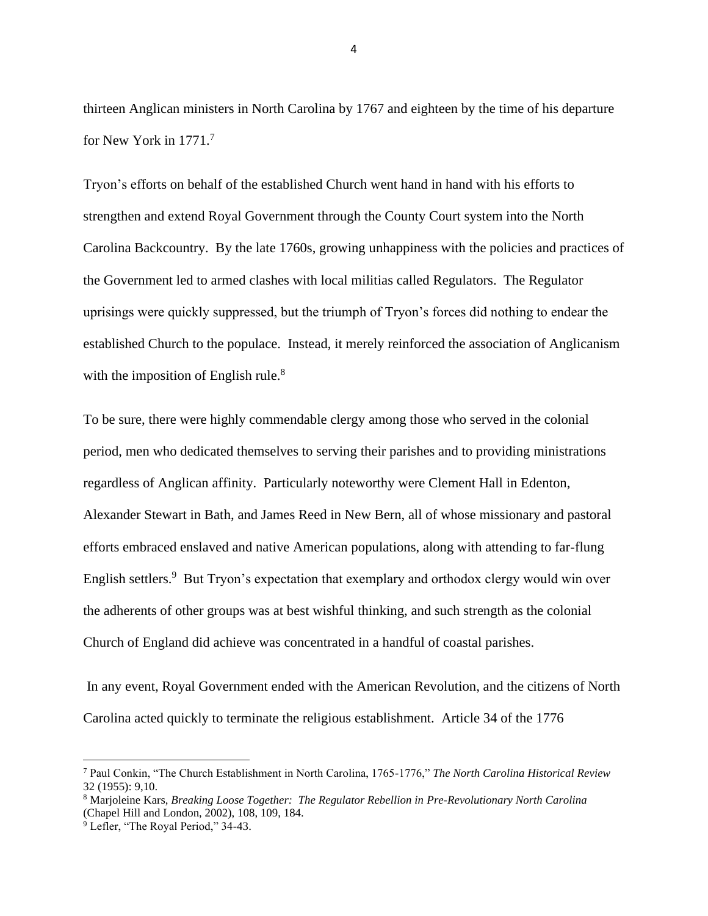thirteen Anglican ministers in North Carolina by 1767 and eighteen by the time of his departure for New York in 1771.[7]

Tryon's efforts on behalf of the established Church went hand in hand with his efforts to strengthen and extend Royal Government through the County Court system into the North Carolina Backcountry. By the late 1760s, growing unhappiness with the policies and practices of the Government led to armed clashes with local militias called Regulators. The Regulator uprisings were quickly suppressed, but the triumph of Tryon's forces did nothing to endear the established Church to the populace. Instead, it merely reinforced the association of Anglicanism with the imposition of English rule.[8]

To be sure, there were highly commendable clergy among those who served in the colonial period, men who dedicated themselves to serving their parishes and to providing ministrations regardless of Anglican affinity. Particularly noteworthy were Clement Hall in Edenton, Alexander Stewart in Bath, and James Reed in New Bern, all of whose missionary and pastoral efforts embraced enslaved and native American populations, along with attending to far-flung English settlers.[9] But Tryon's expectation that exemplary and orthodox clergy would win over the adherents of other groups was at best wishful thinking, and such strength as the colonial Church of England did achieve was concentrated in a handful of coastal parishes.

In any event, Royal Government ended with the American Revolution, and the citizens of North Carolina acted quickly to terminate the religious establishment. Article 34 of the 1776

---

[7] Paul Conkin, "The Church Establishment in North Carolina, 1765-1776," *The North Carolina Historical Review* 32 (1955): 9,10.

[8] Marjoleine Kars, *Breaking Loose Together: The Regulator Rebellion in Pre-Revolutionary North Carolina* (Chapel Hill and London, 2002), 108, 109, 184.

[9] Lefler, "The Royal Period," 34-43.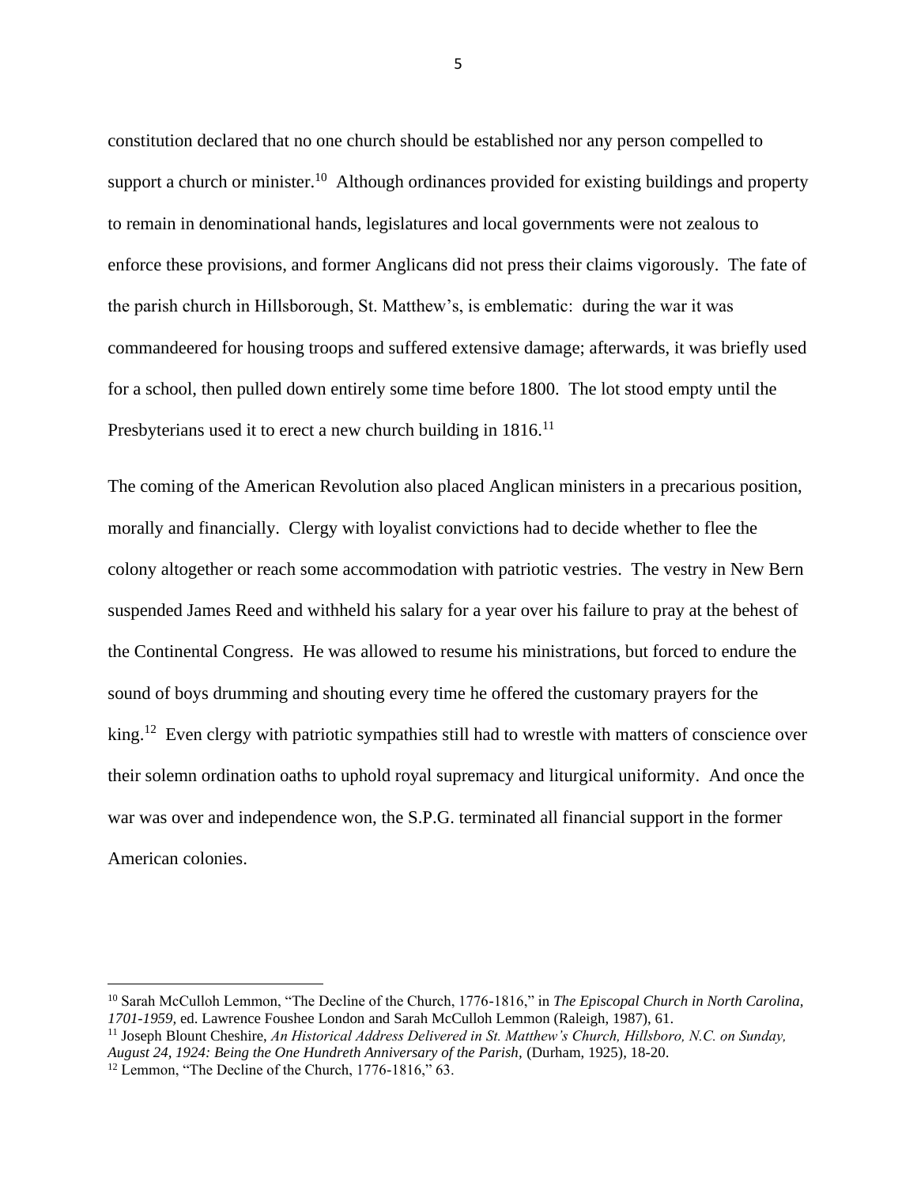constitution declared that no one church should be established nor any person compelled to support a church or minister.[10] Although ordinances provided for existing buildings and property to remain in denominational hands, legislatures and local governments were not zealous to enforce these provisions, and former Anglicans did not press their claims vigorously. The fate of the parish church in Hillsborough, St. Matthew's, is emblematic: during the war it was commandeered for housing troops and suffered extensive damage; afterwards, it was briefly used for a school, then pulled down entirely some time before 1800. The lot stood empty until the Presbyterians used it to erect a new church building in 1816.[11]

The coming of the American Revolution also placed Anglican ministers in a precarious position, morally and financially. Clergy with loyalist convictions had to decide whether to flee the colony altogether or reach some accommodation with patriotic vestries. The vestry in New Bern suspended James Reed and withheld his salary for a year over his failure to pray at the behest of the Continental Congress. He was allowed to resume his ministrations, but forced to endure the sound of boys drumming and shouting every time he offered the customary prayers for the king.[12] Even clergy with patriotic sympathies still had to wrestle with matters of conscience over their solemn ordination oaths to uphold royal supremacy and liturgical uniformity. And once the war was over and independence won, the S.P.G. terminated all financial support in the former American colonies.

---

[10] Sarah McCulloh Lemmon, "The Decline of the Church, 1776-1816," in *The Episcopal Church in North Carolina, 1701-1959,* ed. Lawrence Foushee London and Sarah McCulloh Lemmon (Raleigh, 1987), 61.

[11] Joseph Blount Cheshire, *An Historical Address Delivered in St. Matthew's Church, Hillsboro, N.C. on Sunday, August 24, 1924: Being the One Hundreth Anniversary of the Parish,* (Durham, 1925), 18-20.

[12] Lemmon, "The Decline of the Church, 1776-1816," 63.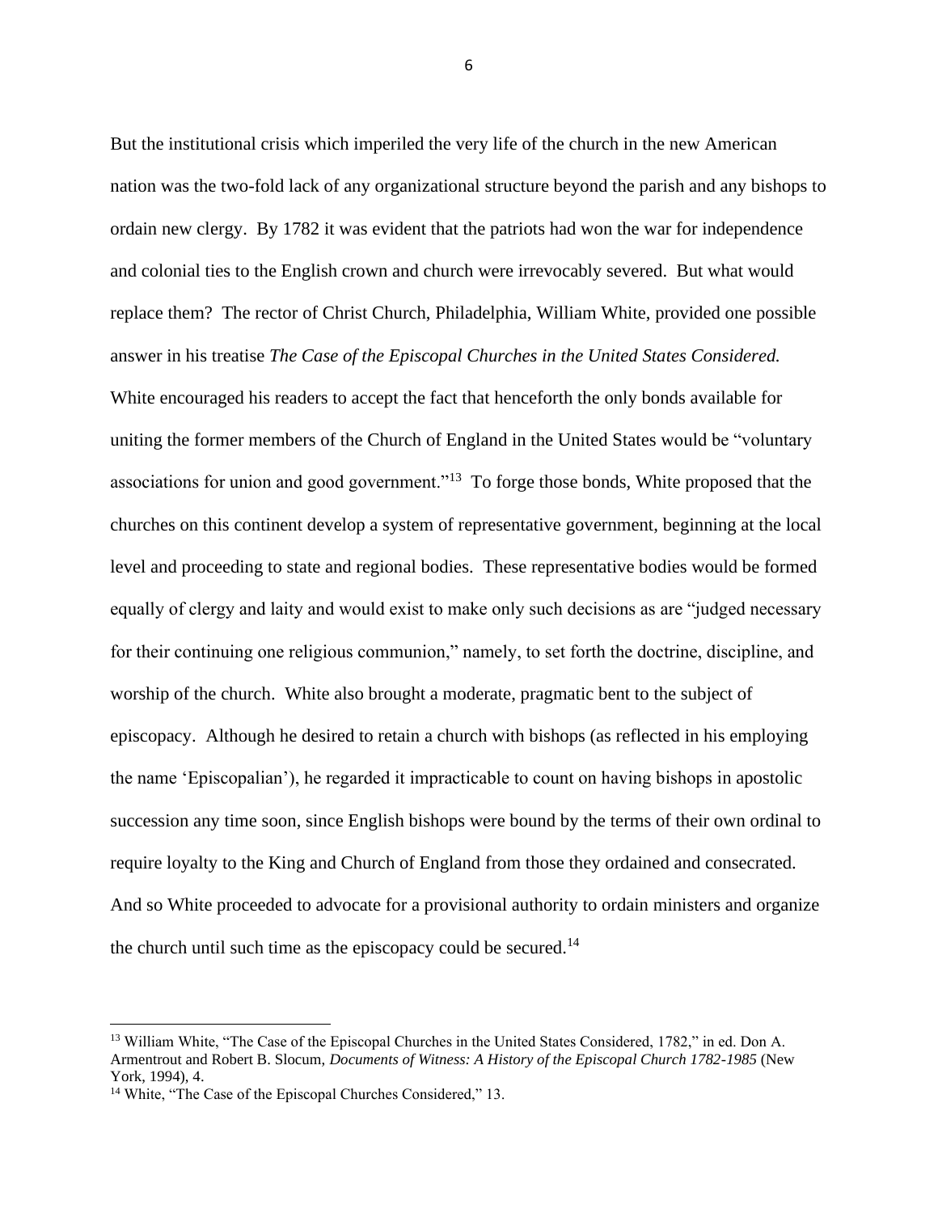But the institutional crisis which imperiled the very life of the church in the new American nation was the two-fold lack of any organizational structure beyond the parish and any bishops to ordain new clergy. By 1782 it was evident that the patriots had won the war for independence and colonial ties to the English crown and church were irrevocably severed. But what would replace them? The rector of Christ Church, Philadelphia, William White, provided one possible answer in his treatise *The Case of the Episcopal Churches in the United States Considered.* White encouraged his readers to accept the fact that henceforth the only bonds available for uniting the former members of the Church of England in the United States would be "voluntary associations for union and good government."[13] To forge those bonds, White proposed that the churches on this continent develop a system of representative government, beginning at the local level and proceeding to state and regional bodies. These representative bodies would be formed equally of clergy and laity and would exist to make only such decisions as are "judged necessary for their continuing one religious communion," namely, to set forth the doctrine, discipline, and worship of the church. White also brought a moderate, pragmatic bent to the subject of episcopacy. Although he desired to retain a church with bishops (as reflected in his employing the name 'Episcopalian'), he regarded it impracticable to count on having bishops in apostolic succession any time soon, since English bishops were bound by the terms of their own ordinal to require loyalty to the King and Church of England from those they ordained and consecrated. And so White proceeded to advocate for a provisional authority to ordain ministers and organize the church until such time as the episcopacy could be secured.[14]

---

[13] William White, "The Case of the Episcopal Churches in the United States Considered, 1782," in ed. Don A. Armentrout and Robert B. Slocum, *Documents of Witness: A History of the Episcopal Church 1782-1985* (New York, 1994), 4.

[14] White, "The Case of the Episcopal Churches Considered," 13.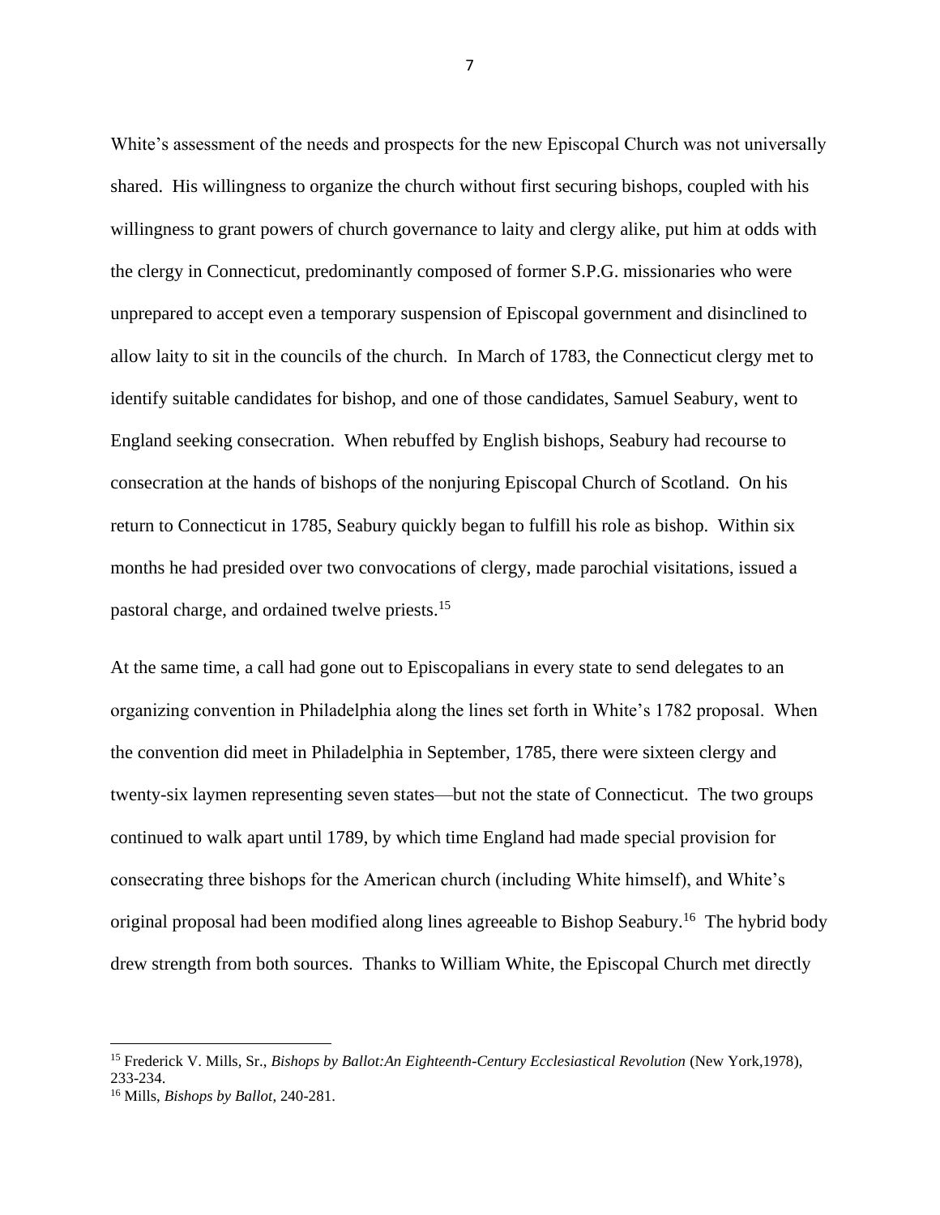White's assessment of the needs and prospects for the new Episcopal Church was not universally shared. His willingness to organize the church without first securing bishops, coupled with his willingness to grant powers of church governance to laity and clergy alike, put him at odds with the clergy in Connecticut, predominantly composed of former S.P.G. missionaries who were unprepared to accept even a temporary suspension of Episcopal government and disinclined to allow laity to sit in the councils of the church. In March of 1783, the Connecticut clergy met to identify suitable candidates for bishop, and one of those candidates, Samuel Seabury, went to England seeking consecration. When rebuffed by English bishops, Seabury had recourse to consecration at the hands of bishops of the nonjuring Episcopal Church of Scotland. On his return to Connecticut in 1785, Seabury quickly began to fulfill his role as bishop. Within six months he had presided over two convocations of clergy, made parochial visitations, issued a pastoral charge, and ordained twelve priests.[15]

At the same time, a call had gone out to Episcopalians in every state to send delegates to an organizing convention in Philadelphia along the lines set forth in White's 1782 proposal. When the convention did meet in Philadelphia in September, 1785, there were sixteen clergy and twenty-six laymen representing seven states—but not the state of Connecticut. The two groups continued to walk apart until 1789, by which time England had made special provision for consecrating three bishops for the American church (including White himself), and White's original proposal had been modified along lines agreeable to Bishop Seabury.[16] The hybrid body drew strength from both sources. Thanks to William White, the Episcopal Church met directly

---

[15] Frederick V. Mills, Sr., *Bishops by Ballot:An Eighteenth-Century Ecclesiastical Revolution* (New York,1978), 233-234.

[16] Mills, *Bishops by Ballot*, 240-281.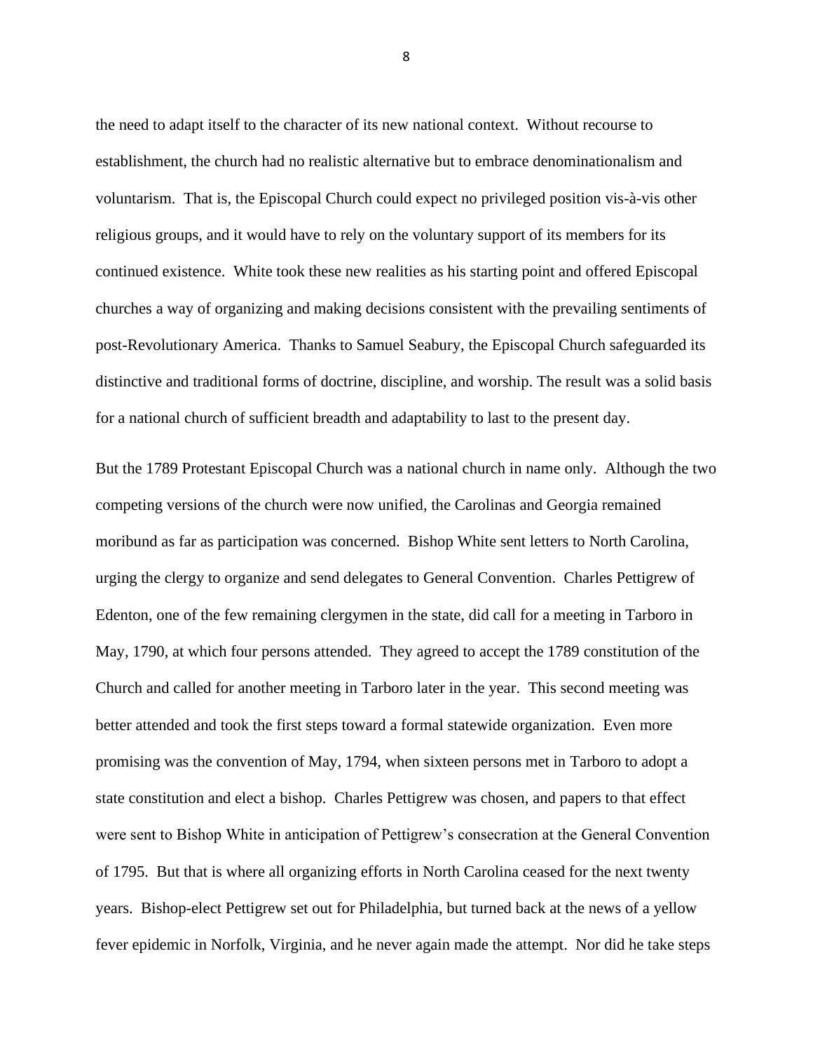the need to adapt itself to the character of its new national context. Without recourse to establishment, the church had no realistic alternative but to embrace denominationalism and voluntarism. That is, the Episcopal Church could expect no privileged position vis-à-vis other religious groups, and it would have to rely on the voluntary support of its members for its continued existence. White took these new realities as his starting point and offered Episcopal churches a way of organizing and making decisions consistent with the prevailing sentiments of post-Revolutionary America. Thanks to Samuel Seabury, the Episcopal Church safeguarded its distinctive and traditional forms of doctrine, discipline, and worship. The result was a solid basis for a national church of sufficient breadth and adaptability to last to the present day.

But the 1789 Protestant Episcopal Church was a national church in name only. Although the two competing versions of the church were now unified, the Carolinas and Georgia remained moribund as far as participation was concerned. Bishop White sent letters to North Carolina, urging the clergy to organize and send delegates to General Convention. Charles Pettigrew of Edenton, one of the few remaining clergymen in the state, did call for a meeting in Tarboro in May, 1790, at which four persons attended. They agreed to accept the 1789 constitution of the Church and called for another meeting in Tarboro later in the year. This second meeting was better attended and took the first steps toward a formal statewide organization. Even more promising was the convention of May, 1794, when sixteen persons met in Tarboro to adopt a state constitution and elect a bishop. Charles Pettigrew was chosen, and papers to that effect were sent to Bishop White in anticipation of Pettigrew's consecration at the General Convention of 1795. But that is where all organizing efforts in North Carolina ceased for the next twenty years. Bishop-elect Pettigrew set out for Philadelphia, but turned back at the news of a yellow fever epidemic in Norfolk, Virginia, and he never again made the attempt. Nor did he take steps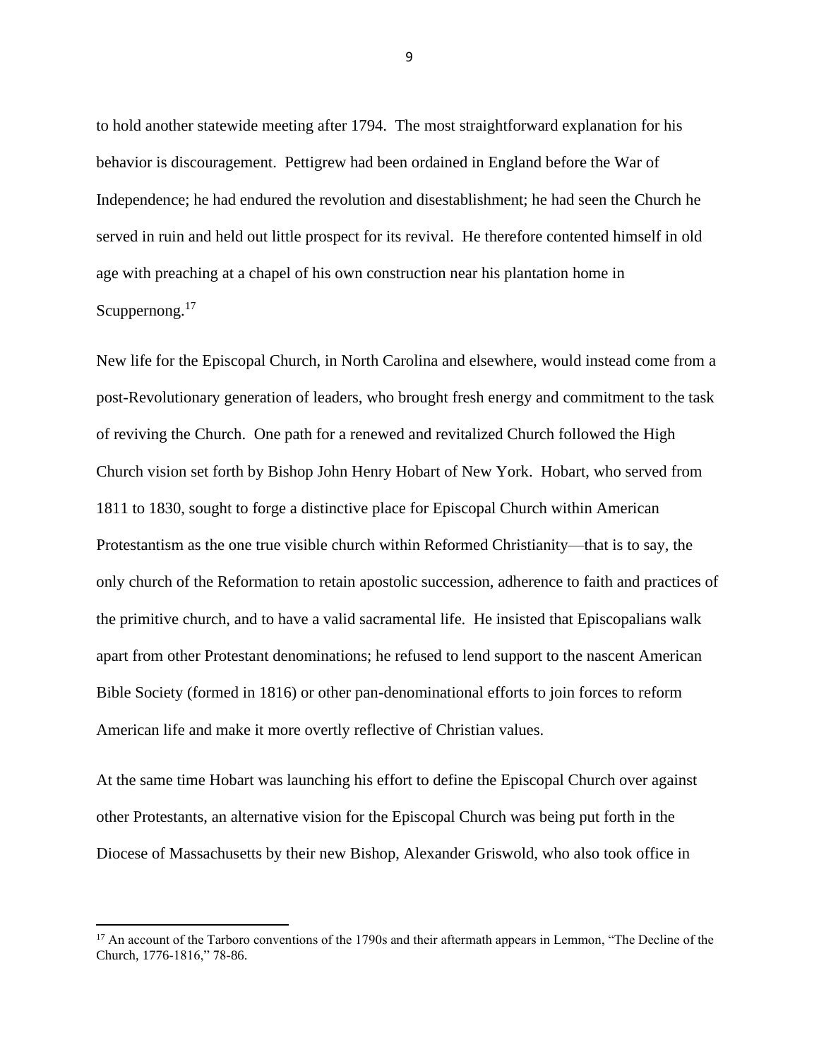to hold another statewide meeting after 1794. The most straightforward explanation for his behavior is discouragement. Pettigrew had been ordained in England before the War of Independence; he had endured the revolution and disestablishment; he had seen the Church he served in ruin and held out little prospect for its revival. He therefore contented himself in old age with preaching at a chapel of his own construction near his plantation home in Scuppernong.[17]

New life for the Episcopal Church, in North Carolina and elsewhere, would instead come from a post-Revolutionary generation of leaders, who brought fresh energy and commitment to the task of reviving the Church. One path for a renewed and revitalized Church followed the High Church vision set forth by Bishop John Henry Hobart of New York. Hobart, who served from 1811 to 1830, sought to forge a distinctive place for Episcopal Church within American Protestantism as the one true visible church within Reformed Christianity—that is to say, the only church of the Reformation to retain apostolic succession, adherence to faith and practices of the primitive church, and to have a valid sacramental life. He insisted that Episcopalians walk apart from other Protestant denominations; he refused to lend support to the nascent American Bible Society (formed in 1816) or other pan-denominational efforts to join forces to reform American life and make it more overtly reflective of Christian values.

At the same time Hobart was launching his effort to define the Episcopal Church over against other Protestants, an alternative vision for the Episcopal Church was being put forth in the Diocese of Massachusetts by their new Bishop, Alexander Griswold, who also took office in

[17] An account of the Tarboro conventions of the 1790s and their aftermath appears in Lemmon, "The Decline of the Church, 1776-1816," 78-86.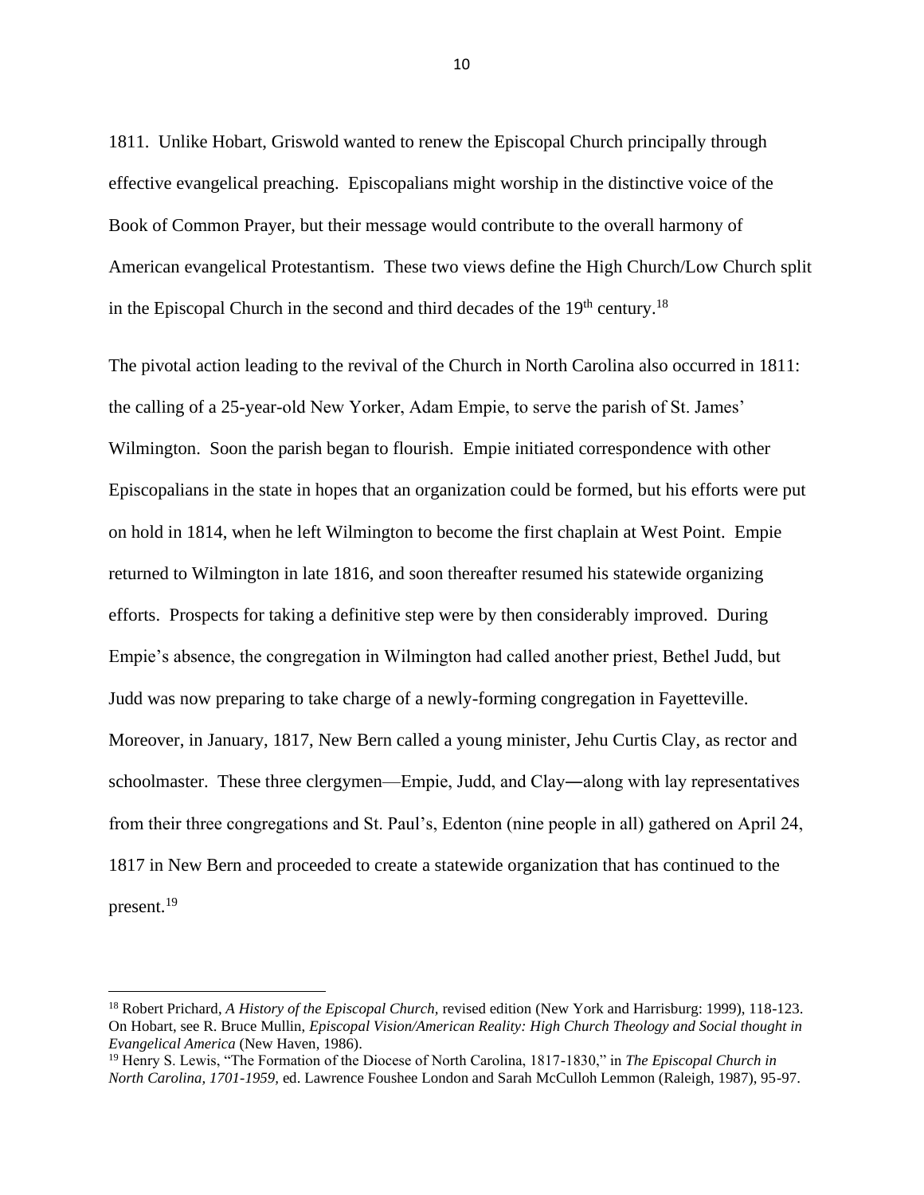1811. Unlike Hobart, Griswold wanted to renew the Episcopal Church principally through effective evangelical preaching. Episcopalians might worship in the distinctive voice of the Book of Common Prayer, but their message would contribute to the overall harmony of American evangelical Protestantism. These two views define the High Church/Low Church split in the Episcopal Church in the second and third decades of the 19th century.[18]

The pivotal action leading to the revival of the Church in North Carolina also occurred in 1811: the calling of a 25-year-old New Yorker, Adam Empie, to serve the parish of St. James' Wilmington. Soon the parish began to flourish. Empie initiated correspondence with other Episcopalians in the state in hopes that an organization could be formed, but his efforts were put on hold in 1814, when he left Wilmington to become the first chaplain at West Point. Empie returned to Wilmington in late 1816, and soon thereafter resumed his statewide organizing efforts. Prospects for taking a definitive step were by then considerably improved. During Empie's absence, the congregation in Wilmington had called another priest, Bethel Judd, but Judd was now preparing to take charge of a newly-forming congregation in Fayetteville. Moreover, in January, 1817, New Bern called a young minister, Jehu Curtis Clay, as rector and schoolmaster. These three clergymen—Empie, Judd, and Clay—along with lay representatives from their three congregations and St. Paul's, Edenton (nine people in all) gathered on April 24, 1817 in New Bern and proceeded to create a statewide organization that has continued to the present.[19]

---

[18] Robert Prichard, *A History of the Episcopal Church,* revised edition (New York and Harrisburg: 1999), 118-123. On Hobart, see R. Bruce Mullin, *Episcopal Vision/American Reality: High Church Theology and Social thought in Evangelical America* (New Haven, 1986).

[19] Henry S. Lewis, "The Formation of the Diocese of North Carolina, 1817-1830," in *The Episcopal Church in North Carolina, 1701-1959*, ed. Lawrence Foushee London and Sarah McCulloh Lemmon (Raleigh, 1987), 95-97.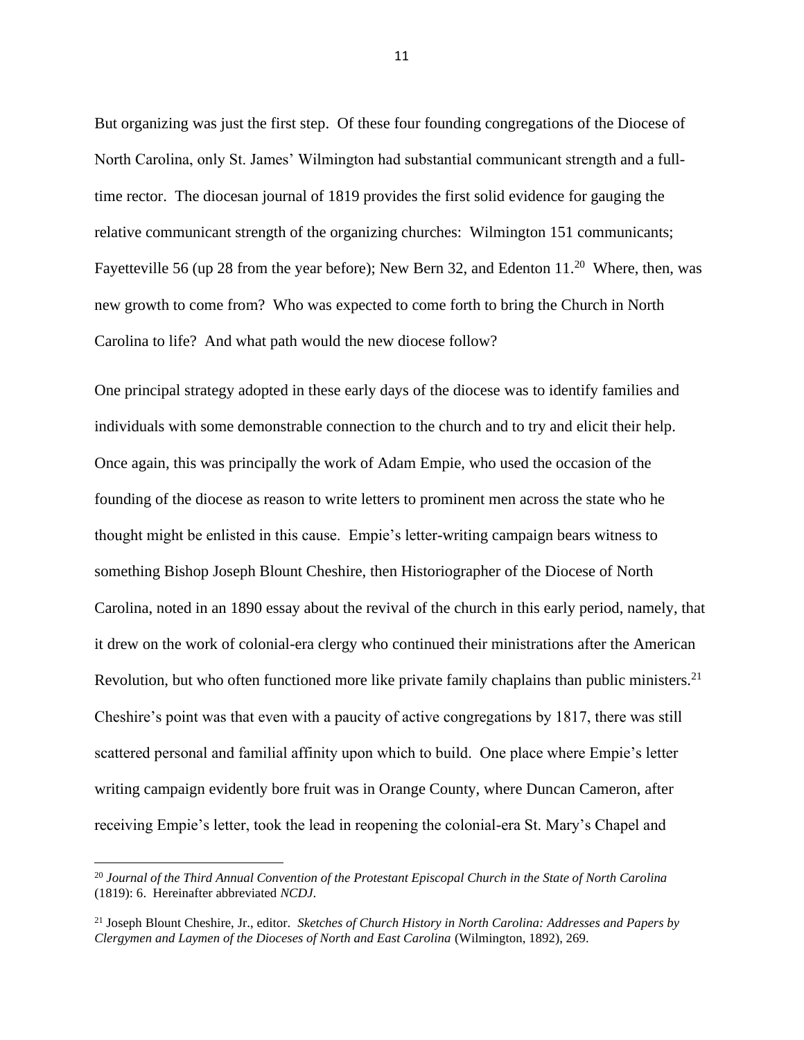But organizing was just the first step. Of these four founding congregations of the Diocese of North Carolina, only St. James' Wilmington had substantial communicant strength and a full-time rector. The diocesan journal of 1819 provides the first solid evidence for gauging the relative communicant strength of the organizing churches: Wilmington 151 communicants; Fayetteville 56 (up 28 from the year before); New Bern 32, and Edenton 11.[20] Where, then, was new growth to come from? Who was expected to come forth to bring the Church in North Carolina to life? And what path would the new diocese follow?

One principal strategy adopted in these early days of the diocese was to identify families and individuals with some demonstrable connection to the church and to try and elicit their help. Once again, this was principally the work of Adam Empie, who used the occasion of the founding of the diocese as reason to write letters to prominent men across the state who he thought might be enlisted in this cause. Empie's letter-writing campaign bears witness to something Bishop Joseph Blount Cheshire, then Historiographer of the Diocese of North Carolina, noted in an 1890 essay about the revival of the church in this early period, namely, that it drew on the work of colonial-era clergy who continued their ministrations after the American Revolution, but who often functioned more like private family chaplains than public ministers.[21] Cheshire's point was that even with a paucity of active congregations by 1817, there was still scattered personal and familial affinity upon which to build. One place where Empie's letter writing campaign evidently bore fruit was in Orange County, where Duncan Cameron, after receiving Empie's letter, took the lead in reopening the colonial-era St. Mary's Chapel and

[20] *Journal of the Third Annual Convention of the Protestant Episcopal Church in the State of North Carolina* (1819): 6. Hereinafter abbreviated *NCDJ*.

[21] Joseph Blount Cheshire, Jr., editor. *Sketches of Church History in North Carolina: Addresses and Papers by Clergymen and Laymen of the Dioceses of North and East Carolina* (Wilmington, 1892), 269.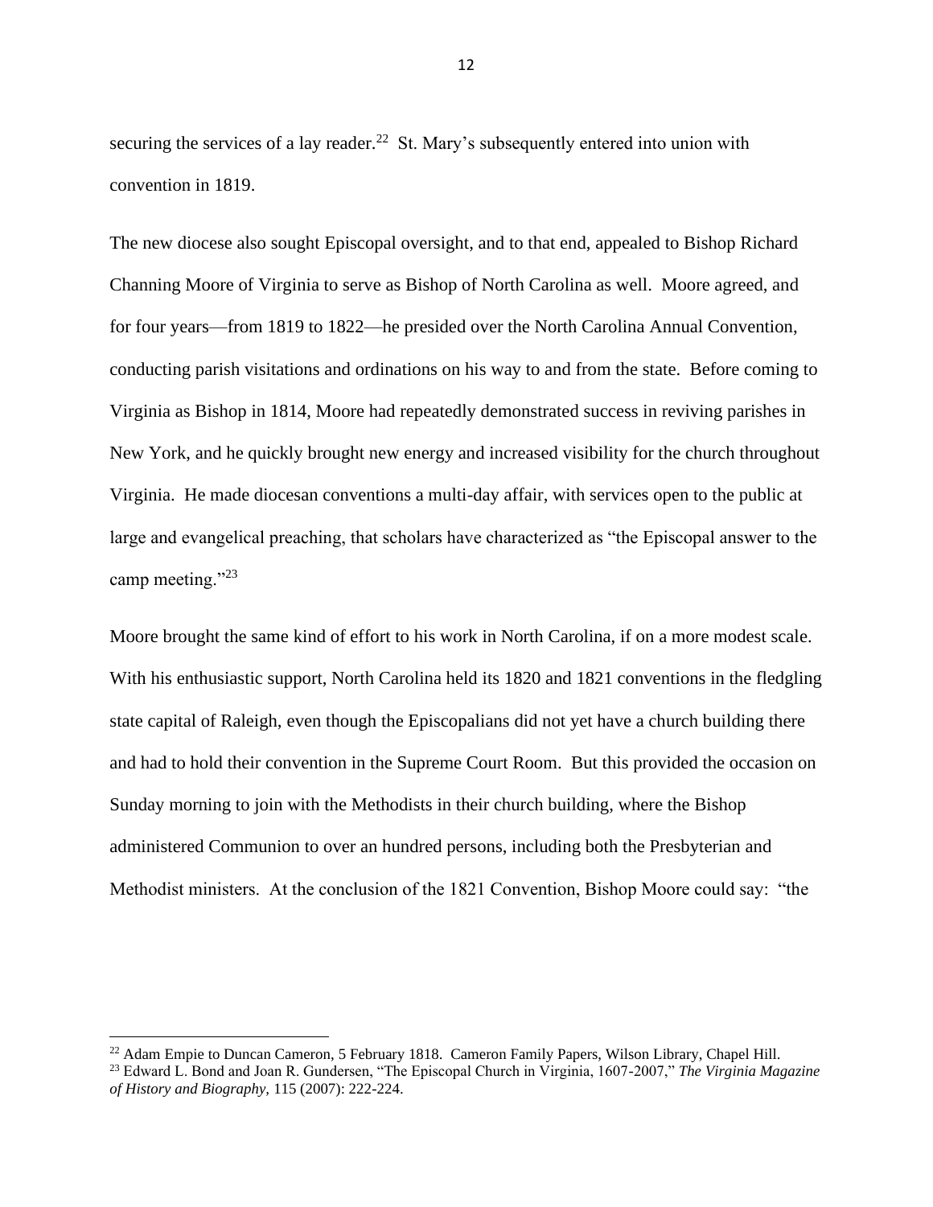securing the services of a lay reader.[22] St. Mary's subsequently entered into union with convention in 1819.

The new diocese also sought Episcopal oversight, and to that end, appealed to Bishop Richard Channing Moore of Virginia to serve as Bishop of North Carolina as well. Moore agreed, and for four years—from 1819 to 1822—he presided over the North Carolina Annual Convention, conducting parish visitations and ordinations on his way to and from the state. Before coming to Virginia as Bishop in 1814, Moore had repeatedly demonstrated success in reviving parishes in New York, and he quickly brought new energy and increased visibility for the church throughout Virginia. He made diocesan conventions a multi-day affair, with services open to the public at large and evangelical preaching, that scholars have characterized as "the Episcopal answer to the camp meeting."[23]

Moore brought the same kind of effort to his work in North Carolina, if on a more modest scale. With his enthusiastic support, North Carolina held its 1820 and 1821 conventions in the fledgling state capital of Raleigh, even though the Episcopalians did not yet have a church building there and had to hold their convention in the Supreme Court Room. But this provided the occasion on Sunday morning to join with the Methodists in their church building, where the Bishop administered Communion to over an hundred persons, including both the Presbyterian and Methodist ministers. At the conclusion of the 1821 Convention, Bishop Moore could say: "the

[22] Adam Empie to Duncan Cameron, 5 February 1818. Cameron Family Papers, Wilson Library, Chapel Hill.

[23] Edward L. Bond and Joan R. Gundersen, "The Episcopal Church in Virginia, 1607-2007," *The Virginia Magazine of History and Biography*, 115 (2007): 222-224.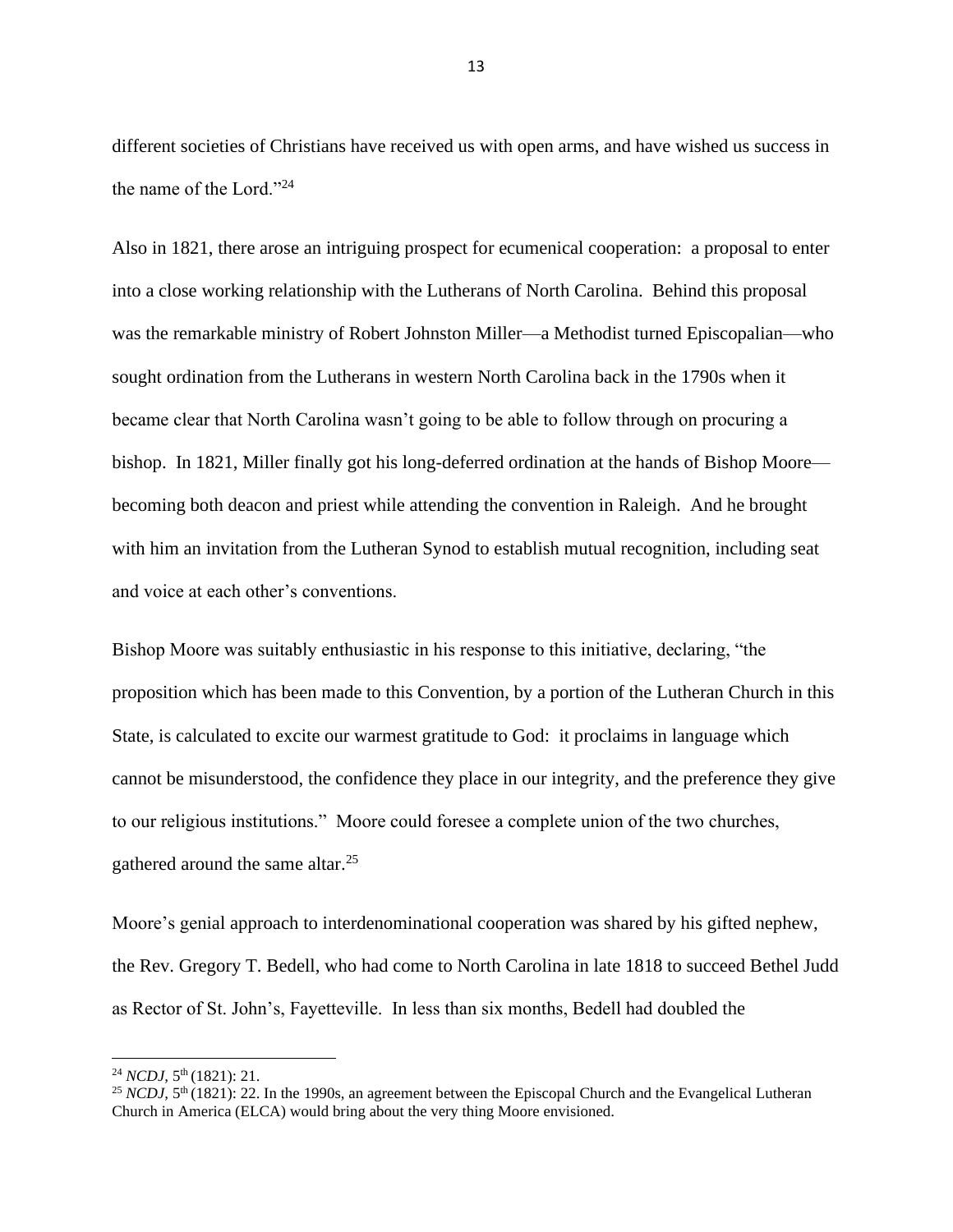different societies of Christians have received us with open arms, and have wished us success in the name of the Lord."[24]

Also in 1821, there arose an intriguing prospect for ecumenical cooperation: a proposal to enter into a close working relationship with the Lutherans of North Carolina. Behind this proposal was the remarkable ministry of Robert Johnston Miller—a Methodist turned Episcopalian—who sought ordination from the Lutherans in western North Carolina back in the 1790s when it became clear that North Carolina wasn't going to be able to follow through on procuring a bishop. In 1821, Miller finally got his long-deferred ordination at the hands of Bishop Moore—becoming both deacon and priest while attending the convention in Raleigh. And he brought with him an invitation from the Lutheran Synod to establish mutual recognition, including seat and voice at each other's conventions.

Bishop Moore was suitably enthusiastic in his response to this initiative, declaring, "the proposition which has been made to this Convention, by a portion of the Lutheran Church in this State, is calculated to excite our warmest gratitude to God: it proclaims in language which cannot be misunderstood, the confidence they place in our integrity, and the preference they give to our religious institutions." Moore could foresee a complete union of the two churches, gathered around the same altar.[25]

Moore's genial approach to interdenominational cooperation was shared by his gifted nephew, the Rev. Gregory T. Bedell, who had come to North Carolina in late 1818 to succeed Bethel Judd as Rector of St. John's, Fayetteville. In less than six months, Bedell had doubled the

---

[24] *NCDJ*, 5th (1821): 21.

[25] *NCDJ*, 5th (1821): 22. In the 1990s, an agreement between the Episcopal Church and the Evangelical Lutheran Church in America (ELCA) would bring about the very thing Moore envisioned.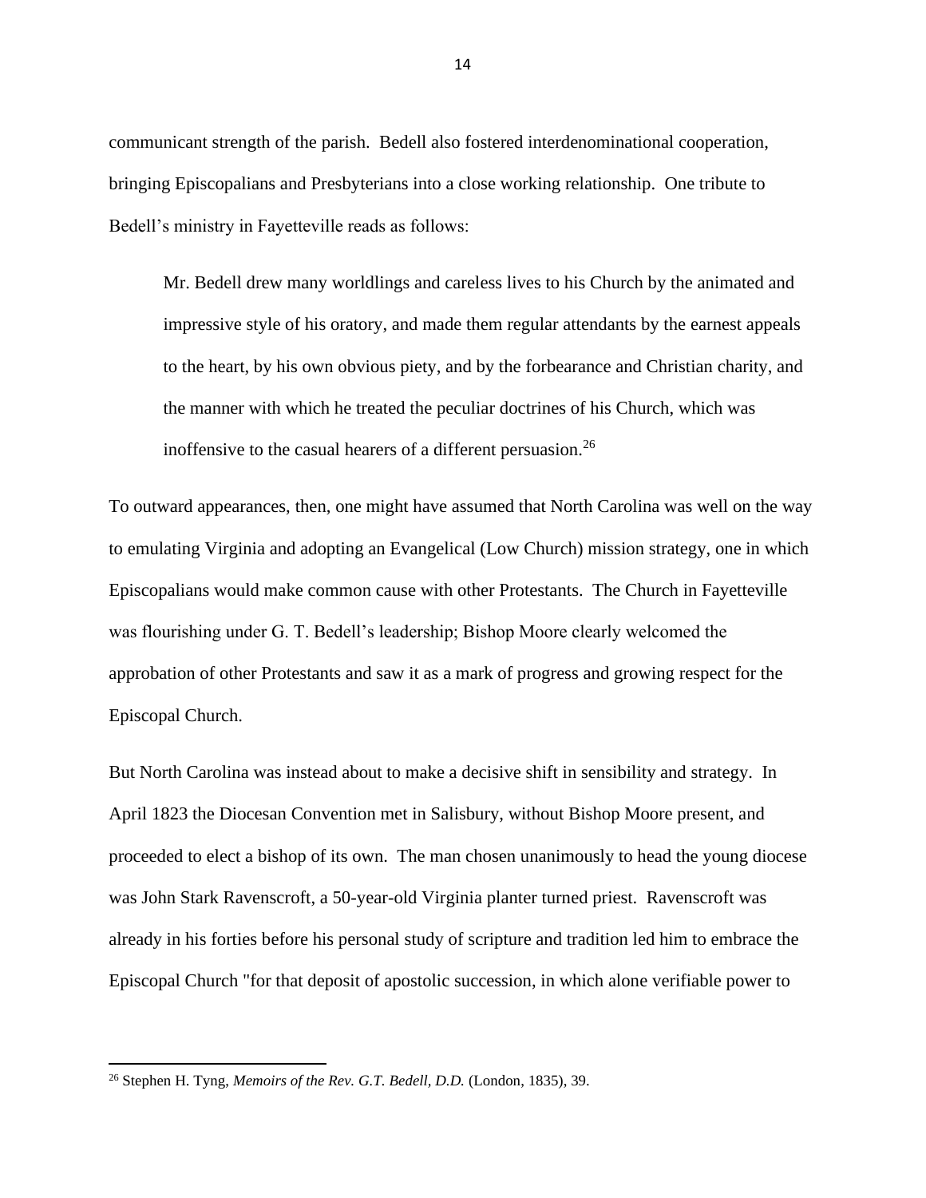communicant strength of the parish. Bedell also fostered interdenominational cooperation, bringing Episcopalians and Presbyterians into a close working relationship. One tribute to Bedell's ministry in Fayetteville reads as follows:

> Mr. Bedell drew many worldlings and careless lives to his Church by the animated and impressive style of his oratory, and made them regular attendants by the earnest appeals to the heart, by his own obvious piety, and by the forbearance and Christian charity, and the manner with which he treated the peculiar doctrines of his Church, which was inoffensive to the casual hearers of a different persuasion.[26]

To outward appearances, then, one might have assumed that North Carolina was well on the way to emulating Virginia and adopting an Evangelical (Low Church) mission strategy, one in which Episcopalians would make common cause with other Protestants. The Church in Fayetteville was flourishing under G. T. Bedell's leadership; Bishop Moore clearly welcomed the approbation of other Protestants and saw it as a mark of progress and growing respect for the Episcopal Church.

But North Carolina was instead about to make a decisive shift in sensibility and strategy. In April 1823 the Diocesan Convention met in Salisbury, without Bishop Moore present, and proceeded to elect a bishop of its own. The man chosen unanimously to head the young diocese was John Stark Ravenscroft, a 50-year-old Virginia planter turned priest. Ravenscroft was already in his forties before his personal study of scripture and tradition led him to embrace the Episcopal Church "for that deposit of apostolic succession, in which alone verifiable power to

---

[26] Stephen H. Tyng, *Memoirs of the Rev. G.T. Bedell, D.D.* (London, 1835), 39.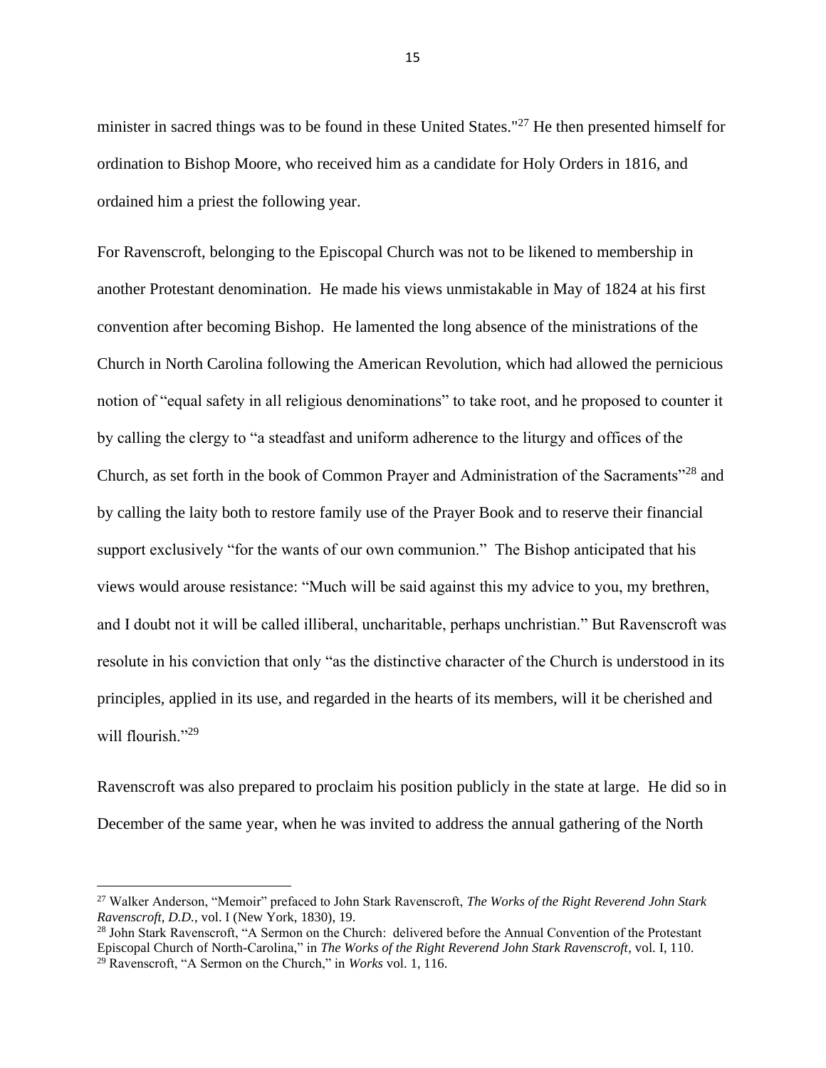minister in sacred things was to be found in these United States."[27] He then presented himself for ordination to Bishop Moore, who received him as a candidate for Holy Orders in 1816, and ordained him a priest the following year.

For Ravenscroft, belonging to the Episcopal Church was not to be likened to membership in another Protestant denomination. He made his views unmistakable in May of 1824 at his first convention after becoming Bishop. He lamented the long absence of the ministrations of the Church in North Carolina following the American Revolution, which had allowed the pernicious notion of "equal safety in all religious denominations" to take root, and he proposed to counter it by calling the clergy to "a steadfast and uniform adherence to the liturgy and offices of the Church, as set forth in the book of Common Prayer and Administration of the Sacraments"[28] and by calling the laity both to restore family use of the Prayer Book and to reserve their financial support exclusively "for the wants of our own communion." The Bishop anticipated that his views would arouse resistance: "Much will be said against this my advice to you, my brethren, and I doubt not it will be called illiberal, uncharitable, perhaps unchristian." But Ravenscroft was resolute in his conviction that only "as the distinctive character of the Church is understood in its principles, applied in its use, and regarded in the hearts of its members, will it be cherished and will flourish."[29]

Ravenscroft was also prepared to proclaim his position publicly in the state at large. He did so in December of the same year, when he was invited to address the annual gathering of the North

---

[27] Walker Anderson, "Memoir" prefaced to John Stark Ravenscroft, *The Works of the Right Reverend John Stark Ravenscroft, D.D.*, vol. I (New York, 1830), 19.

[28] John Stark Ravenscroft, "A Sermon on the Church: delivered before the Annual Convention of the Protestant Episcopal Church of North-Carolina," in *The Works of the Right Reverend John Stark Ravenscroft*, vol. I, 110.

[29] Ravenscroft, "A Sermon on the Church," in *Works* vol. 1, 116.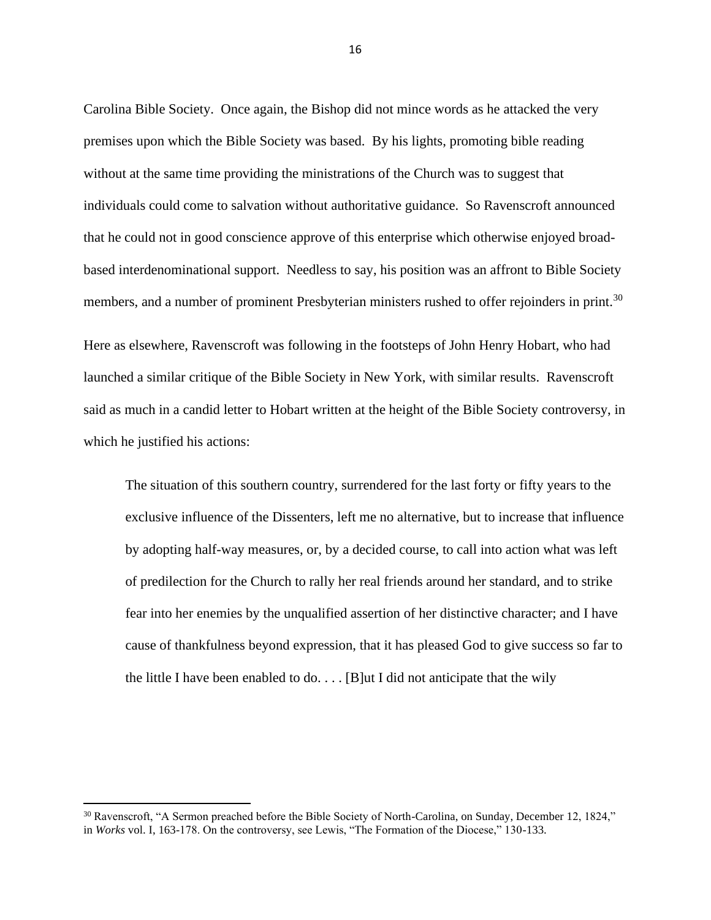Carolina Bible Society. Once again, the Bishop did not mince words as he attacked the very premises upon which the Bible Society was based. By his lights, promoting bible reading without at the same time providing the ministrations of the Church was to suggest that individuals could come to salvation without authoritative guidance. So Ravenscroft announced that he could not in good conscience approve of this enterprise which otherwise enjoyed broad-based interdenominational support. Needless to say, his position was an affront to Bible Society members, and a number of prominent Presbyterian ministers rushed to offer rejoinders in print.[30]

Here as elsewhere, Ravenscroft was following in the footsteps of John Henry Hobart, who had launched a similar critique of the Bible Society in New York, with similar results. Ravenscroft said as much in a candid letter to Hobart written at the height of the Bible Society controversy, in which he justified his actions:

> The situation of this southern country, surrendered for the last forty or fifty years to the exclusive influence of the Dissenters, left me no alternative, but to increase that influence by adopting half-way measures, or, by a decided course, to call into action what was left of predilection for the Church to rally her real friends around her standard, and to strike fear into her enemies by the unqualified assertion of her distinctive character; and I have cause of thankfulness beyond expression, that it has pleased God to give success so far to the little I have been enabled to do. . . . [B]ut I did not anticipate that the wily

[30] Ravenscroft, "A Sermon preached before the Bible Society of North-Carolina, on Sunday, December 12, 1824," in *Works* vol. I, 163-178. On the controversy, see Lewis, "The Formation of the Diocese," 130-133.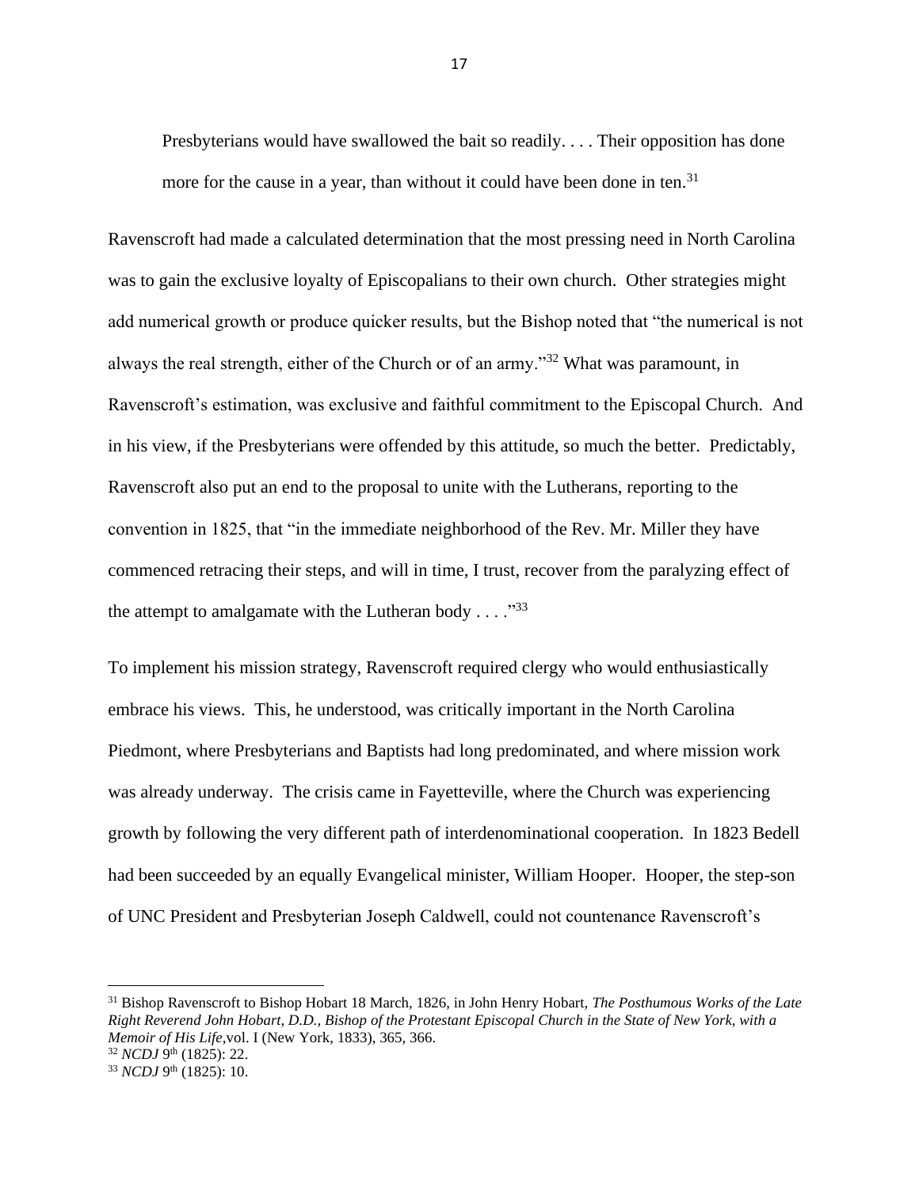> Presbyterians would have swallowed the bait so readily. . . . Their opposition has done more for the cause in a year, than without it could have been done in ten.[31]

Ravenscroft had made a calculated determination that the most pressing need in North Carolina was to gain the exclusive loyalty of Episcopalians to their own church. Other strategies might add numerical growth or produce quicker results, but the Bishop noted that "the numerical is not always the real strength, either of the Church or of an army."[32] What was paramount, in Ravenscroft's estimation, was exclusive and faithful commitment to the Episcopal Church. And in his view, if the Presbyterians were offended by this attitude, so much the better. Predictably, Ravenscroft also put an end to the proposal to unite with the Lutherans, reporting to the convention in 1825, that "in the immediate neighborhood of the Rev. Mr. Miller they have commenced retracing their steps, and will in time, I trust, recover from the paralyzing effect of the attempt to amalgamate with the Lutheran body . . . ."[33]

To implement his mission strategy, Ravenscroft required clergy who would enthusiastically embrace his views. This, he understood, was critically important in the North Carolina Piedmont, where Presbyterians and Baptists had long predominated, and where mission work was already underway. The crisis came in Fayetteville, where the Church was experiencing growth by following the very different path of interdenominational cooperation. In 1823 Bedell had been succeeded by an equally Evangelical minister, William Hooper. Hooper, the step-son of UNC President and Presbyterian Joseph Caldwell, could not countenance Ravenscroft's

---

[31] Bishop Ravenscroft to Bishop Hobart 18 March, 1826, in John Henry Hobart, *The Posthumous Works of the Late Right Reverend John Hobart, D.D., Bishop of the Protestant Episcopal Church in the State of New York, with a Memoir of His Life*,vol. I (New York, 1833), 365, 366.

[32] *NCDJ* 9th (1825): 22.

[33] *NCDJ* 9th (1825): 10.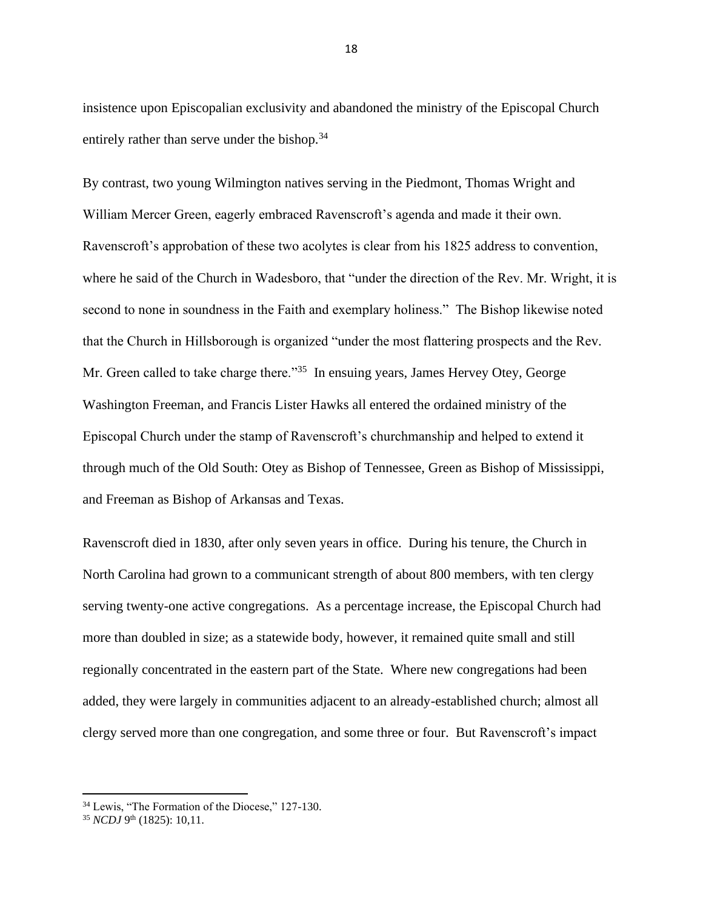insistence upon Episcopalian exclusivity and abandoned the ministry of the Episcopal Church entirely rather than serve under the bishop.[34]

By contrast, two young Wilmington natives serving in the Piedmont, Thomas Wright and William Mercer Green, eagerly embraced Ravenscroft's agenda and made it their own. Ravenscroft's approbation of these two acolytes is clear from his 1825 address to convention, where he said of the Church in Wadesboro, that "under the direction of the Rev. Mr. Wright, it is second to none in soundness in the Faith and exemplary holiness." The Bishop likewise noted that the Church in Hillsborough is organized "under the most flattering prospects and the Rev. Mr. Green called to take charge there."[35] In ensuing years, James Hervey Otey, George Washington Freeman, and Francis Lister Hawks all entered the ordained ministry of the Episcopal Church under the stamp of Ravenscroft's churchmanship and helped to extend it through much of the Old South: Otey as Bishop of Tennessee, Green as Bishop of Mississippi, and Freeman as Bishop of Arkansas and Texas.

Ravenscroft died in 1830, after only seven years in office. During his tenure, the Church in North Carolina had grown to a communicant strength of about 800 members, with ten clergy serving twenty-one active congregations. As a percentage increase, the Episcopal Church had more than doubled in size; as a statewide body, however, it remained quite small and still regionally concentrated in the eastern part of the State. Where new congregations had been added, they were largely in communities adjacent to an already-established church; almost all clergy served more than one congregation, and some three or four. But Ravenscroft's impact

---

[34] Lewis, "The Formation of the Diocese," 127-130.

[35] *NCDJ* 9th (1825): 10,11.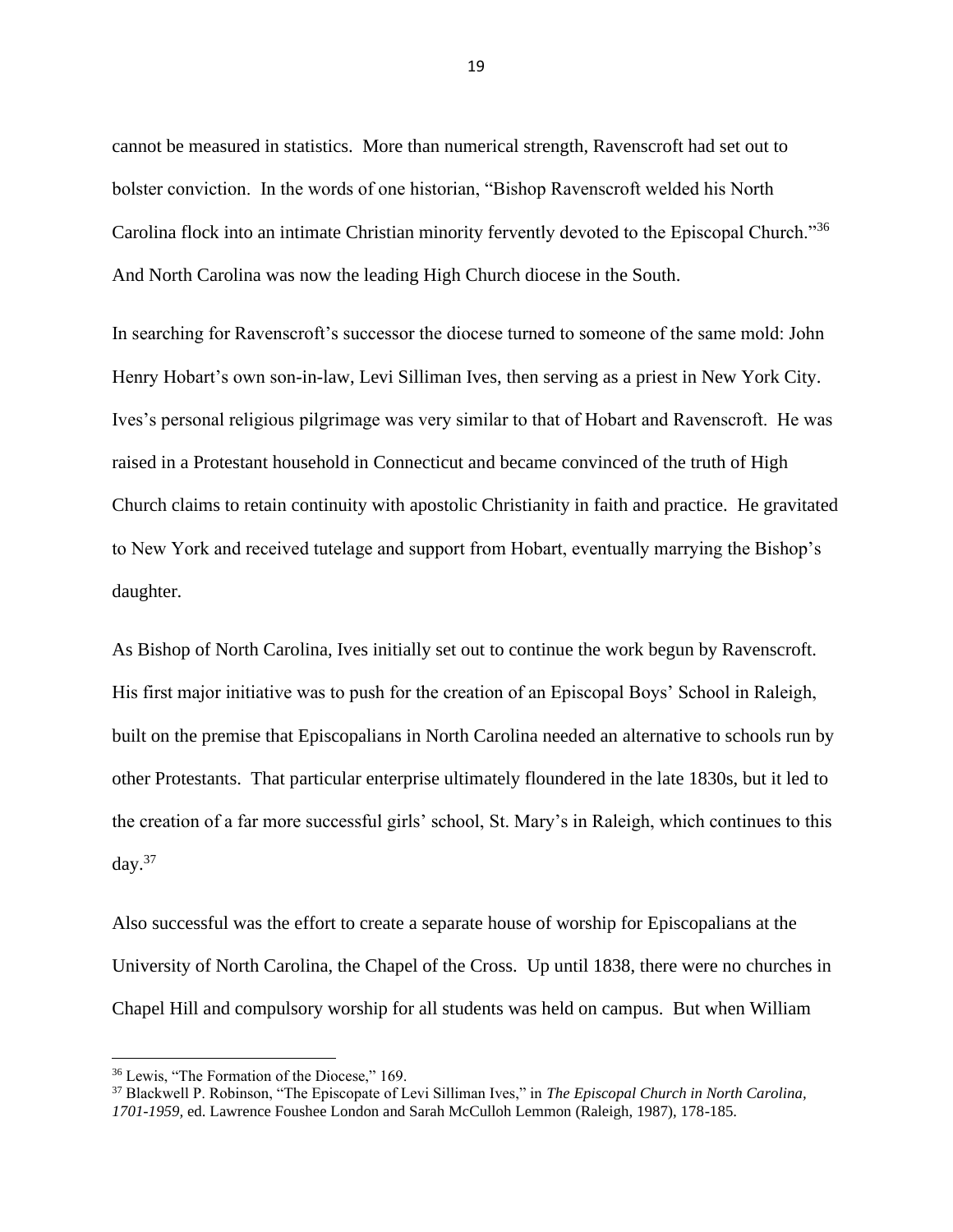cannot be measured in statistics. More than numerical strength, Ravenscroft had set out to bolster conviction. In the words of one historian, "Bishop Ravenscroft welded his North Carolina flock into an intimate Christian minority fervently devoted to the Episcopal Church."[36] And North Carolina was now the leading High Church diocese in the South.

In searching for Ravenscroft's successor the diocese turned to someone of the same mold: John Henry Hobart's own son-in-law, Levi Silliman Ives, then serving as a priest in New York City. Ives's personal religious pilgrimage was very similar to that of Hobart and Ravenscroft. He was raised in a Protestant household in Connecticut and became convinced of the truth of High Church claims to retain continuity with apostolic Christianity in faith and practice. He gravitated to New York and received tutelage and support from Hobart, eventually marrying the Bishop's daughter.

As Bishop of North Carolina, Ives initially set out to continue the work begun by Ravenscroft. His first major initiative was to push for the creation of an Episcopal Boys' School in Raleigh, built on the premise that Episcopalians in North Carolina needed an alternative to schools run by other Protestants. That particular enterprise ultimately floundered in the late 1830s, but it led to the creation of a far more successful girls' school, St. Mary's in Raleigh, which continues to this day.[37]

Also successful was the effort to create a separate house of worship for Episcopalians at the University of North Carolina, the Chapel of the Cross. Up until 1838, there were no churches in Chapel Hill and compulsory worship for all students was held on campus. But when William

---

[36] Lewis, "The Formation of the Diocese," 169.

[37] Blackwell P. Robinson, "The Episcopate of Levi Silliman Ives," in *The Episcopal Church in North Carolina, 1701-1959,* ed. Lawrence Foushee London and Sarah McCulloh Lemmon (Raleigh, 1987), 178-185.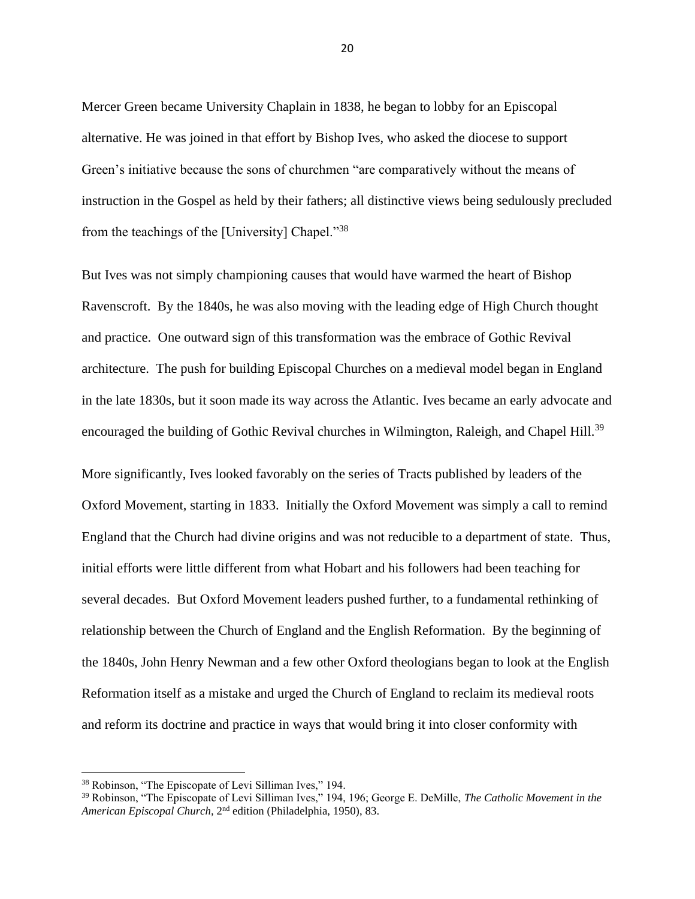Mercer Green became University Chaplain in 1838, he began to lobby for an Episcopal alternative. He was joined in that effort by Bishop Ives, who asked the diocese to support Green's initiative because the sons of churchmen "are comparatively without the means of instruction in the Gospel as held by their fathers; all distinctive views being sedulously precluded from the teachings of the [University] Chapel."[38]

But Ives was not simply championing causes that would have warmed the heart of Bishop Ravenscroft. By the 1840s, he was also moving with the leading edge of High Church thought and practice. One outward sign of this transformation was the embrace of Gothic Revival architecture. The push for building Episcopal Churches on a medieval model began in England in the late 1830s, but it soon made its way across the Atlantic. Ives became an early advocate and encouraged the building of Gothic Revival churches in Wilmington, Raleigh, and Chapel Hill.[39]

More significantly, Ives looked favorably on the series of Tracts published by leaders of the Oxford Movement, starting in 1833. Initially the Oxford Movement was simply a call to remind England that the Church had divine origins and was not reducible to a department of state. Thus, initial efforts were little different from what Hobart and his followers had been teaching for several decades. But Oxford Movement leaders pushed further, to a fundamental rethinking of relationship between the Church of England and the English Reformation. By the beginning of the 1840s, John Henry Newman and a few other Oxford theologians began to look at the English Reformation itself as a mistake and urged the Church of England to reclaim its medieval roots and reform its doctrine and practice in ways that would bring it into closer conformity with

---

[38] Robinson, "The Episcopate of Levi Silliman Ives," 194.

[39] Robinson, "The Episcopate of Levi Silliman Ives," 194, 196; George E. DeMille, *The Catholic Movement in the American Episcopal Church*, 2nd edition (Philadelphia, 1950), 83.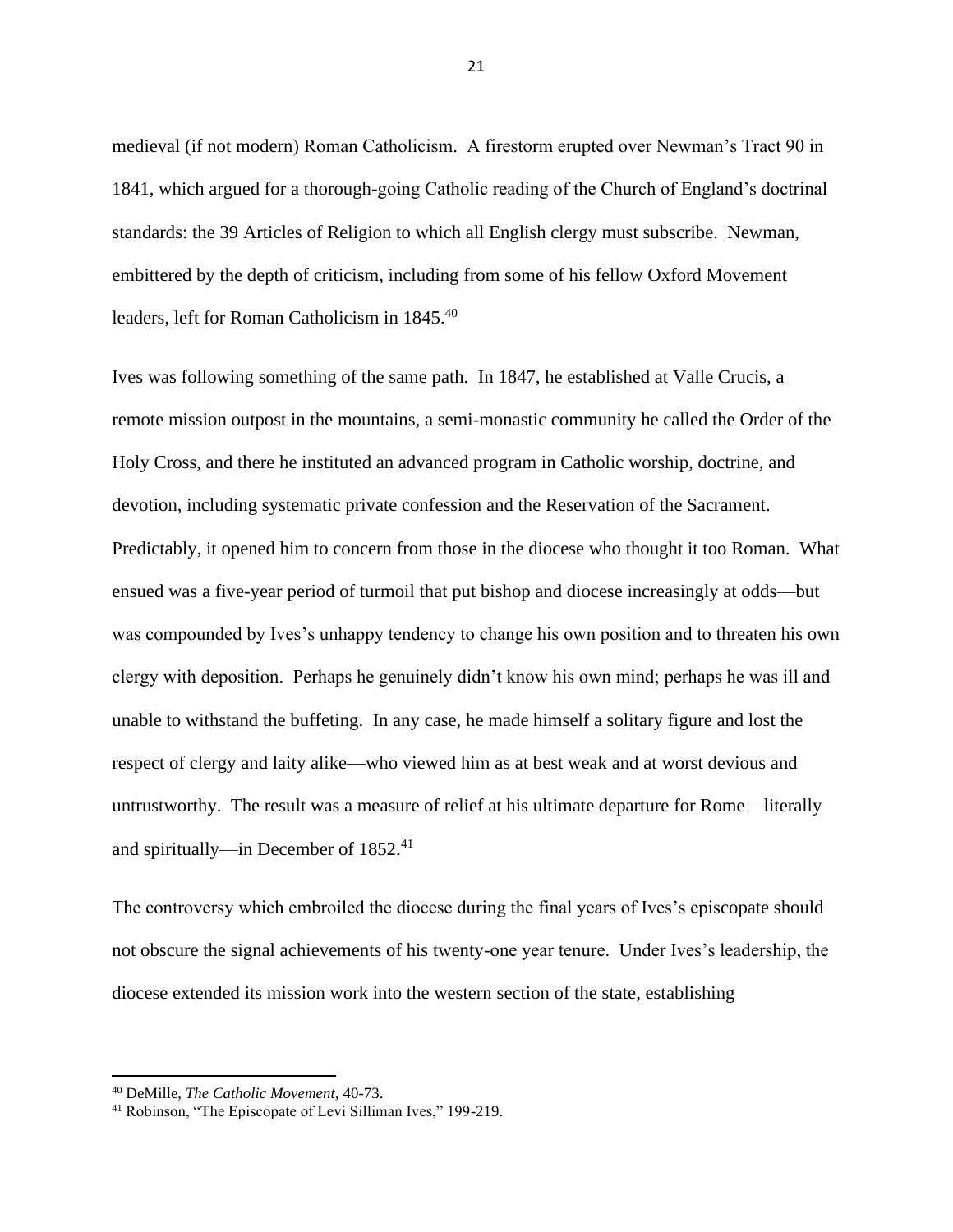medieval (if not modern) Roman Catholicism. A firestorm erupted over Newman's Tract 90 in 1841, which argued for a thorough-going Catholic reading of the Church of England's doctrinal standards: the 39 Articles of Religion to which all English clergy must subscribe. Newman, embittered by the depth of criticism, including from some of his fellow Oxford Movement leaders, left for Roman Catholicism in 1845.[40]

Ives was following something of the same path. In 1847, he established at Valle Crucis, a remote mission outpost in the mountains, a semi-monastic community he called the Order of the Holy Cross, and there he instituted an advanced program in Catholic worship, doctrine, and devotion, including systematic private confession and the Reservation of the Sacrament. Predictably, it opened him to concern from those in the diocese who thought it too Roman. What ensued was a five-year period of turmoil that put bishop and diocese increasingly at odds—but was compounded by Ives's unhappy tendency to change his own position and to threaten his own clergy with deposition. Perhaps he genuinely didn't know his own mind; perhaps he was ill and unable to withstand the buffeting. In any case, he made himself a solitary figure and lost the respect of clergy and laity alike—who viewed him as at best weak and at worst devious and untrustworthy. The result was a measure of relief at his ultimate departure for Rome—literally and spiritually—in December of 1852.[41]

The controversy which embroiled the diocese during the final years of Ives's episcopate should not obscure the signal achievements of his twenty-one year tenure. Under Ives's leadership, the diocese extended its mission work into the western section of the state, establishing

---

[40] DeMille, *The Catholic Movement*, 40-73.

[41] Robinson, "The Episcopate of Levi Silliman Ives," 199-219.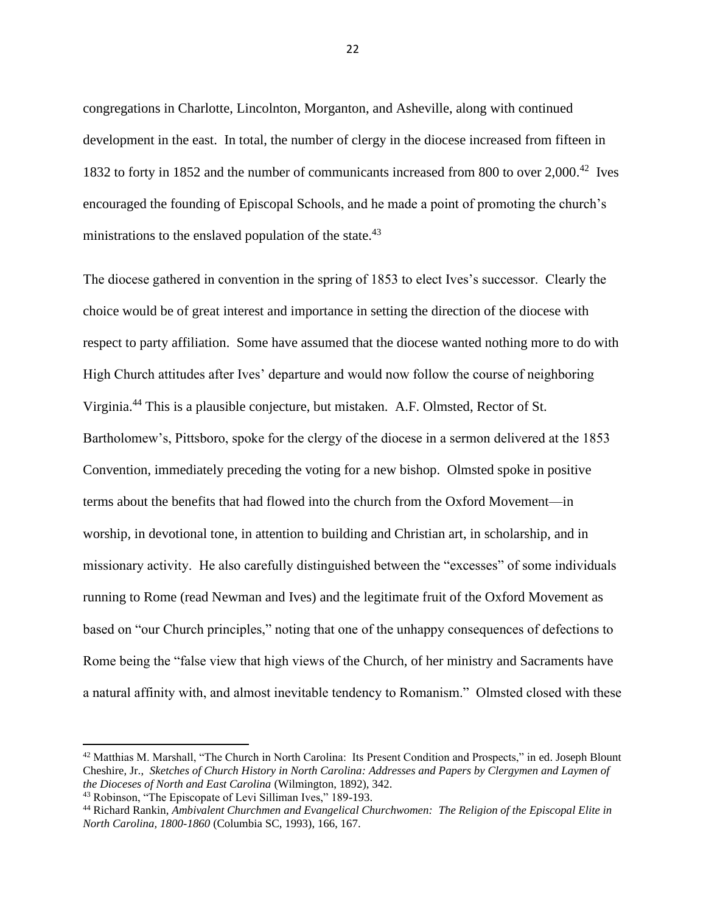congregations in Charlotte, Lincolnton, Morganton, and Asheville, along with continued development in the east. In total, the number of clergy in the diocese increased from fifteen in 1832 to forty in 1852 and the number of communicants increased from 800 to over 2,000.[42] Ives encouraged the founding of Episcopal Schools, and he made a point of promoting the church's ministrations to the enslaved population of the state.[43]

The diocese gathered in convention in the spring of 1853 to elect Ives's successor. Clearly the choice would be of great interest and importance in setting the direction of the diocese with respect to party affiliation. Some have assumed that the diocese wanted nothing more to do with High Church attitudes after Ives' departure and would now follow the course of neighboring Virginia.[44] This is a plausible conjecture, but mistaken. A.F. Olmsted, Rector of St. Bartholomew's, Pittsboro, spoke for the clergy of the diocese in a sermon delivered at the 1853 Convention, immediately preceding the voting for a new bishop. Olmsted spoke in positive terms about the benefits that had flowed into the church from the Oxford Movement—in worship, in devotional tone, in attention to building and Christian art, in scholarship, and in missionary activity. He also carefully distinguished between the "excesses" of some individuals running to Rome (read Newman and Ives) and the legitimate fruit of the Oxford Movement as based on "our Church principles," noting that one of the unhappy consequences of defections to Rome being the "false view that high views of the Church, of her ministry and Sacraments have a natural affinity with, and almost inevitable tendency to Romanism." Olmsted closed with these

---

[42] Matthias M. Marshall, "The Church in North Carolina: Its Present Condition and Prospects," in ed. Joseph Blount Cheshire, Jr., *Sketches of Church History in North Carolina: Addresses and Papers by Clergymen and Laymen of the Dioceses of North and East Carolina* (Wilmington, 1892), 342.

[43] Robinson, "The Episcopate of Levi Silliman Ives," 189-193.

[44] Richard Rankin, *Ambivalent Churchmen and Evangelical Churchwomen: The Religion of the Episcopal Elite in North Carolina, 1800-1860* (Columbia SC, 1993), 166, 167.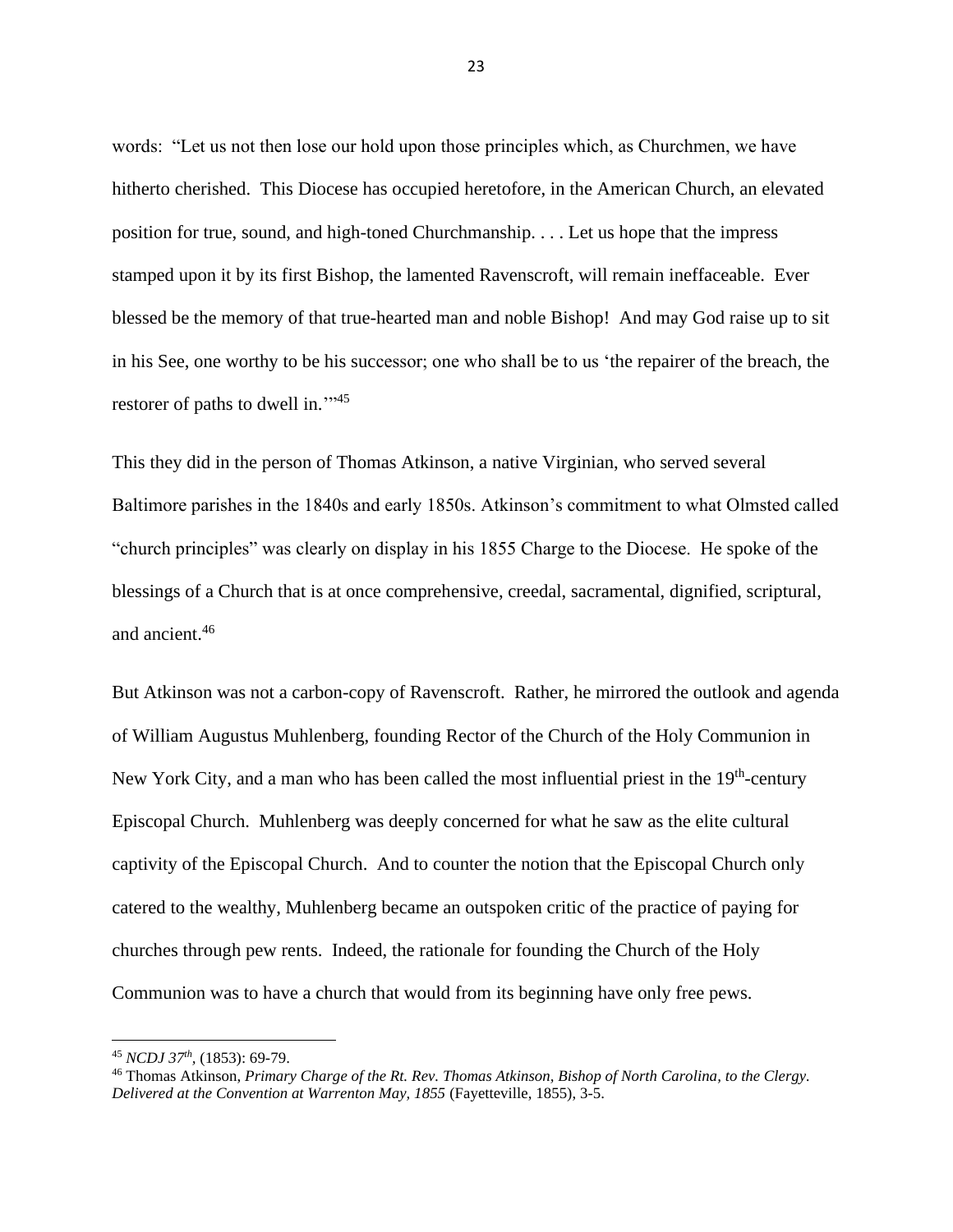words: "Let us not then lose our hold upon those principles which, as Churchmen, we have hitherto cherished. This Diocese has occupied heretofore, in the American Church, an elevated position for true, sound, and high-toned Churchmanship. . . . Let us hope that the impress stamped upon it by its first Bishop, the lamented Ravenscroft, will remain ineffaceable. Ever blessed be the memory of that true-hearted man and noble Bishop! And may God raise up to sit in his See, one worthy to be his successor; one who shall be to us 'the repairer of the breach, the restorer of paths to dwell in.'"[45]

This they did in the person of Thomas Atkinson, a native Virginian, who served several Baltimore parishes in the 1840s and early 1850s. Atkinson's commitment to what Olmsted called "church principles" was clearly on display in his 1855 Charge to the Diocese. He spoke of the blessings of a Church that is at once comprehensive, creedal, sacramental, dignified, scriptural, and ancient.[46]

But Atkinson was not a carbon-copy of Ravenscroft. Rather, he mirrored the outlook and agenda of William Augustus Muhlenberg, founding Rector of the Church of the Holy Communion in New York City, and a man who has been called the most influential priest in the 19th-century Episcopal Church. Muhlenberg was deeply concerned for what he saw as the elite cultural captivity of the Episcopal Church. And to counter the notion that the Episcopal Church only catered to the wealthy, Muhlenberg became an outspoken critic of the practice of paying for churches through pew rents. Indeed, the rationale for founding the Church of the Holy Communion was to have a church that would from its beginning have only free pews.

---

[45] *NCDJ 37th*, (1853): 69-79.

[46] Thomas Atkinson, *Primary Charge of the Rt. Rev. Thomas Atkinson, Bishop of North Carolina, to the Clergy. Delivered at the Convention at Warrenton May, 1855* (Fayetteville, 1855), 3-5.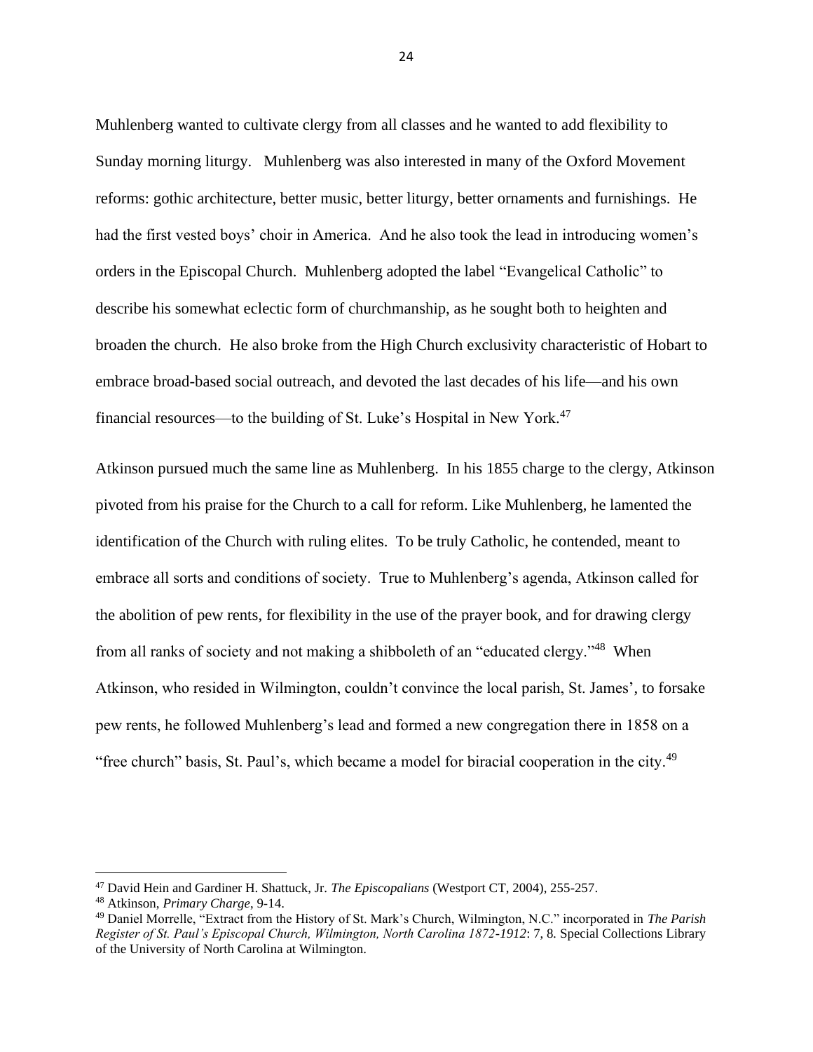Muhlenberg wanted to cultivate clergy from all classes and he wanted to add flexibility to Sunday morning liturgy. Muhlenberg was also interested in many of the Oxford Movement reforms: gothic architecture, better music, better liturgy, better ornaments and furnishings. He had the first vested boys' choir in America. And he also took the lead in introducing women's orders in the Episcopal Church. Muhlenberg adopted the label "Evangelical Catholic" to describe his somewhat eclectic form of churchmanship, as he sought both to heighten and broaden the church. He also broke from the High Church exclusivity characteristic of Hobart to embrace broad-based social outreach, and devoted the last decades of his life—and his own financial resources—to the building of St. Luke's Hospital in New York.[47]

Atkinson pursued much the same line as Muhlenberg. In his 1855 charge to the clergy, Atkinson pivoted from his praise for the Church to a call for reform. Like Muhlenberg, he lamented the identification of the Church with ruling elites. To be truly Catholic, he contended, meant to embrace all sorts and conditions of society. True to Muhlenberg's agenda, Atkinson called for the abolition of pew rents, for flexibility in the use of the prayer book, and for drawing clergy from all ranks of society and not making a shibboleth of an "educated clergy."[48] When Atkinson, who resided in Wilmington, couldn't convince the local parish, St. James', to forsake pew rents, he followed Muhlenberg's lead and formed a new congregation there in 1858 on a "free church" basis, St. Paul's, which became a model for biracial cooperation in the city.[49]

---

[47] David Hein and Gardiner H. Shattuck, Jr. *The Episcopalians* (Westport CT, 2004), 255-257.

[48] Atkinson, *Primary Charge*, 9-14.

[49] Daniel Morrelle, "Extract from the History of St. Mark's Church, Wilmington, N.C." incorporated in *The Parish Register of St. Paul's Episcopal Church, Wilmington, North Carolina 1872-1912*: 7, 8. Special Collections Library of the University of North Carolina at Wilmington.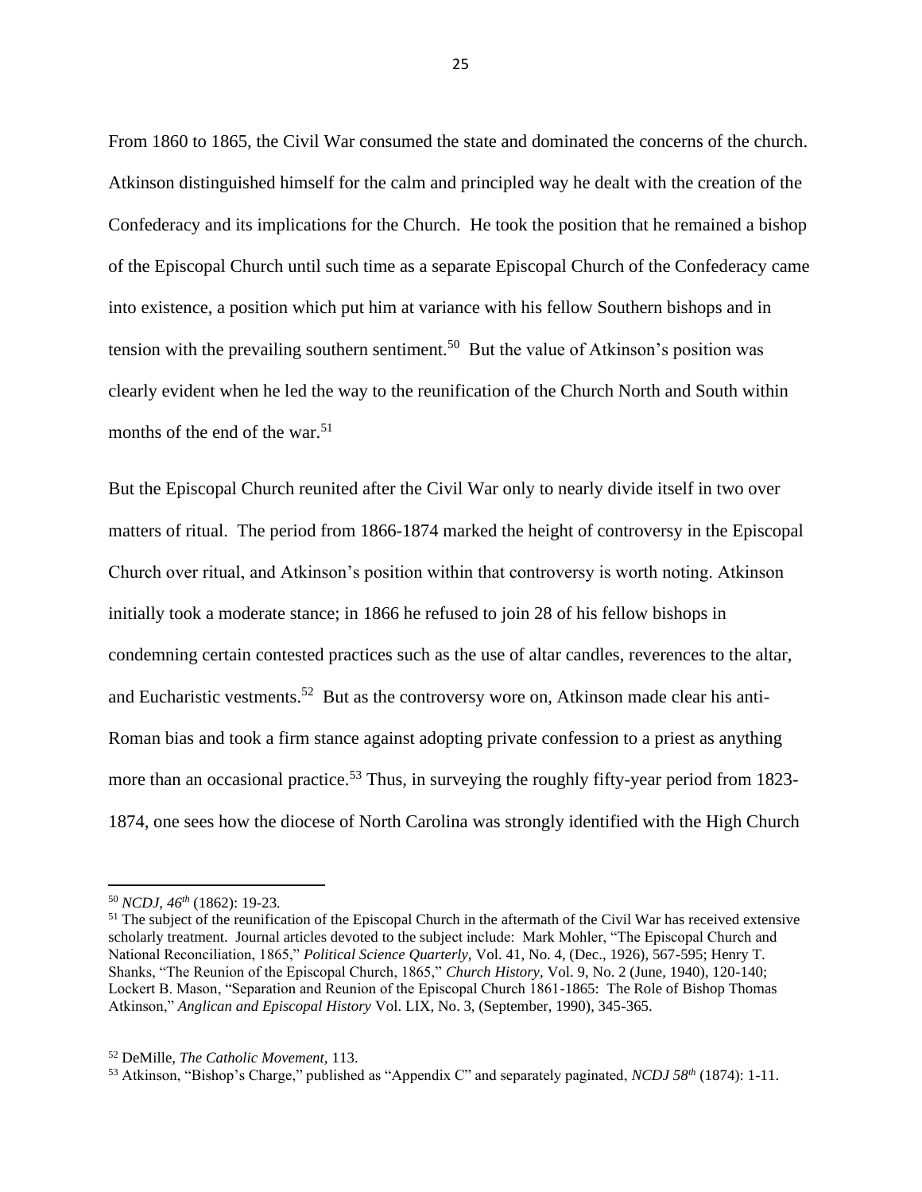From 1860 to 1865, the Civil War consumed the state and dominated the concerns of the church. Atkinson distinguished himself for the calm and principled way he dealt with the creation of the Confederacy and its implications for the Church. He took the position that he remained a bishop of the Episcopal Church until such time as a separate Episcopal Church of the Confederacy came into existence, a position which put him at variance with his fellow Southern bishops and in tension with the prevailing southern sentiment.[50] But the value of Atkinson's position was clearly evident when he led the way to the reunification of the Church North and South within months of the end of the war.[51]

But the Episcopal Church reunited after the Civil War only to nearly divide itself in two over matters of ritual. The period from 1866-1874 marked the height of controversy in the Episcopal Church over ritual, and Atkinson's position within that controversy is worth noting. Atkinson initially took a moderate stance; in 1866 he refused to join 28 of his fellow bishops in condemning certain contested practices such as the use of altar candles, reverences to the altar, and Eucharistic vestments.[52] But as the controversy wore on, Atkinson made clear his anti-Roman bias and took a firm stance against adopting private confession to a priest as anything more than an occasional practice.[53] Thus, in surveying the roughly fifty-year period from 1823-1874, one sees how the diocese of North Carolina was strongly identified with the High Church

---

[50] *NCDJ, 46th* (1862): 19-23.

[51] The subject of the reunification of the Episcopal Church in the aftermath of the Civil War has received extensive scholarly treatment. Journal articles devoted to the subject include: Mark Mohler, "The Episcopal Church and National Reconciliation, 1865," *Political Science Quarterly,* Vol. 41, No. 4, (Dec., 1926), 567-595; Henry T. Shanks, "The Reunion of the Episcopal Church, 1865," *Church History,* Vol. 9, No. 2 (June, 1940), 120-140; Lockert B. Mason, "Separation and Reunion of the Episcopal Church 1861-1865: The Role of Bishop Thomas Atkinson," *Anglican and Episcopal History* Vol. LIX, No. 3, (September, 1990), 345-365.

[52] DeMille, *The Catholic Movement,* 113.

[53] Atkinson, "Bishop's Charge," published as "Appendix C" and separately paginated, *NCDJ 58th* (1874): 1-11.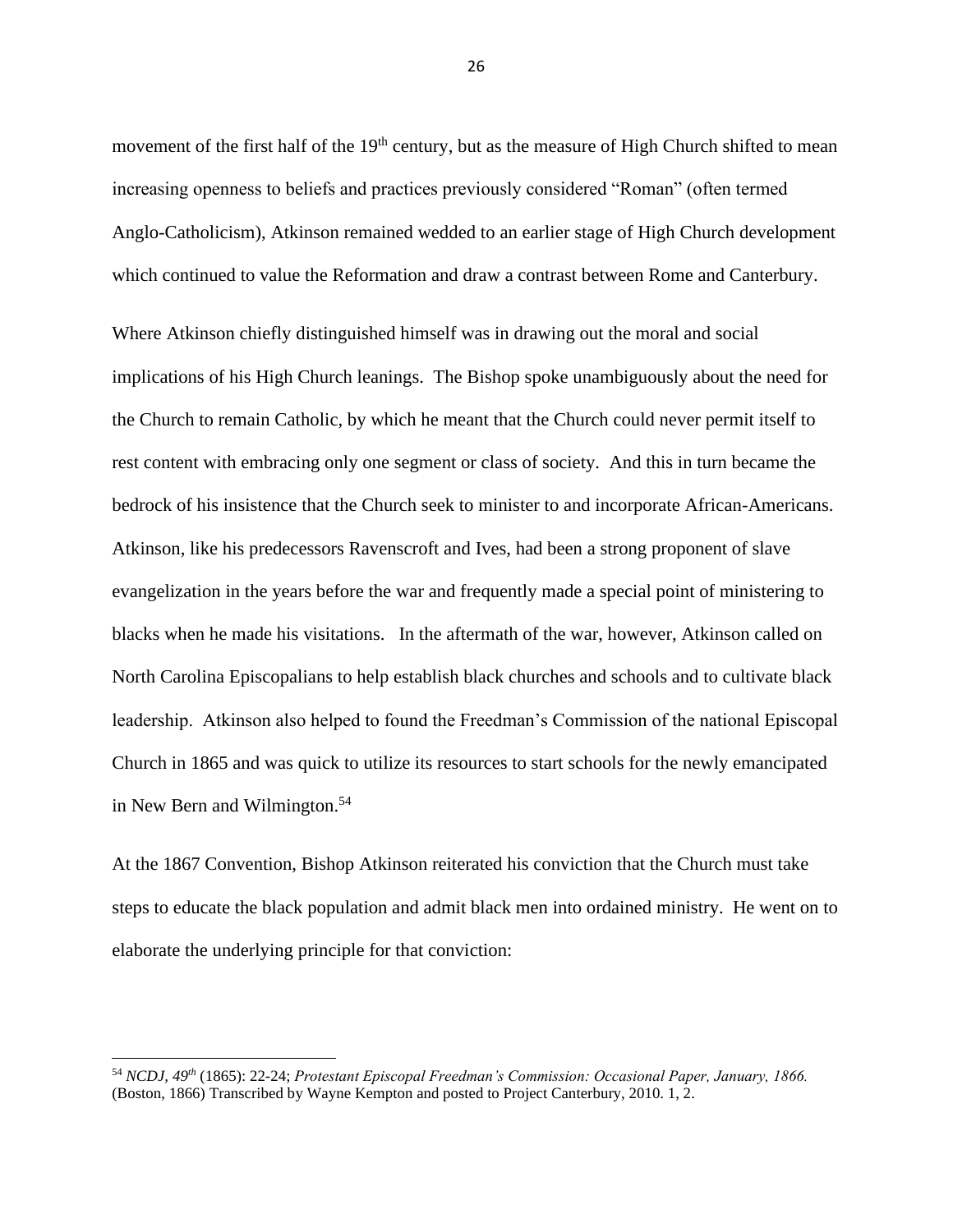movement of the first half of the 19th century, but as the measure of High Church shifted to mean increasing openness to beliefs and practices previously considered "Roman" (often termed Anglo-Catholicism), Atkinson remained wedded to an earlier stage of High Church development which continued to value the Reformation and draw a contrast between Rome and Canterbury.

Where Atkinson chiefly distinguished himself was in drawing out the moral and social implications of his High Church leanings. The Bishop spoke unambiguously about the need for the Church to remain Catholic, by which he meant that the Church could never permit itself to rest content with embracing only one segment or class of society. And this in turn became the bedrock of his insistence that the Church seek to minister to and incorporate African-Americans. Atkinson, like his predecessors Ravenscroft and Ives, had been a strong proponent of slave evangelization in the years before the war and frequently made a special point of ministering to blacks when he made his visitations. In the aftermath of the war, however, Atkinson called on North Carolina Episcopalians to help establish black churches and schools and to cultivate black leadership. Atkinson also helped to found the Freedman's Commission of the national Episcopal Church in 1865 and was quick to utilize its resources to start schools for the newly emancipated in New Bern and Wilmington.[54]

At the 1867 Convention, Bishop Atkinson reiterated his conviction that the Church must take steps to educate the black population and admit black men into ordained ministry. He went on to elaborate the underlying principle for that conviction:

---

[54] *NCDJ, 49th* (1865): 22-24; *Protestant Episcopal Freedman's Commission: Occasional Paper, January, 1866.* (Boston, 1866) Transcribed by Wayne Kempton and posted to Project Canterbury, 2010. 1, 2.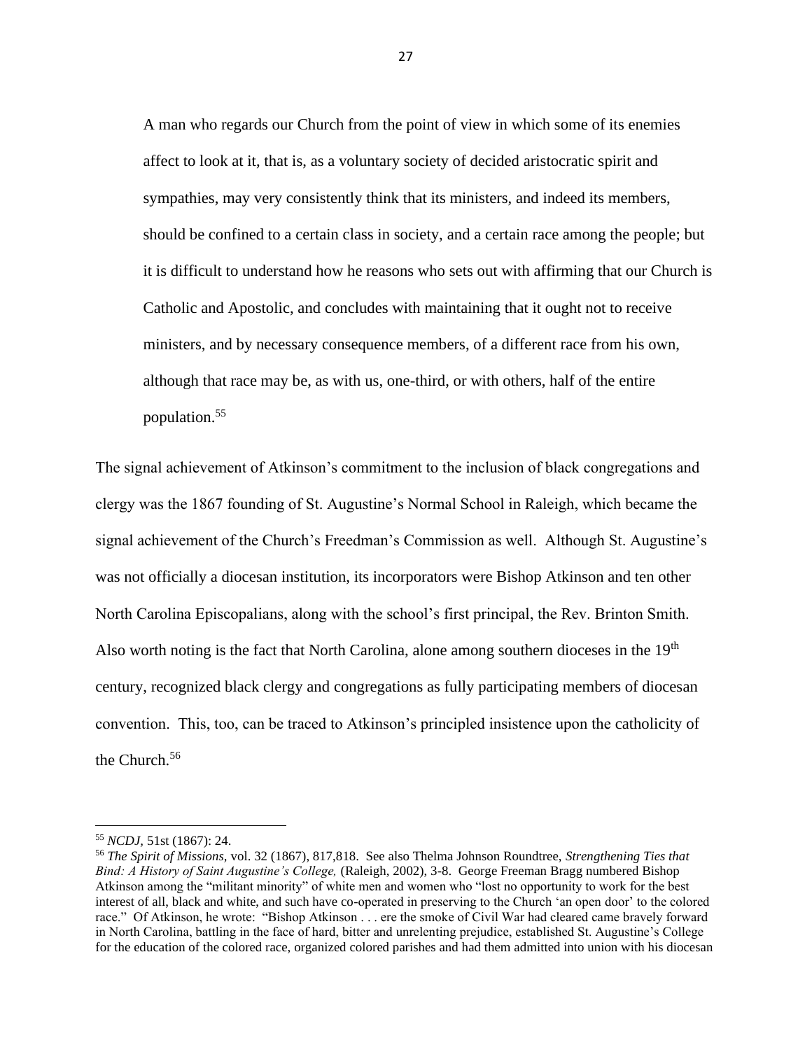> A man who regards our Church from the point of view in which some of its enemies affect to look at it, that is, as a voluntary society of decided aristocratic spirit and sympathies, may very consistently think that its ministers, and indeed its members, should be confined to a certain class in society, and a certain race among the people; but it is difficult to understand how he reasons who sets out with affirming that our Church is Catholic and Apostolic, and concludes with maintaining that it ought not to receive ministers, and by necessary consequence members, of a different race from his own, although that race may be, as with us, one-third, or with others, half of the entire population.[55]

The signal achievement of Atkinson's commitment to the inclusion of black congregations and clergy was the 1867 founding of St. Augustine's Normal School in Raleigh, which became the signal achievement of the Church's Freedman's Commission as well. Although St. Augustine's was not officially a diocesan institution, its incorporators were Bishop Atkinson and ten other North Carolina Episcopalians, along with the school's first principal, the Rev. Brinton Smith. Also worth noting is the fact that North Carolina, alone among southern dioceses in the 19th century, recognized black clergy and congregations as fully participating members of diocesan convention. This, too, can be traced to Atkinson's principled insistence upon the catholicity of the Church.[56]

---

[55] *NCDJ,* 51st (1867): 24.

[56] *The Spirit of Missions,* vol. 32 (1867), 817,818. See also Thelma Johnson Roundtree, *Strengthening Ties that Bind: A History of Saint Augustine's College,* (Raleigh, 2002), 3-8. George Freeman Bragg numbered Bishop Atkinson among the "militant minority" of white men and women who "lost no opportunity to work for the best interest of all, black and white, and such have co-operated in preserving to the Church 'an open door' to the colored race." Of Atkinson, he wrote: "Bishop Atkinson . . . ere the smoke of Civil War had cleared came bravely forward in North Carolina, battling in the face of hard, bitter and unrelenting prejudice, established St. Augustine's College for the education of the colored race, organized colored parishes and had them admitted into union with his diocesan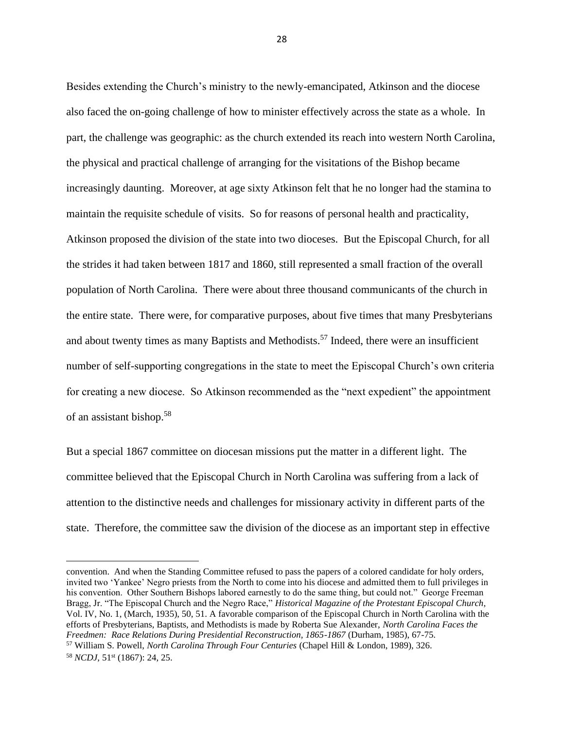Besides extending the Church's ministry to the newly-emancipated, Atkinson and the diocese also faced the on-going challenge of how to minister effectively across the state as a whole. In part, the challenge was geographic: as the church extended its reach into western North Carolina, the physical and practical challenge of arranging for the visitations of the Bishop became increasingly daunting. Moreover, at age sixty Atkinson felt that he no longer had the stamina to maintain the requisite schedule of visits. So for reasons of personal health and practicality, Atkinson proposed the division of the state into two dioceses. But the Episcopal Church, for all the strides it had taken between 1817 and 1860, still represented a small fraction of the overall population of North Carolina. There were about three thousand communicants of the church in the entire state. There were, for comparative purposes, about five times that many Presbyterians and about twenty times as many Baptists and Methodists.[57] Indeed, there were an insufficient number of self-supporting congregations in the state to meet the Episcopal Church's own criteria for creating a new diocese. So Atkinson recommended as the "next expedient" the appointment of an assistant bishop.[58]

But a special 1867 committee on diocesan missions put the matter in a different light. The committee believed that the Episcopal Church in North Carolina was suffering from a lack of attention to the distinctive needs and challenges for missionary activity in different parts of the state. Therefore, the committee saw the division of the diocese as an important step in effective

---

convention. And when the Standing Committee refused to pass the papers of a colored candidate for holy orders, invited two 'Yankee' Negro priests from the North to come into his diocese and admitted them to full privileges in his convention. Other Southern Bishops labored earnestly to do the same thing, but could not." George Freeman Bragg, Jr. "The Episcopal Church and the Negro Race," *Historical Magazine of the Protestant Episcopal Church*, Vol. IV, No. 1, (March, 1935), 50, 51. A favorable comparison of the Episcopal Church in North Carolina with the efforts of Presbyterians, Baptists, and Methodists is made by Roberta Sue Alexander, *North Carolina Faces the Freedmen: Race Relations During Presidential Reconstruction, 1865-1867* (Durham, 1985), 67-75.

[57] William S. Powell, *North Carolina Through Four Centuries* (Chapel Hill & London, 1989), 326.

[58] *NCDJ*, 51st (1867): 24, 25.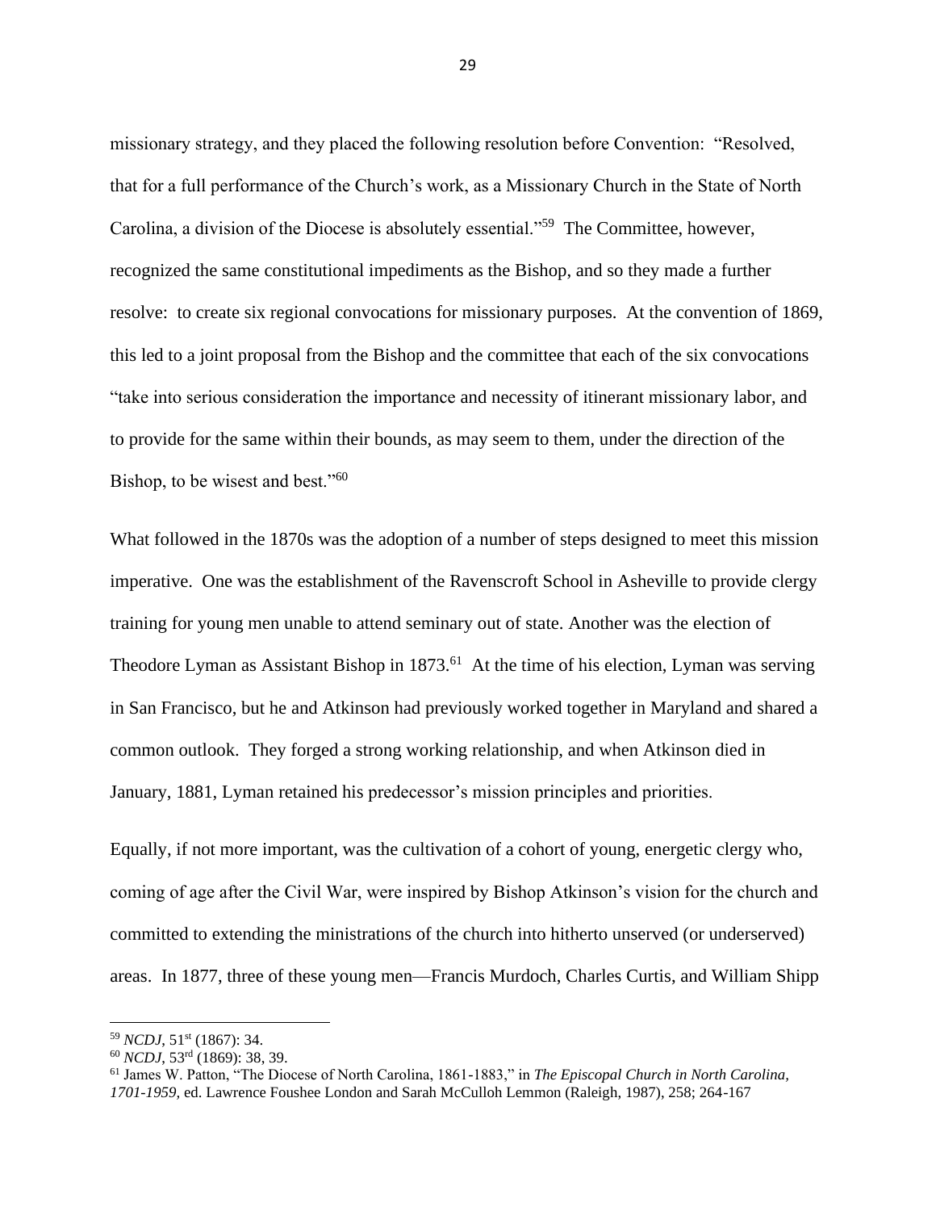missionary strategy, and they placed the following resolution before Convention: "Resolved, that for a full performance of the Church's work, as a Missionary Church in the State of North Carolina, a division of the Diocese is absolutely essential."[59] The Committee, however, recognized the same constitutional impediments as the Bishop, and so they made a further resolve: to create six regional convocations for missionary purposes. At the convention of 1869, this led to a joint proposal from the Bishop and the committee that each of the six convocations "take into serious consideration the importance and necessity of itinerant missionary labor, and to provide for the same within their bounds, as may seem to them, under the direction of the Bishop, to be wisest and best."[60]

What followed in the 1870s was the adoption of a number of steps designed to meet this mission imperative. One was the establishment of the Ravenscroft School in Asheville to provide clergy training for young men unable to attend seminary out of state. Another was the election of Theodore Lyman as Assistant Bishop in 1873.[61] At the time of his election, Lyman was serving in San Francisco, but he and Atkinson had previously worked together in Maryland and shared a common outlook. They forged a strong working relationship, and when Atkinson died in January, 1881, Lyman retained his predecessor's mission principles and priorities.

Equally, if not more important, was the cultivation of a cohort of young, energetic clergy who, coming of age after the Civil War, were inspired by Bishop Atkinson's vision for the church and committed to extending the ministrations of the church into hitherto unserved (or underserved) areas. In 1877, three of these young men—Francis Murdoch, Charles Curtis, and William Shipp

---

[59] *NCDJ*, 51st (1867): 34.

[60] *NCDJ*, 53rd (1869): 38, 39.

[61] James W. Patton, "The Diocese of North Carolina, 1861-1883," in *The Episcopal Church in North Carolina, 1701-1959*, ed. Lawrence Foushee London and Sarah McCulloh Lemmon (Raleigh, 1987), 258; 264-167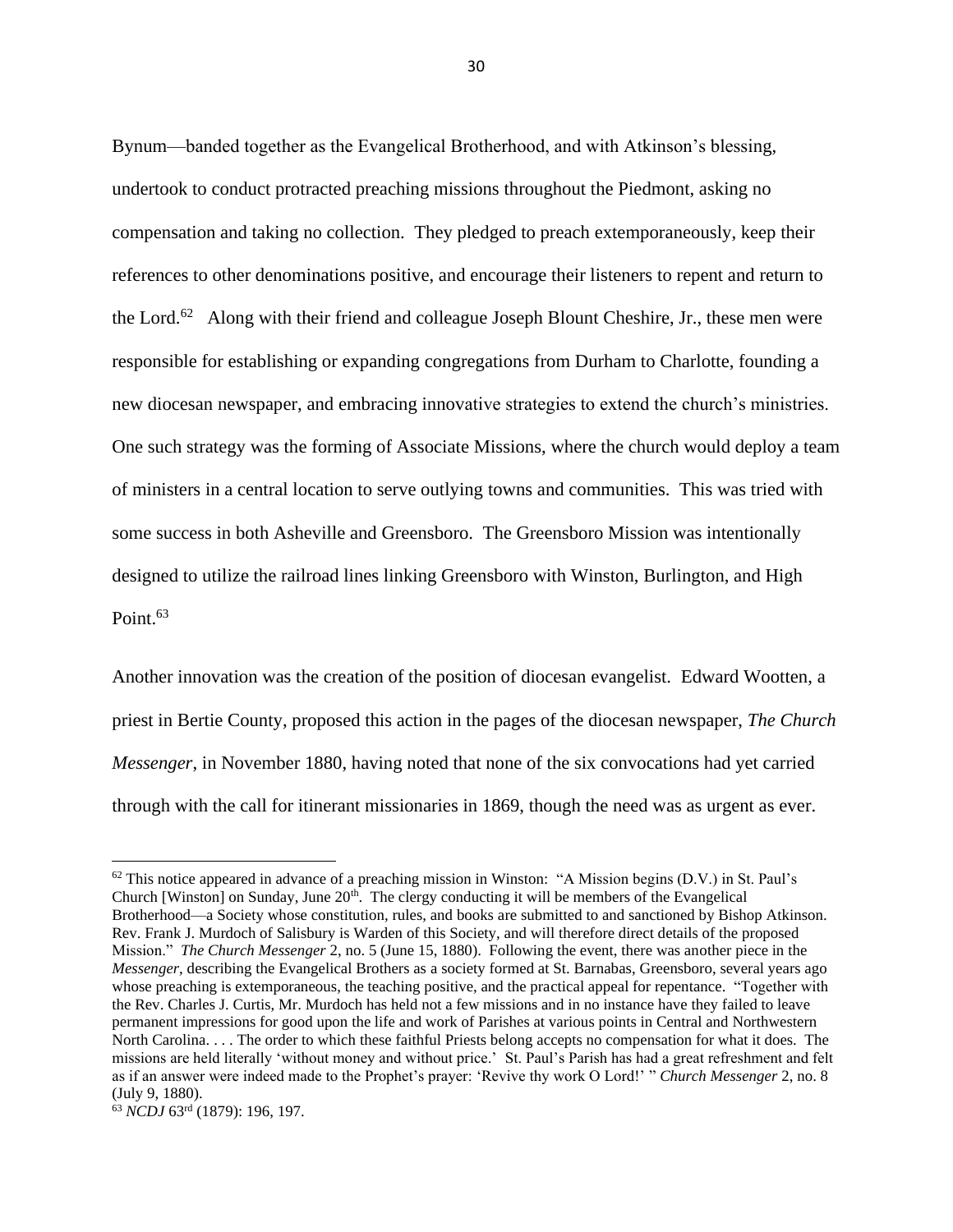Bynum—banded together as the Evangelical Brotherhood, and with Atkinson's blessing, undertook to conduct protracted preaching missions throughout the Piedmont, asking no compensation and taking no collection. They pledged to preach extemporaneously, keep their references to other denominations positive, and encourage their listeners to repent and return to the Lord.[62] Along with their friend and colleague Joseph Blount Cheshire, Jr., these men were responsible for establishing or expanding congregations from Durham to Charlotte, founding a new diocesan newspaper, and embracing innovative strategies to extend the church's ministries. One such strategy was the forming of Associate Missions, where the church would deploy a team of ministers in a central location to serve outlying towns and communities. This was tried with some success in both Asheville and Greensboro. The Greensboro Mission was intentionally designed to utilize the railroad lines linking Greensboro with Winston, Burlington, and High Point.[63]

Another innovation was the creation of the position of diocesan evangelist. Edward Wootten, a priest in Bertie County, proposed this action in the pages of the diocesan newspaper, *The Church Messenger*, in November 1880, having noted that none of the six convocations had yet carried through with the call for itinerant missionaries in 1869, though the need was as urgent as ever.

---

[62] This notice appeared in advance of a preaching mission in Winston: "A Mission begins (D.V.) in St. Paul's Church [Winston] on Sunday, June 20th. The clergy conducting it will be members of the Evangelical Brotherhood—a Society whose constitution, rules, and books are submitted to and sanctioned by Bishop Atkinson. Rev. Frank J. Murdoch of Salisbury is Warden of this Society, and will therefore direct details of the proposed Mission." *The Church Messenger* 2, no. 5 (June 15, 1880). Following the event, there was another piece in the *Messenger*, describing the Evangelical Brothers as a society formed at St. Barnabas, Greensboro, several years ago whose preaching is extemporaneous, the teaching positive, and the practical appeal for repentance. "Together with the Rev. Charles J. Curtis, Mr. Murdoch has held not a few missions and in no instance have they failed to leave permanent impressions for good upon the life and work of Parishes at various points in Central and Northwestern North Carolina. . . . The order to which these faithful Priests belong accepts no compensation for what it does. The missions are held literally 'without money and without price.' St. Paul's Parish has had a great refreshment and felt as if an answer were indeed made to the Prophet's prayer: 'Revive thy work O Lord!' " *Church Messenger* 2, no. 8 (July 9, 1880).

[63] *NCDJ* 63rd (1879): 196, 197.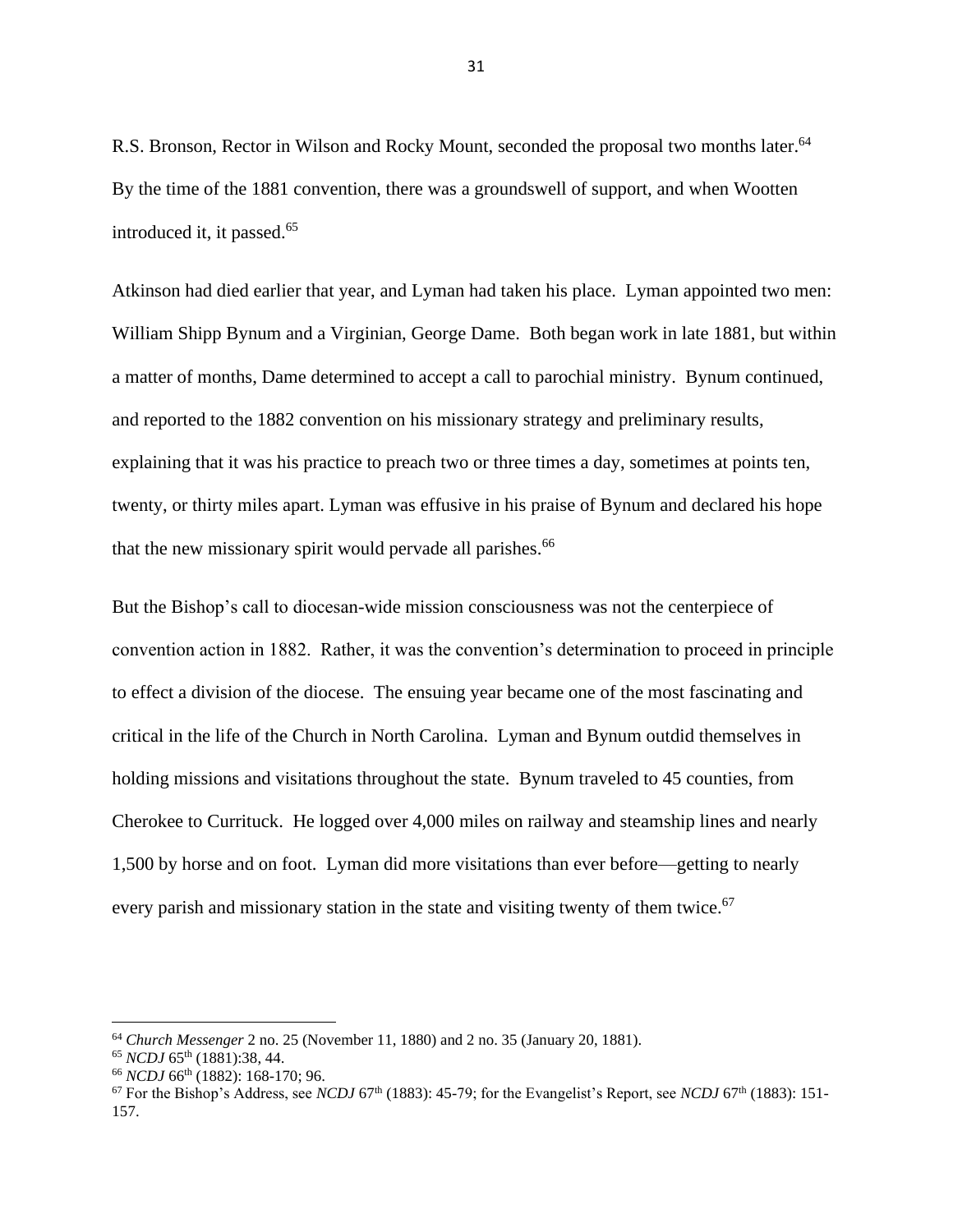R.S. Bronson, Rector in Wilson and Rocky Mount, seconded the proposal two months later.[64] By the time of the 1881 convention, there was a groundswell of support, and when Wootten introduced it, it passed.[65]

Atkinson had died earlier that year, and Lyman had taken his place. Lyman appointed two men: William Shipp Bynum and a Virginian, George Dame. Both began work in late 1881, but within a matter of months, Dame determined to accept a call to parochial ministry. Bynum continued, and reported to the 1882 convention on his missionary strategy and preliminary results, explaining that it was his practice to preach two or three times a day, sometimes at points ten, twenty, or thirty miles apart. Lyman was effusive in his praise of Bynum and declared his hope that the new missionary spirit would pervade all parishes.[66]

But the Bishop's call to diocesan-wide mission consciousness was not the centerpiece of convention action in 1882. Rather, it was the convention's determination to proceed in principle to effect a division of the diocese. The ensuing year became one of the most fascinating and critical in the life of the Church in North Carolina. Lyman and Bynum outdid themselves in holding missions and visitations throughout the state. Bynum traveled to 45 counties, from Cherokee to Currituck. He logged over 4,000 miles on railway and steamship lines and nearly 1,500 by horse and on foot. Lyman did more visitations than ever before—getting to nearly every parish and missionary station in the state and visiting twenty of them twice.[67]

---

[64] *Church Messenger* 2 no. 25 (November 11, 1880) and 2 no. 35 (January 20, 1881).

[65] *NCDJ* 65th (1881):38, 44.

[66] *NCDJ* 66th (1882): 168-170; 96.

[67] For the Bishop's Address, see *NCDJ* 67th (1883): 45-79; for the Evangelist's Report, see *NCDJ* 67th (1883): 151-157.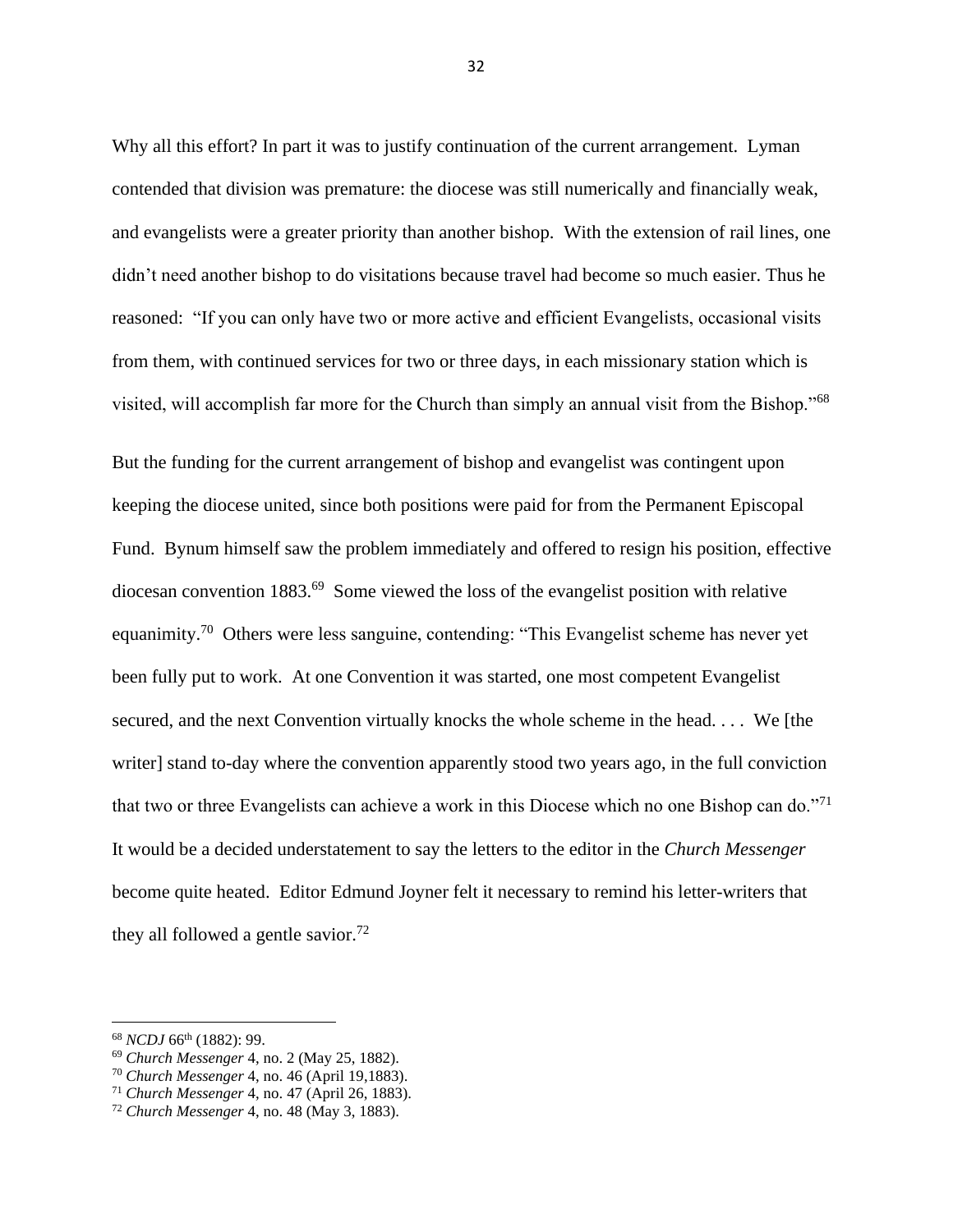Why all this effort? In part it was to justify continuation of the current arrangement. Lyman contended that division was premature: the diocese was still numerically and financially weak, and evangelists were a greater priority than another bishop. With the extension of rail lines, one didn't need another bishop to do visitations because travel had become so much easier. Thus he reasoned: "If you can only have two or more active and efficient Evangelists, occasional visits from them, with continued services for two or three days, in each missionary station which is visited, will accomplish far more for the Church than simply an annual visit from the Bishop."[68]

But the funding for the current arrangement of bishop and evangelist was contingent upon keeping the diocese united, since both positions were paid for from the Permanent Episcopal Fund. Bynum himself saw the problem immediately and offered to resign his position, effective diocesan convention 1883.[69] Some viewed the loss of the evangelist position with relative equanimity.[70] Others were less sanguine, contending: "This Evangelist scheme has never yet been fully put to work. At one Convention it was started, one most competent Evangelist secured, and the next Convention virtually knocks the whole scheme in the head. . . . We [the writer] stand to-day where the convention apparently stood two years ago, in the full conviction that two or three Evangelists can achieve a work in this Diocese which no one Bishop can do."[71] It would be a decided understatement to say the letters to the editor in the *Church Messenger* become quite heated. Editor Edmund Joyner felt it necessary to remind his letter-writers that they all followed a gentle savior.[72]

---

[68] *NCDJ* 66th (1882): 99.
[69] *Church Messenger* 4, no. 2 (May 25, 1882).
[70] *Church Messenger* 4, no. 46 (April 19,1883).
[71] *Church Messenger* 4, no. 47 (April 26, 1883).
[72] *Church Messenger* 4, no. 48 (May 3, 1883).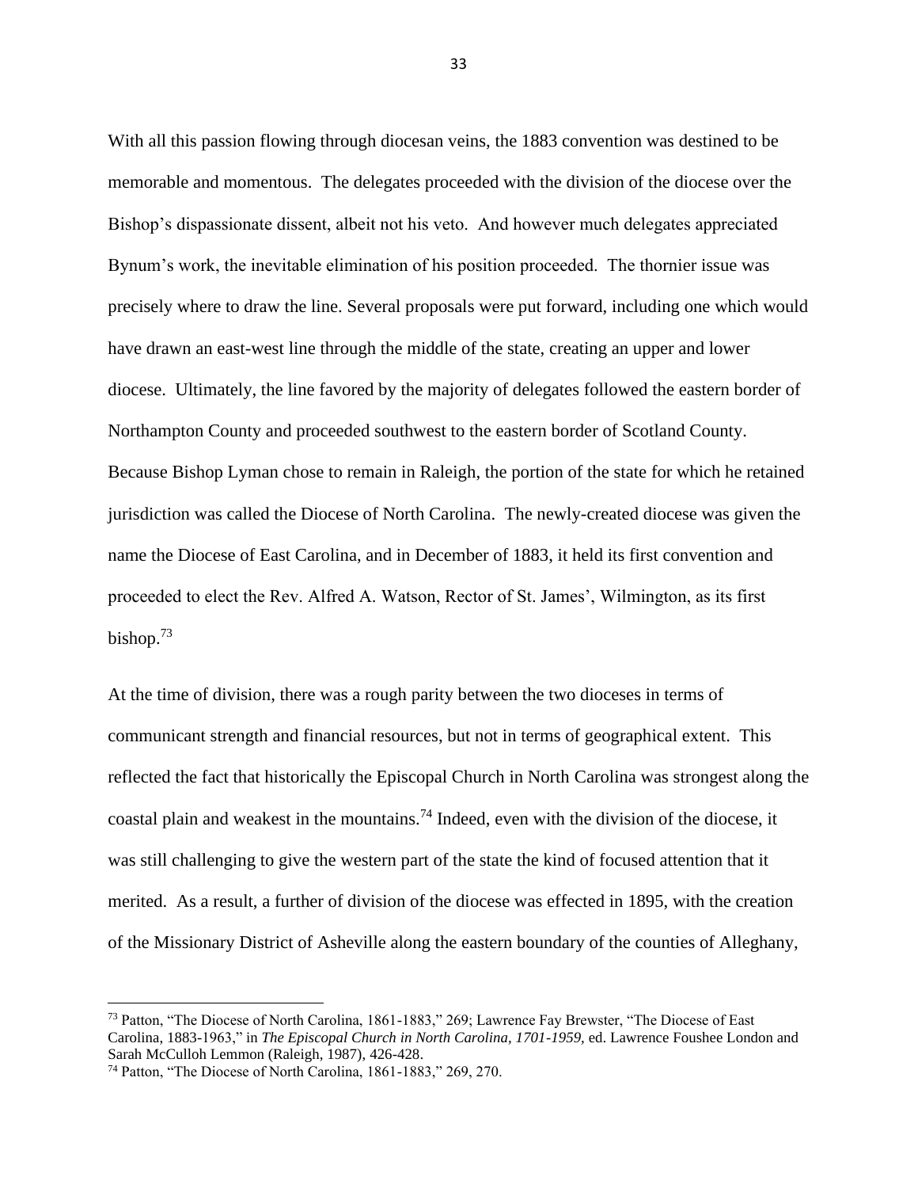With all this passion flowing through diocesan veins, the 1883 convention was destined to be memorable and momentous. The delegates proceeded with the division of the diocese over the Bishop's dispassionate dissent, albeit not his veto. And however much delegates appreciated Bynum's work, the inevitable elimination of his position proceeded. The thornier issue was precisely where to draw the line. Several proposals were put forward, including one which would have drawn an east-west line through the middle of the state, creating an upper and lower diocese. Ultimately, the line favored by the majority of delegates followed the eastern border of Northampton County and proceeded southwest to the eastern border of Scotland County. Because Bishop Lyman chose to remain in Raleigh, the portion of the state for which he retained jurisdiction was called the Diocese of North Carolina. The newly-created diocese was given the name the Diocese of East Carolina, and in December of 1883, it held its first convention and proceeded to elect the Rev. Alfred A. Watson, Rector of St. James', Wilmington, as its first bishop.[73]

At the time of division, there was a rough parity between the two dioceses in terms of communicant strength and financial resources, but not in terms of geographical extent. This reflected the fact that historically the Episcopal Church in North Carolina was strongest along the coastal plain and weakest in the mountains.[74] Indeed, even with the division of the diocese, it was still challenging to give the western part of the state the kind of focused attention that it merited. As a result, a further of division of the diocese was effected in 1895, with the creation of the Missionary District of Asheville along the eastern boundary of the counties of Alleghany,

---

[73] Patton, "The Diocese of North Carolina, 1861-1883," 269; Lawrence Fay Brewster, "The Diocese of East Carolina, 1883-1963," in *The Episcopal Church in North Carolina, 1701-1959,* ed. Lawrence Foushee London and Sarah McCulloh Lemmon (Raleigh, 1987), 426-428.

[74] Patton, "The Diocese of North Carolina, 1861-1883," 269, 270.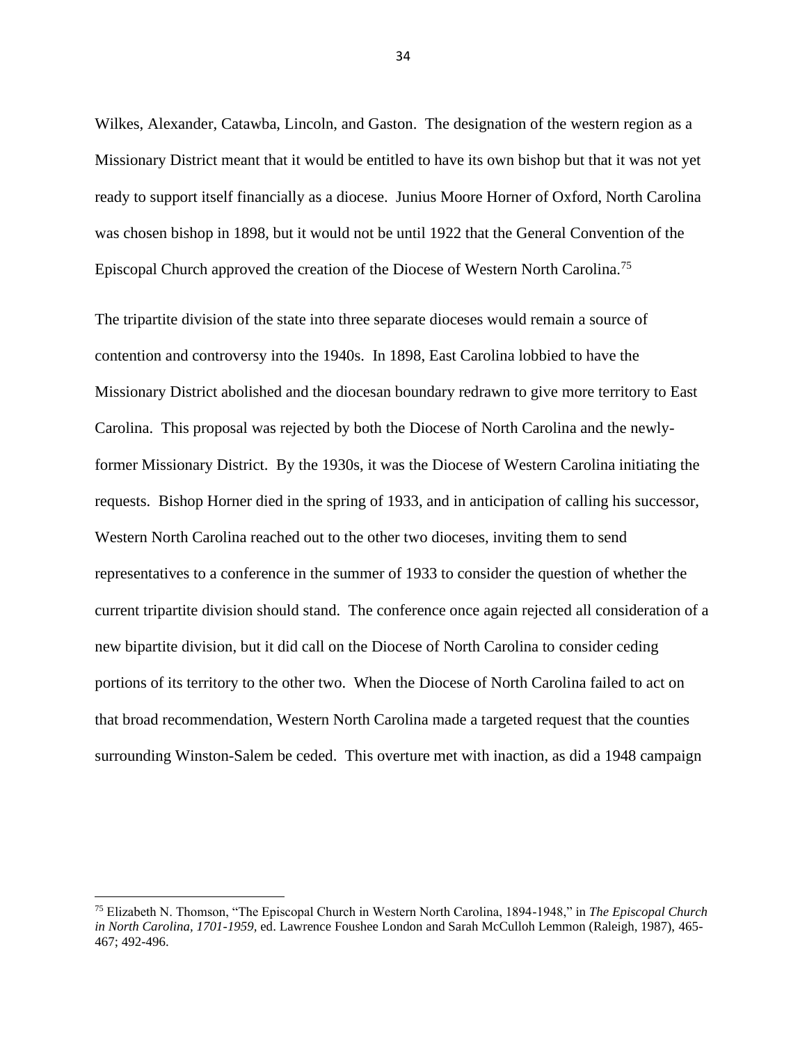Wilkes, Alexander, Catawba, Lincoln, and Gaston. The designation of the western region as a Missionary District meant that it would be entitled to have its own bishop but that it was not yet ready to support itself financially as a diocese. Junius Moore Horner of Oxford, North Carolina was chosen bishop in 1898, but it would not be until 1922 that the General Convention of the Episcopal Church approved the creation of the Diocese of Western North Carolina.[75]

The tripartite division of the state into three separate dioceses would remain a source of contention and controversy into the 1940s. In 1898, East Carolina lobbied to have the Missionary District abolished and the diocesan boundary redrawn to give more territory to East Carolina. This proposal was rejected by both the Diocese of North Carolina and the newly-former Missionary District. By the 1930s, it was the Diocese of Western Carolina initiating the requests. Bishop Horner died in the spring of 1933, and in anticipation of calling his successor, Western North Carolina reached out to the other two dioceses, inviting them to send representatives to a conference in the summer of 1933 to consider the question of whether the current tripartite division should stand. The conference once again rejected all consideration of a new bipartite division, but it did call on the Diocese of North Carolina to consider ceding portions of its territory to the other two. When the Diocese of North Carolina failed to act on that broad recommendation, Western North Carolina made a targeted request that the counties surrounding Winston-Salem be ceded. This overture met with inaction, as did a 1948 campaign

[75] Elizabeth N. Thomson, "The Episcopal Church in Western North Carolina, 1894-1948," in *The Episcopal Church in North Carolina, 1701-1959,* ed. Lawrence Foushee London and Sarah McCulloh Lemmon (Raleigh, 1987), 465-467; 492-496.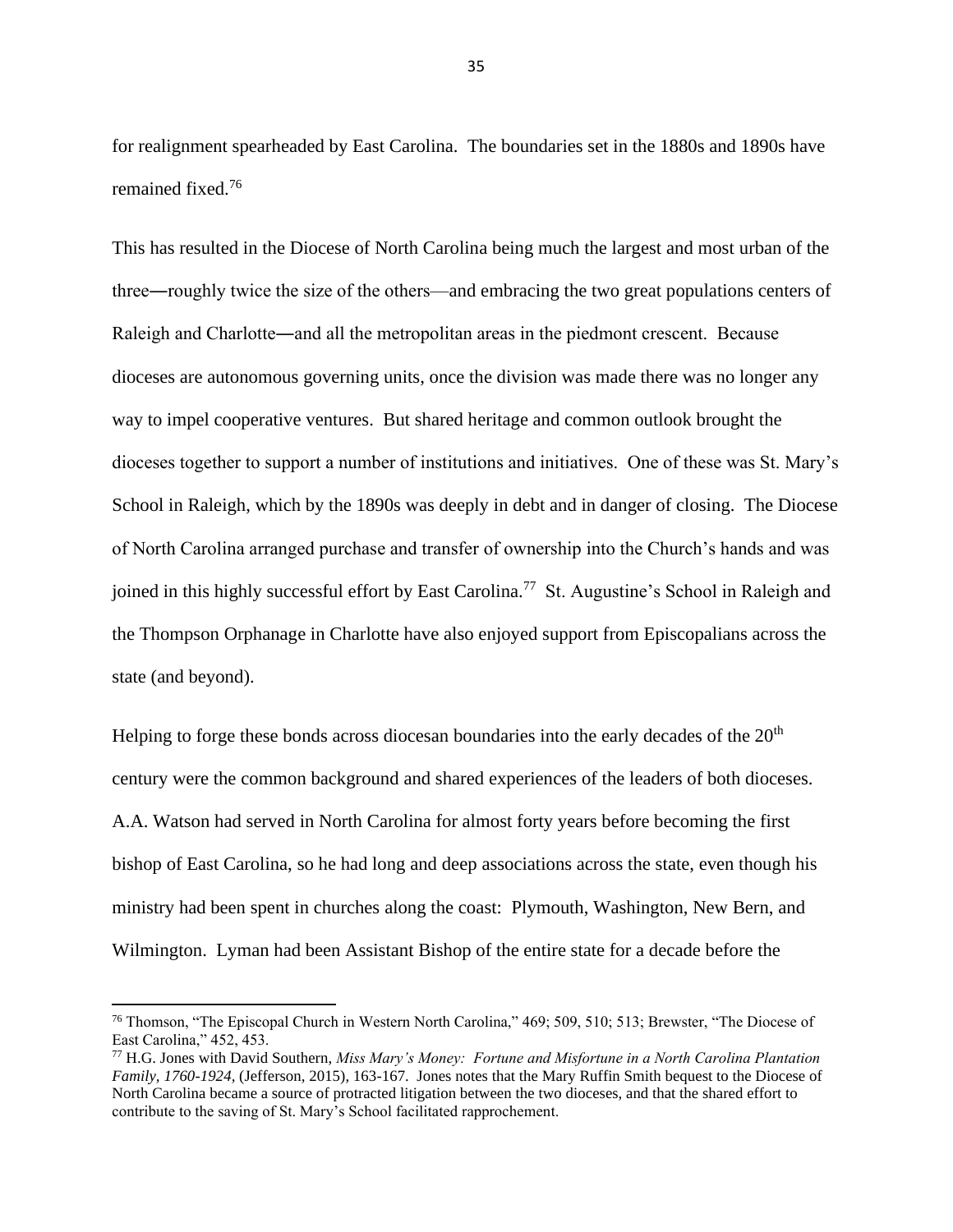for realignment spearheaded by East Carolina. The boundaries set in the 1880s and 1890s have remained fixed.[76]

This has resulted in the Diocese of North Carolina being much the largest and most urban of the three—roughly twice the size of the others—and embracing the two great populations centers of Raleigh and Charlotte—and all the metropolitan areas in the piedmont crescent. Because dioceses are autonomous governing units, once the division was made there was no longer any way to impel cooperative ventures. But shared heritage and common outlook brought the dioceses together to support a number of institutions and initiatives. One of these was St. Mary's School in Raleigh, which by the 1890s was deeply in debt and in danger of closing. The Diocese of North Carolina arranged purchase and transfer of ownership into the Church's hands and was joined in this highly successful effort by East Carolina.[77] St. Augustine's School in Raleigh and the Thompson Orphanage in Charlotte have also enjoyed support from Episcopalians across the state (and beyond).

Helping to forge these bonds across diocesan boundaries into the early decades of the 20th century were the common background and shared experiences of the leaders of both dioceses. A.A. Watson had served in North Carolina for almost forty years before becoming the first bishop of East Carolina, so he had long and deep associations across the state, even though his ministry had been spent in churches along the coast: Plymouth, Washington, New Bern, and Wilmington. Lyman had been Assistant Bishop of the entire state for a decade before the

---

[76] Thomson, "The Episcopal Church in Western North Carolina," 469; 509, 510; 513; Brewster, "The Diocese of East Carolina," 452, 453.

[77] H.G. Jones with David Southern, *Miss Mary's Money: Fortune and Misfortune in a North Carolina Plantation Family, 1760-1924,* (Jefferson, 2015), 163-167. Jones notes that the Mary Ruffin Smith bequest to the Diocese of North Carolina became a source of protracted litigation between the two dioceses, and that the shared effort to contribute to the saving of St. Mary's School facilitated rapprochement.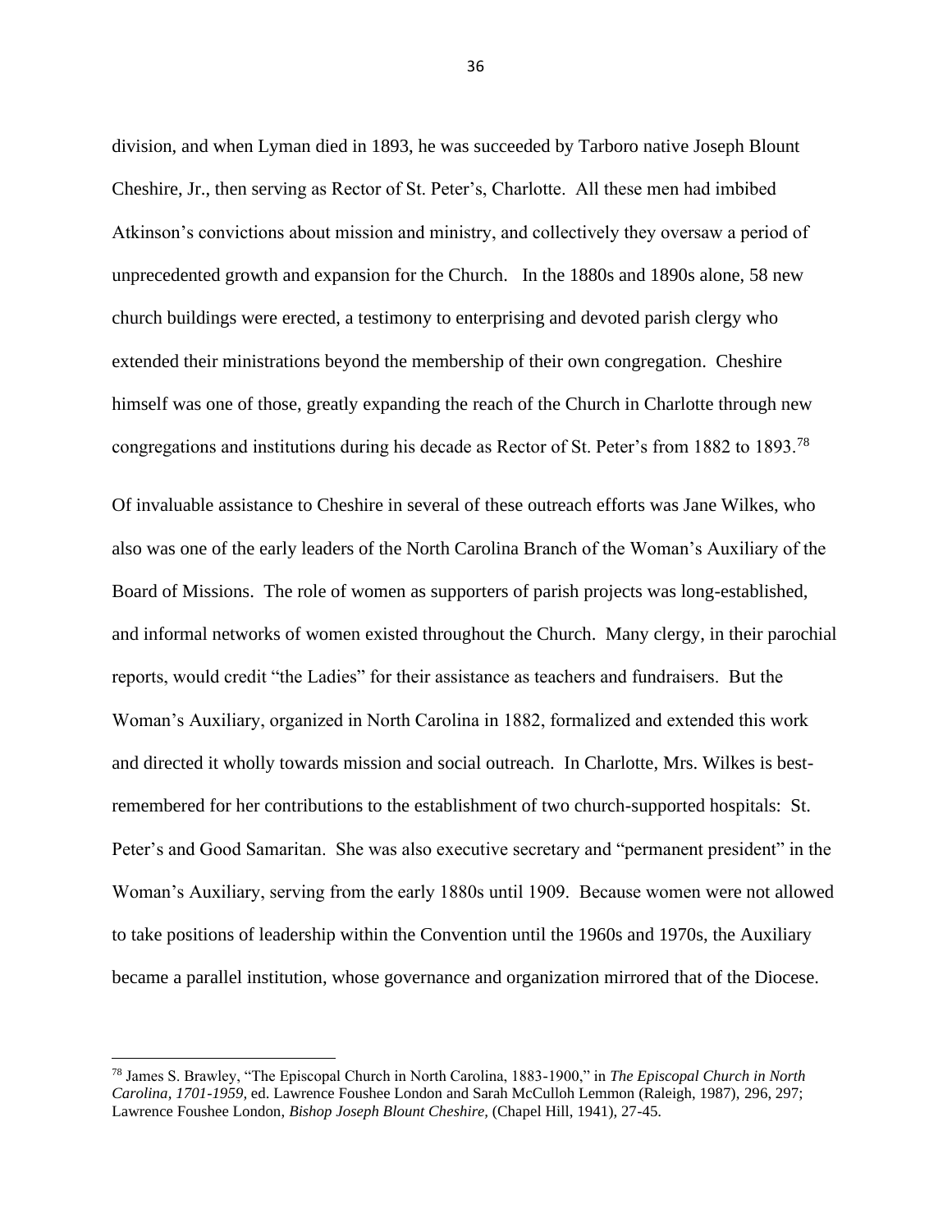division, and when Lyman died in 1893, he was succeeded by Tarboro native Joseph Blount Cheshire, Jr., then serving as Rector of St. Peter's, Charlotte. All these men had imbibed Atkinson's convictions about mission and ministry, and collectively they oversaw a period of unprecedented growth and expansion for the Church. In the 1880s and 1890s alone, 58 new church buildings were erected, a testimony to enterprising and devoted parish clergy who extended their ministrations beyond the membership of their own congregation. Cheshire himself was one of those, greatly expanding the reach of the Church in Charlotte through new congregations and institutions during his decade as Rector of St. Peter's from 1882 to 1893.[78]

Of invaluable assistance to Cheshire in several of these outreach efforts was Jane Wilkes, who also was one of the early leaders of the North Carolina Branch of the Woman's Auxiliary of the Board of Missions. The role of women as supporters of parish projects was long-established, and informal networks of women existed throughout the Church. Many clergy, in their parochial reports, would credit "the Ladies" for their assistance as teachers and fundraisers. But the Woman's Auxiliary, organized in North Carolina in 1882, formalized and extended this work and directed it wholly towards mission and social outreach. In Charlotte, Mrs. Wilkes is best-remembered for her contributions to the establishment of two church-supported hospitals: St. Peter's and Good Samaritan. She was also executive secretary and "permanent president" in the Woman's Auxiliary, serving from the early 1880s until 1909. Because women were not allowed to take positions of leadership within the Convention until the 1960s and 1970s, the Auxiliary became a parallel institution, whose governance and organization mirrored that of the Diocese.

---

[78] James S. Brawley, "The Episcopal Church in North Carolina, 1883-1900," in *The Episcopal Church in North Carolina, 1701-1959,* ed. Lawrence Foushee London and Sarah McCulloh Lemmon (Raleigh, 1987), 296, 297; Lawrence Foushee London, *Bishop Joseph Blount Cheshire,* (Chapel Hill, 1941), 27-45.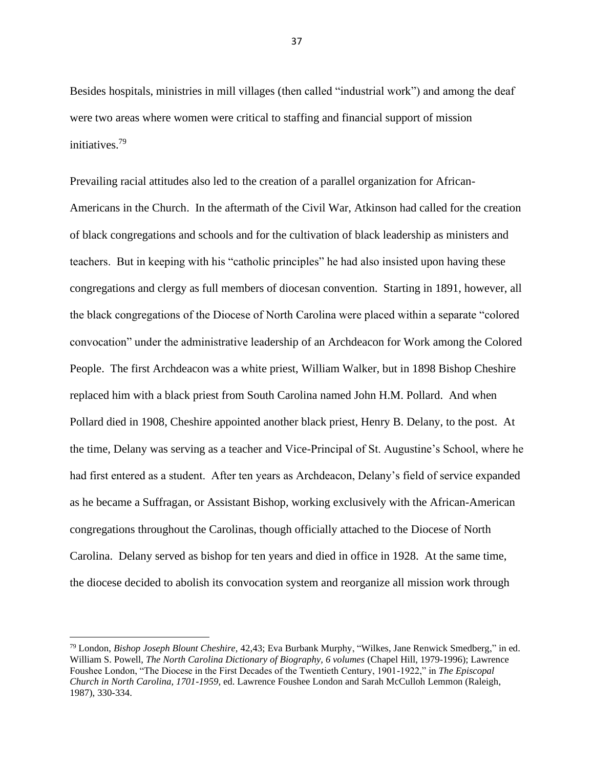Besides hospitals, ministries in mill villages (then called "industrial work") and among the deaf were two areas where women were critical to staffing and financial support of mission initiatives.[79]

Prevailing racial attitudes also led to the creation of a parallel organization for African-Americans in the Church. In the aftermath of the Civil War, Atkinson had called for the creation of black congregations and schools and for the cultivation of black leadership as ministers and teachers. But in keeping with his "catholic principles" he had also insisted upon having these congregations and clergy as full members of diocesan convention. Starting in 1891, however, all the black congregations of the Diocese of North Carolina were placed within a separate "colored convocation" under the administrative leadership of an Archdeacon for Work among the Colored People. The first Archdeacon was a white priest, William Walker, but in 1898 Bishop Cheshire replaced him with a black priest from South Carolina named John H.M. Pollard. And when Pollard died in 1908, Cheshire appointed another black priest, Henry B. Delany, to the post. At the time, Delany was serving as a teacher and Vice-Principal of St. Augustine's School, where he had first entered as a student. After ten years as Archdeacon, Delany's field of service expanded as he became a Suffragan, or Assistant Bishop, working exclusively with the African-American congregations throughout the Carolinas, though officially attached to the Diocese of North Carolina. Delany served as bishop for ten years and died in office in 1928. At the same time, the diocese decided to abolish its convocation system and reorganize all mission work through

---

[79] London, *Bishop Joseph Blount Cheshire,* 42,43; Eva Burbank Murphy, "Wilkes, Jane Renwick Smedberg," in ed. William S. Powell, *The North Carolina Dictionary of Biography, 6 volumes* (Chapel Hill, 1979-1996); Lawrence Foushee London, "The Diocese in the First Decades of the Twentieth Century, 1901-1922," in *The Episcopal Church in North Carolina, 1701-1959,* ed. Lawrence Foushee London and Sarah McCulloh Lemmon (Raleigh, 1987), 330-334.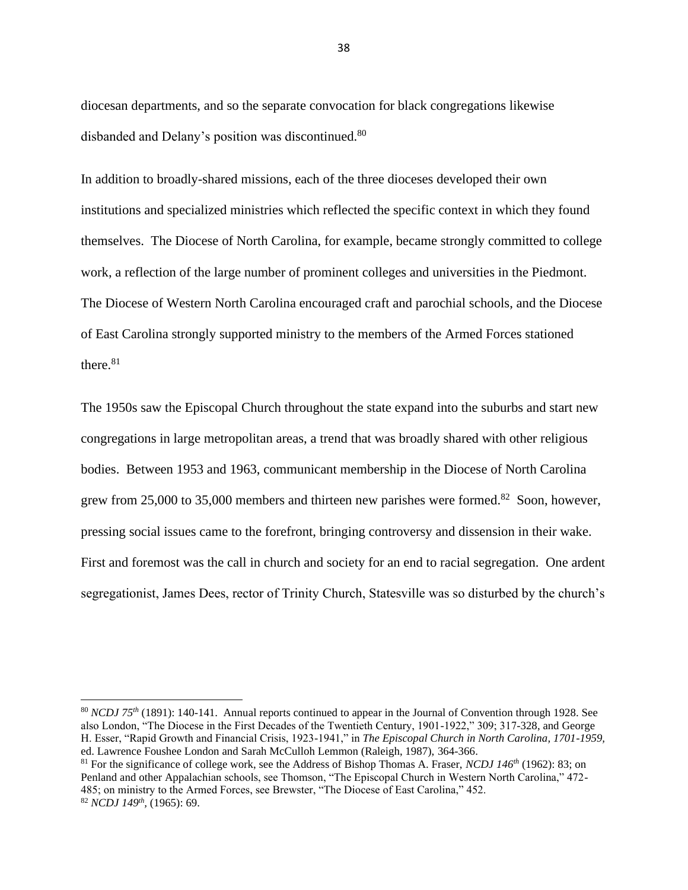diocesan departments, and so the separate convocation for black congregations likewise disbanded and Delany's position was discontinued.[80]

In addition to broadly-shared missions, each of the three dioceses developed their own institutions and specialized ministries which reflected the specific context in which they found themselves. The Diocese of North Carolina, for example, became strongly committed to college work, a reflection of the large number of prominent colleges and universities in the Piedmont. The Diocese of Western North Carolina encouraged craft and parochial schools, and the Diocese of East Carolina strongly supported ministry to the members of the Armed Forces stationed there.[81]

The 1950s saw the Episcopal Church throughout the state expand into the suburbs and start new congregations in large metropolitan areas, a trend that was broadly shared with other religious bodies. Between 1953 and 1963, communicant membership in the Diocese of North Carolina grew from 25,000 to 35,000 members and thirteen new parishes were formed.[82] Soon, however, pressing social issues came to the forefront, bringing controversy and dissension in their wake. First and foremost was the call in church and society for an end to racial segregation. One ardent segregationist, James Dees, rector of Trinity Church, Statesville was so disturbed by the church's

---

[80] *NCDJ 75th* (1891): 140-141. Annual reports continued to appear in the Journal of Convention through 1928. See also London, "The Diocese in the First Decades of the Twentieth Century, 1901-1922," 309; 317-328, and George H. Esser, "Rapid Growth and Financial Crisis, 1923-1941," in *The Episcopal Church in North Carolina, 1701-1959,* ed. Lawrence Foushee London and Sarah McCulloh Lemmon (Raleigh, 1987), 364-366.

[81] For the significance of college work, see the Address of Bishop Thomas A. Fraser, *NCDJ 146th* (1962): 83; on Penland and other Appalachian schools, see Thomson, "The Episcopal Church in Western North Carolina," 472-485; on ministry to the Armed Forces, see Brewster, "The Diocese of East Carolina," 452.

[82] *NCDJ 149th*, (1965): 69.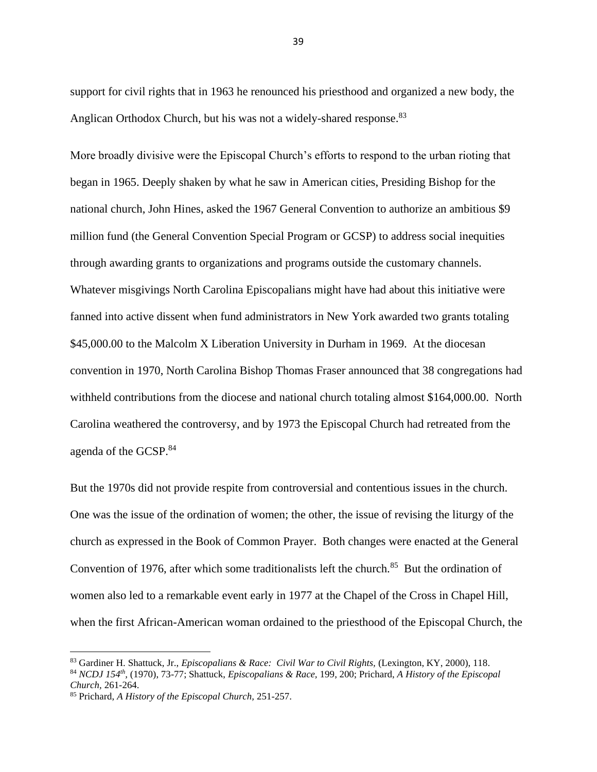support for civil rights that in 1963 he renounced his priesthood and organized a new body, the Anglican Orthodox Church, but his was not a widely-shared response.[83]

More broadly divisive were the Episcopal Church's efforts to respond to the urban rioting that began in 1965. Deeply shaken by what he saw in American cities, Presiding Bishop for the national church, John Hines, asked the 1967 General Convention to authorize an ambitious $9 million fund (the General Convention Special Program or GCSP) to address social inequities through awarding grants to organizations and programs outside the customary channels. Whatever misgivings North Carolina Episcopalians might have had about this initiative were fanned into active dissent when fund administrators in New York awarded two grants totaling $45,000.00 to the Malcolm X Liberation University in Durham in 1969. At the diocesan convention in 1970, North Carolina Bishop Thomas Fraser announced that 38 congregations had withheld contributions from the diocese and national church totaling almost $164,000.00. North Carolina weathered the controversy, and by 1973 the Episcopal Church had retreated from the agenda of the GCSP.[84]

But the 1970s did not provide respite from controversial and contentious issues in the church. One was the issue of the ordination of women; the other, the issue of revising the liturgy of the church as expressed in the Book of Common Prayer. Both changes were enacted at the General Convention of 1976, after which some traditionalists left the church.[85] But the ordination of women also led to a remarkable event early in 1977 at the Chapel of the Cross in Chapel Hill, when the first African-American woman ordained to the priesthood of the Episcopal Church, the

---

[83] Gardiner H. Shattuck, Jr., *Episcopalians & Race: Civil War to Civil Rights,* (Lexington, KY, 2000), 118.

[84] *NCDJ 154th*, (1970), 73-77; Shattuck, *Episcopalians & Race*, 199, 200; Prichard, *A History of the Episcopal Church,* 261-264.

[85] Prichard, *A History of the Episcopal Church,* 251-257.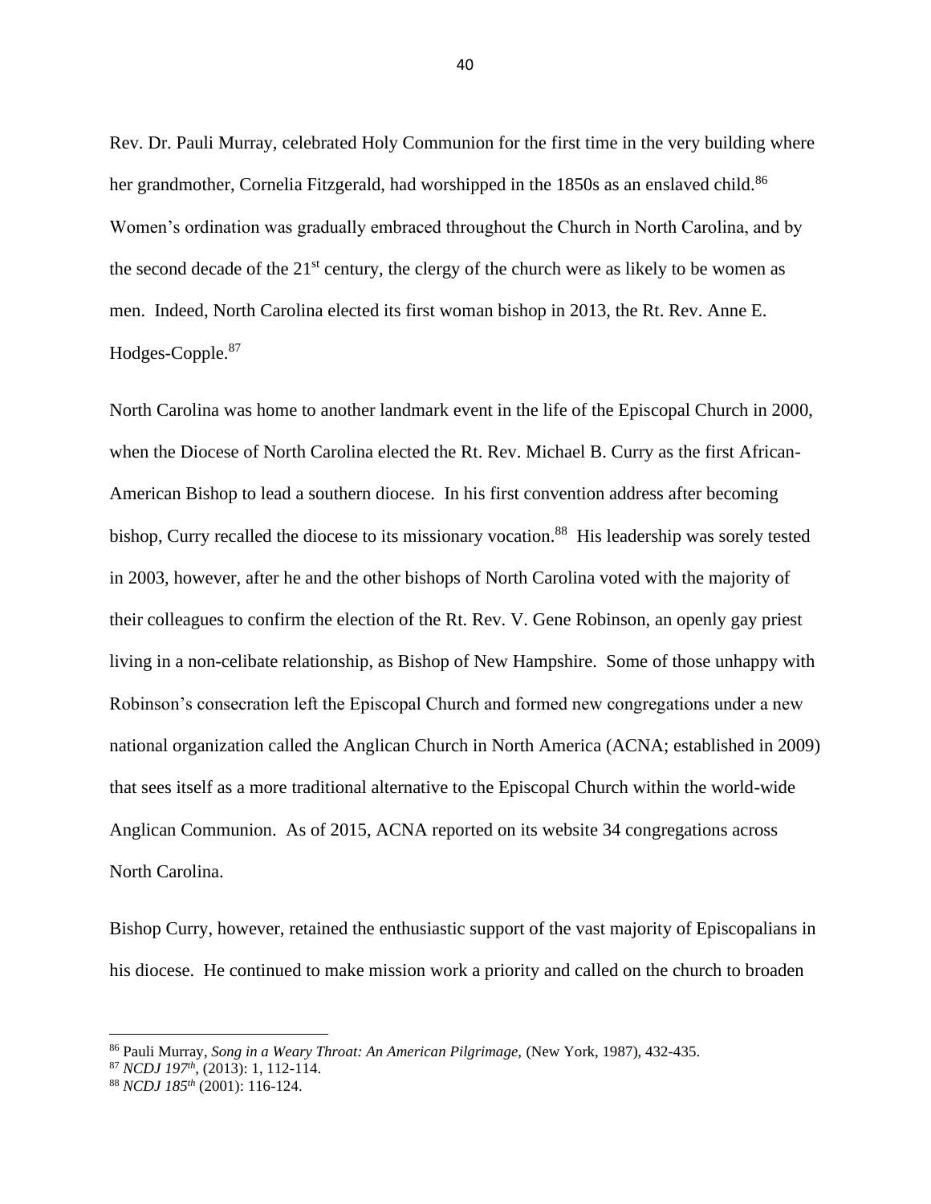Rev. Dr. Pauli Murray, celebrated Holy Communion for the first time in the very building where her grandmother, Cornelia Fitzgerald, had worshipped in the 1850s as an enslaved child.[86] Women's ordination was gradually embraced throughout the Church in North Carolina, and by the second decade of the 21st century, the clergy of the church were as likely to be women as men. Indeed, North Carolina elected its first woman bishop in 2013, the Rt. Rev. Anne E. Hodges-Copple.[87]

North Carolina was home to another landmark event in the life of the Episcopal Church in 2000, when the Diocese of North Carolina elected the Rt. Rev. Michael B. Curry as the first African-American Bishop to lead a southern diocese. In his first convention address after becoming bishop, Curry recalled the diocese to its missionary vocation.[88] His leadership was sorely tested in 2003, however, after he and the other bishops of North Carolina voted with the majority of their colleagues to confirm the election of the Rt. Rev. V. Gene Robinson, an openly gay priest living in a non-celibate relationship, as Bishop of New Hampshire. Some of those unhappy with Robinson's consecration left the Episcopal Church and formed new congregations under a new national organization called the Anglican Church in North America (ACNA; established in 2009) that sees itself as a more traditional alternative to the Episcopal Church within the world-wide Anglican Communion. As of 2015, ACNA reported on its website 34 congregations across North Carolina.

Bishop Curry, however, retained the enthusiastic support of the vast majority of Episcopalians in his diocese. He continued to make mission work a priority and called on the church to broaden

---

[86] Pauli Murray, *Song in a Weary Throat: An American Pilgrimage*, (New York, 1987), 432-435.

[87] *NCDJ 197th*, (2013): 1, 112-114.

[88] *NCDJ 185th* (2001): 116-124.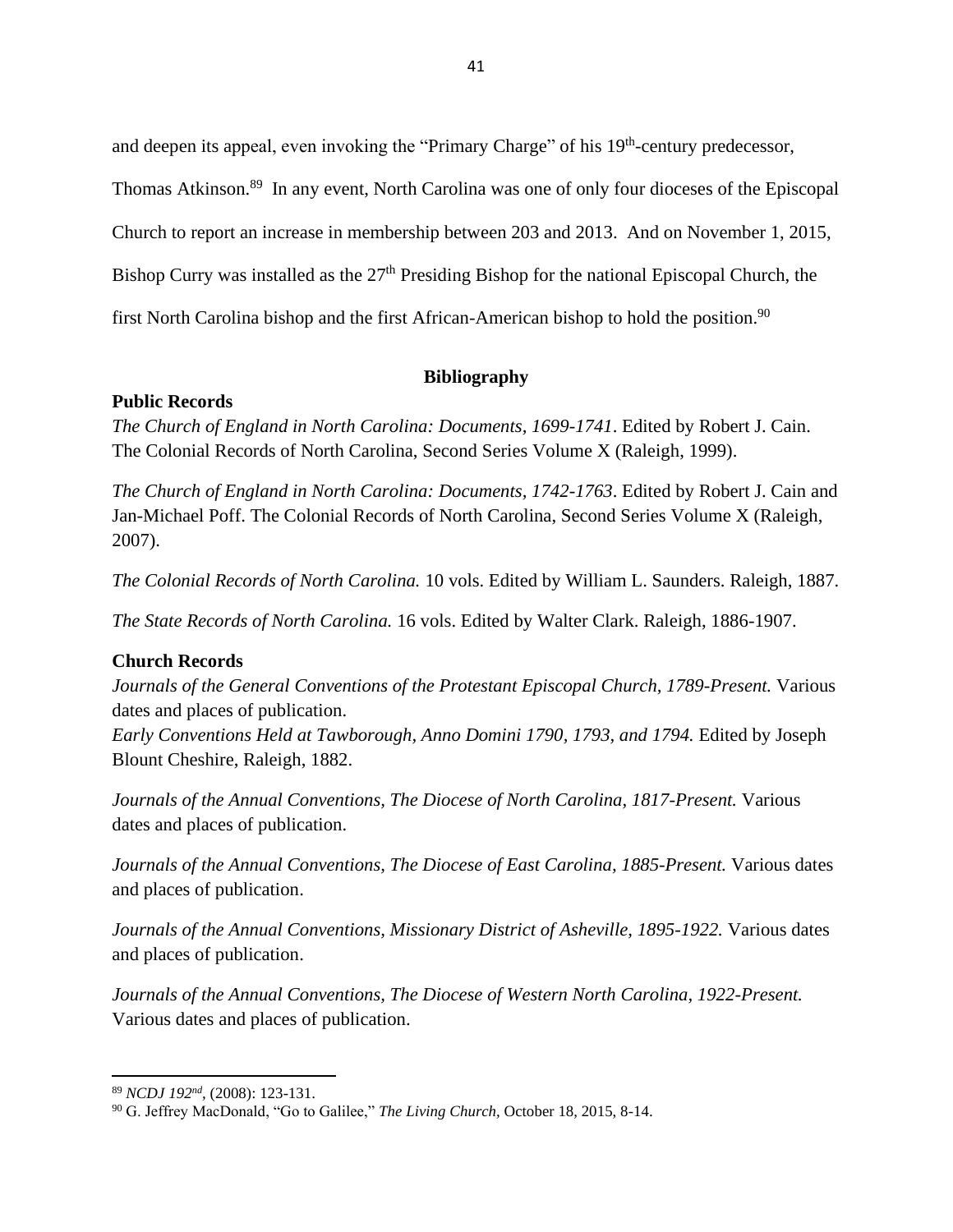and deepen its appeal, even invoking the "Primary Charge" of his 19th-century predecessor, Thomas Atkinson.[89] In any event, North Carolina was one of only four dioceses of the Episcopal Church to report an increase in membership between 203 and 2013. And on November 1, 2015, Bishop Curry was installed as the 27th Presiding Bishop for the national Episcopal Church, the first North Carolina bishop and the first African-American bishop to hold the position.[90]

## Bibliography

### Public Records

*The Church of England in North Carolina: Documents, 1699-1741*. Edited by Robert J. Cain. The Colonial Records of North Carolina, Second Series Volume X (Raleigh, 1999).

*The Church of England in North Carolina: Documents, 1742-1763*. Edited by Robert J. Cain and Jan-Michael Poff. The Colonial Records of North Carolina, Second Series Volume X (Raleigh, 2007).

*The Colonial Records of North Carolina.* 10 vols. Edited by William L. Saunders. Raleigh, 1887.

*The State Records of North Carolina.* 16 vols. Edited by Walter Clark. Raleigh, 1886-1907.

### Church Records

*Journals of the General Conventions of the Protestant Episcopal Church, 1789-Present.* Various dates and places of publication.

*Early Conventions Held at Tawborough, Anno Domini 1790, 1793, and 1794.* Edited by Joseph Blount Cheshire, Raleigh, 1882.

*Journals of the Annual Conventions, The Diocese of North Carolina, 1817-Present.* Various dates and places of publication.

*Journals of the Annual Conventions, The Diocese of East Carolina, 1885-Present.* Various dates and places of publication.

*Journals of the Annual Conventions, Missionary District of Asheville, 1895-1922.* Various dates and places of publication.

*Journals of the Annual Conventions, The Diocese of Western North Carolina, 1922-Present.* Various dates and places of publication.

---

[89] *NCDJ 192nd*, (2008): 123-131.

[90] G. Jeffrey MacDonald, "Go to Galilee," *The Living Church,* October 18, 2015, 8-14.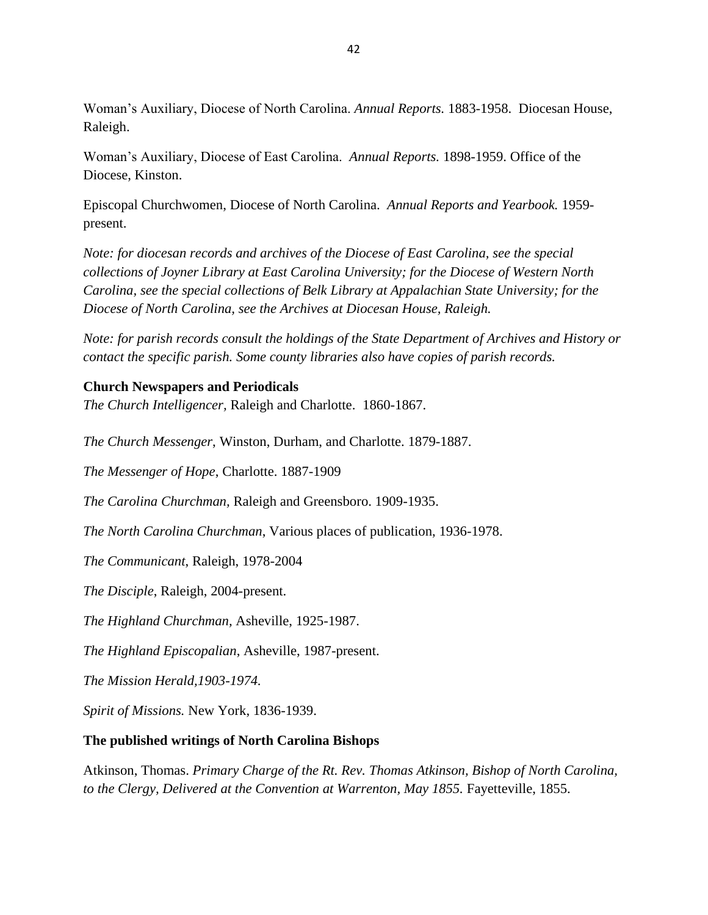Woman's Auxiliary, Diocese of North Carolina. *Annual Reports.* 1883-1958. Diocesan House, Raleigh.

Woman's Auxiliary, Diocese of East Carolina. *Annual Reports.* 1898-1959. Office of the Diocese, Kinston.

Episcopal Churchwomen, Diocese of North Carolina. *Annual Reports and Yearbook.* 1959-present.

*Note: for diocesan records and archives of the Diocese of East Carolina, see the special collections of Joyner Library at East Carolina University; for the Diocese of Western North Carolina, see the special collections of Belk Library at Appalachian State University; for the Diocese of North Carolina, see the Archives at Diocesan House, Raleigh.*

*Note: for parish records consult the holdings of the State Department of Archives and History or contact the specific parish. Some county libraries also have copies of parish records.*

**Church Newspapers and Periodicals**

*The Church Intelligencer,* Raleigh and Charlotte. 1860-1867.

*The Church Messenger,* Winston, Durham, and Charlotte. 1879-1887.

*The Messenger of Hope*, Charlotte. 1887-1909

*The Carolina Churchman,* Raleigh and Greensboro. 1909-1935.

*The North Carolina Churchman*, Various places of publication, 1936-1978.

*The Communicant*, Raleigh, 1978-2004

*The Disciple*, Raleigh, 2004-present.

*The Highland Churchman,* Asheville, 1925-1987.

*The Highland Episcopalian*, Asheville, 1987-present.

*The Mission Herald,1903-1974.*

*Spirit of Missions.* New York, 1836-1939.

**The published writings of North Carolina Bishops**

Atkinson, Thomas. *Primary Charge of the Rt. Rev. Thomas Atkinson, Bishop of North Carolina, to the Clergy, Delivered at the Convention at Warrenton, May 1855.* Fayetteville, 1855.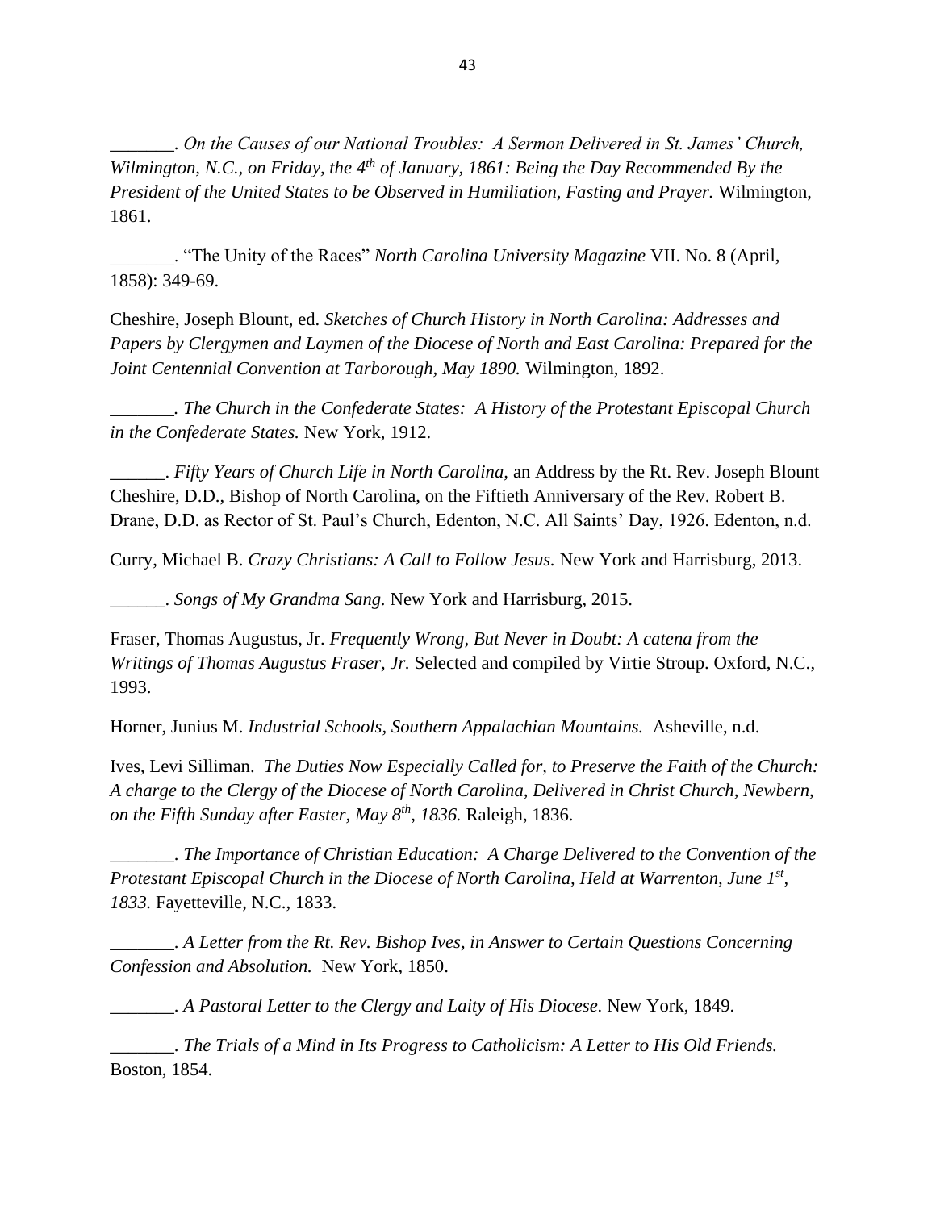_______. *On the Causes of our National Troubles: A Sermon Delivered in St. James' Church, Wilmington, N.C., on Friday, the 4th of January, 1861: Being the Day Recommended By the President of the United States to be Observed in Humiliation, Fasting and Prayer.* Wilmington, 1861.

_______. "The Unity of the Races" *North Carolina University Magazine* VII. No. 8 (April, 1858): 349-69.

Cheshire, Joseph Blount, ed. *Sketches of Church History in North Carolina: Addresses and Papers by Clergymen and Laymen of the Diocese of North and East Carolina: Prepared for the Joint Centennial Convention at Tarborough, May 1890.* Wilmington, 1892.

_______. *The Church in the Confederate States: A History of the Protestant Episcopal Church in the Confederate States.* New York, 1912.

______. *Fifty Years of Church Life in North Carolina,* an Address by the Rt. Rev. Joseph Blount Cheshire, D.D., Bishop of North Carolina, on the Fiftieth Anniversary of the Rev. Robert B. Drane, D.D. as Rector of St. Paul's Church, Edenton, N.C. All Saints' Day, 1926. Edenton, n.d.

Curry, Michael B. *Crazy Christians: A Call to Follow Jesus.* New York and Harrisburg, 2013.

______. *Songs of My Grandma Sang.* New York and Harrisburg, 2015.

Fraser, Thomas Augustus, Jr. *Frequently Wrong, But Never in Doubt: A catena from the Writings of Thomas Augustus Fraser, Jr.* Selected and compiled by Virtie Stroup. Oxford, N.C., 1993.

Horner, Junius M. *Industrial Schools, Southern Appalachian Mountains.* Asheville, n.d.

Ives, Levi Silliman. *The Duties Now Especially Called for, to Preserve the Faith of the Church: A charge to the Clergy of the Diocese of North Carolina, Delivered in Christ Church, Newbern, on the Fifth Sunday after Easter, May 8th, 1836.* Raleigh, 1836.

_______. *The Importance of Christian Education: A Charge Delivered to the Convention of the Protestant Episcopal Church in the Diocese of North Carolina, Held at Warrenton, June 1st, 1833.* Fayetteville, N.C., 1833.

_______. *A Letter from the Rt. Rev. Bishop Ives, in Answer to Certain Questions Concerning Confession and Absolution.* New York, 1850.

_______. *A Pastoral Letter to the Clergy and Laity of His Diocese.* New York, 1849.

_______. *The Trials of a Mind in Its Progress to Catholicism: A Letter to His Old Friends.* Boston, 1854.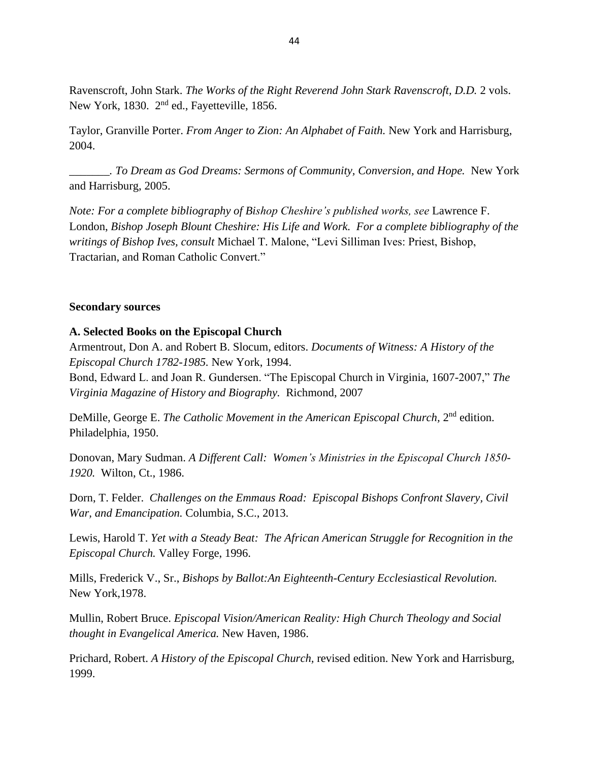Ravenscroft, John Stark. *The Works of the Right Reverend John Stark Ravenscroft, D.D.* 2 vols. New York, 1830. 2nd ed., Fayetteville, 1856.

Taylor, Granville Porter. *From Anger to Zion: An Alphabet of Faith.* New York and Harrisburg, 2004.

_______. *To Dream as God Dreams: Sermons of Community, Conversion, and Hope.* New York and Harrisburg, 2005.

*Note: For a complete bibliography of Bishop Cheshire's published works, see* Lawrence F. London, *Bishop Joseph Blount Cheshire: His Life and Work. For a complete bibliography of the writings of Bishop Ives, consult* Michael T. Malone, "Levi Silliman Ives: Priest, Bishop, Tractarian, and Roman Catholic Convert."

**Secondary sources**

**A. Selected Books on the Episcopal Church**

Armentrout, Don A. and Robert B. Slocum, editors. *Documents of Witness: A History of the Episcopal Church 1782-1985.* New York, 1994.

Bond, Edward L. and Joan R. Gundersen. "The Episcopal Church in Virginia, 1607-2007," *The Virginia Magazine of History and Biography.* Richmond, 2007

DeMille, George E. *The Catholic Movement in the American Episcopal Church,* 2nd edition. Philadelphia, 1950.

Donovan, Mary Sudman. *A Different Call: Women's Ministries in the Episcopal Church 1850-1920.* Wilton, Ct., 1986.

Dorn, T. Felder. *Challenges on the Emmaus Road: Episcopal Bishops Confront Slavery, Civil War, and Emancipation.* Columbia, S.C., 2013.

Lewis, Harold T. *Yet with a Steady Beat: The African American Struggle for Recognition in the Episcopal Church.* Valley Forge, 1996.

Mills, Frederick V., Sr., *Bishops by Ballot:An Eighteenth-Century Ecclesiastical Revolution.* New York,1978.

Mullin, Robert Bruce. *Episcopal Vision/American Reality: High Church Theology and Social thought in Evangelical America.* New Haven, 1986.

Prichard, Robert. *A History of the Episcopal Church,* revised edition. New York and Harrisburg, 1999.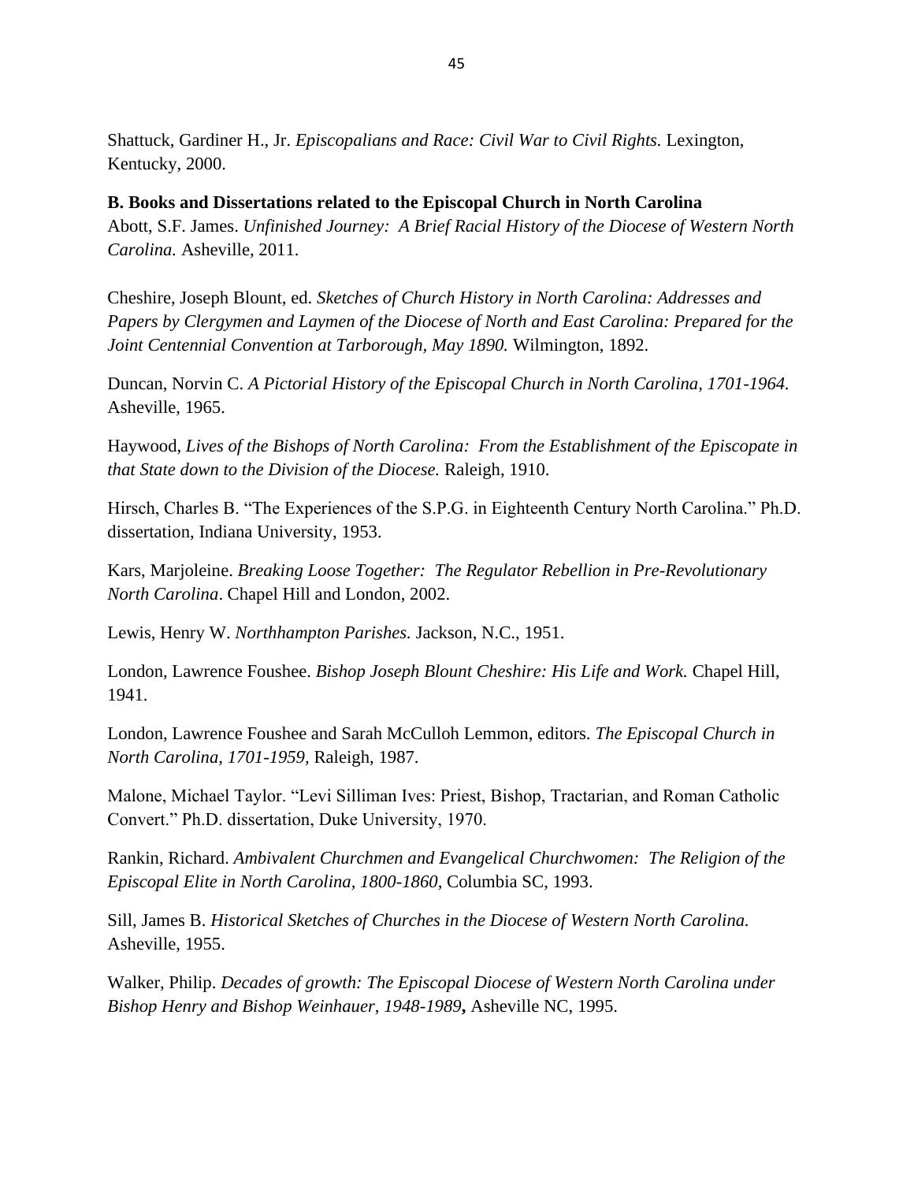Shattuck, Gardiner H., Jr. *Episcopalians and Race: Civil War to Civil Rights.* Lexington, Kentucky, 2000.

**B. Books and Dissertations related to the Episcopal Church in North Carolina**

Abott, S.F. James. *Unfinished Journey: A Brief Racial History of the Diocese of Western North Carolina.* Asheville, 2011.

Cheshire, Joseph Blount, ed. *Sketches of Church History in North Carolina: Addresses and Papers by Clergymen and Laymen of the Diocese of North and East Carolina: Prepared for the Joint Centennial Convention at Tarborough, May 1890.* Wilmington, 1892.

Duncan, Norvin C. *A Pictorial History of the Episcopal Church in North Carolina, 1701-1964.* Asheville, 1965.

Haywood, *Lives of the Bishops of North Carolina: From the Establishment of the Episcopate in that State down to the Division of the Diocese.* Raleigh, 1910.

Hirsch, Charles B. "The Experiences of the S.P.G. in Eighteenth Century North Carolina." Ph.D. dissertation, Indiana University, 1953.

Kars, Marjoleine. *Breaking Loose Together: The Regulator Rebellion in Pre-Revolutionary North Carolina*. Chapel Hill and London, 2002.

Lewis, Henry W. *Northhampton Parishes.* Jackson, N.C., 1951.

London, Lawrence Foushee. *Bishop Joseph Blount Cheshire: His Life and Work.* Chapel Hill, 1941.

London, Lawrence Foushee and Sarah McCulloh Lemmon, editors. *The Episcopal Church in North Carolina, 1701-1959,* Raleigh, 1987.

Malone, Michael Taylor. "Levi Silliman Ives: Priest, Bishop, Tractarian, and Roman Catholic Convert." Ph.D. dissertation, Duke University, 1970.

Rankin, Richard. *Ambivalent Churchmen and Evangelical Churchwomen: The Religion of the Episcopal Elite in North Carolina, 1800-1860,* Columbia SC, 1993.

Sill, James B. *Historical Sketches of Churches in the Diocese of Western North Carolina.* Asheville, 1955.

Walker, Philip. *Decades of growth: The Episcopal Diocese of Western North Carolina under Bishop Henry and Bishop Weinhauer, 1948-1989***,** Asheville NC, 1995.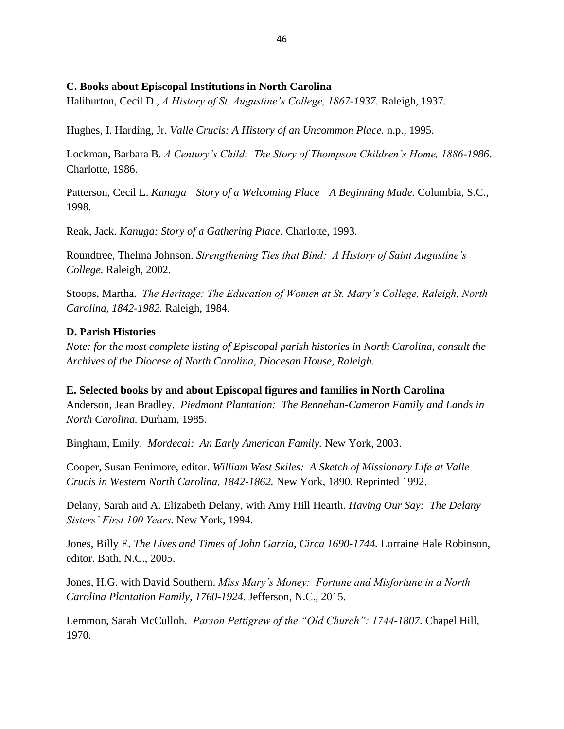### C. Books about Episcopal Institutions in North Carolina

Haliburton, Cecil D., *A History of St. Augustine's College, 1867-1937*. Raleigh, 1937.

Hughes, I. Harding, Jr. *Valle Crucis: A History of an Uncommon Place.* n.p., 1995.

Lockman, Barbara B. *A Century's Child: The Story of Thompson Children's Home, 1886-1986.* Charlotte, 1986.

Patterson, Cecil L. *Kanuga—Story of a Welcoming Place—A Beginning Made.* Columbia, S.C., 1998.

Reak, Jack. *Kanuga: Story of a Gathering Place.* Charlotte, 1993.

Roundtree, Thelma Johnson. *Strengthening Ties that Bind: A History of Saint Augustine's College.* Raleigh, 2002.

Stoops, Martha. *The Heritage: The Education of Women at St. Mary's College, Raleigh, North Carolina, 1842-1982.* Raleigh, 1984.

### D. Parish Histories

*Note: for the most complete listing of Episcopal parish histories in North Carolina, consult the Archives of the Diocese of North Carolina, Diocesan House, Raleigh.*

### E. Selected books by and about Episcopal figures and families in North Carolina

Anderson, Jean Bradley. *Piedmont Plantation: The Bennehan-Cameron Family and Lands in North Carolina.* Durham, 1985.

Bingham, Emily. *Mordecai: An Early American Family.* New York, 2003.

Cooper, Susan Fenimore, editor. *William West Skiles: A Sketch of Missionary Life at Valle Crucis in Western North Carolina, 1842-1862.* New York, 1890. Reprinted 1992.

Delany, Sarah and A. Elizabeth Delany, with Amy Hill Hearth. *Having Our Say: The Delany Sisters' First 100 Years*. New York, 1994.

Jones, Billy E. *The Lives and Times of John Garzia, Circa 1690-1744.* Lorraine Hale Robinson, editor. Bath, N.C., 2005.

Jones, H.G. with David Southern. *Miss Mary's Money: Fortune and Misfortune in a North Carolina Plantation Family, 1760-1924.* Jefferson, N.C., 2015.

Lemmon, Sarah McCulloh. *Parson Pettigrew of the "Old Church": 1744-1807*. Chapel Hill, 1970.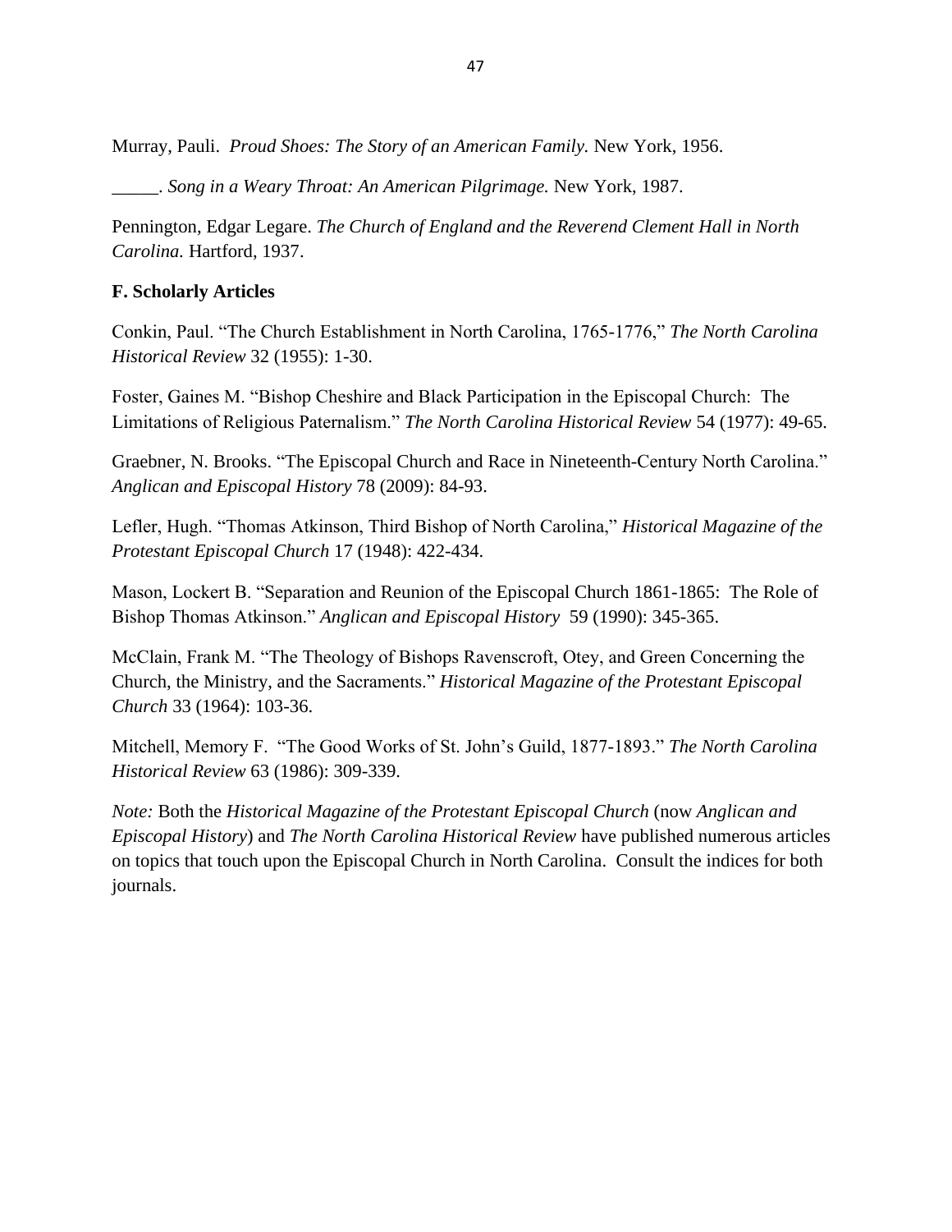Murray, Pauli. *Proud Shoes: The Story of an American Family.* New York, 1956.

_____. *Song in a Weary Throat: An American Pilgrimage.* New York, 1987.

Pennington, Edgar Legare. *The Church of England and the Reverend Clement Hall in North Carolina.* Hartford, 1937.

**F. Scholarly Articles**

Conkin, Paul. "The Church Establishment in North Carolina, 1765-1776," *The North Carolina Historical Review* 32 (1955): 1-30.

Foster, Gaines M. "Bishop Cheshire and Black Participation in the Episcopal Church: The Limitations of Religious Paternalism." *The North Carolina Historical Review* 54 (1977): 49-65.

Graebner, N. Brooks. "The Episcopal Church and Race in Nineteenth-Century North Carolina." *Anglican and Episcopal History* 78 (2009): 84-93.

Lefler, Hugh. "Thomas Atkinson, Third Bishop of North Carolina," *Historical Magazine of the Protestant Episcopal Church* 17 (1948): 422-434.

Mason, Lockert B. "Separation and Reunion of the Episcopal Church 1861-1865: The Role of Bishop Thomas Atkinson." *Anglican and Episcopal History* 59 (1990): 345-365.

McClain, Frank M. "The Theology of Bishops Ravenscroft, Otey, and Green Concerning the Church, the Ministry, and the Sacraments." *Historical Magazine of the Protestant Episcopal Church* 33 (1964): 103-36.

Mitchell, Memory F. "The Good Works of St. John's Guild, 1877-1893." *The North Carolina Historical Review* 63 (1986): 309-339.

*Note:* Both the *Historical Magazine of the Protestant Episcopal Church* (now *Anglican and Episcopal History*) and *The North Carolina Historical Review* have published numerous articles on topics that touch upon the Episcopal Church in North Carolina. Consult the indices for both journals.